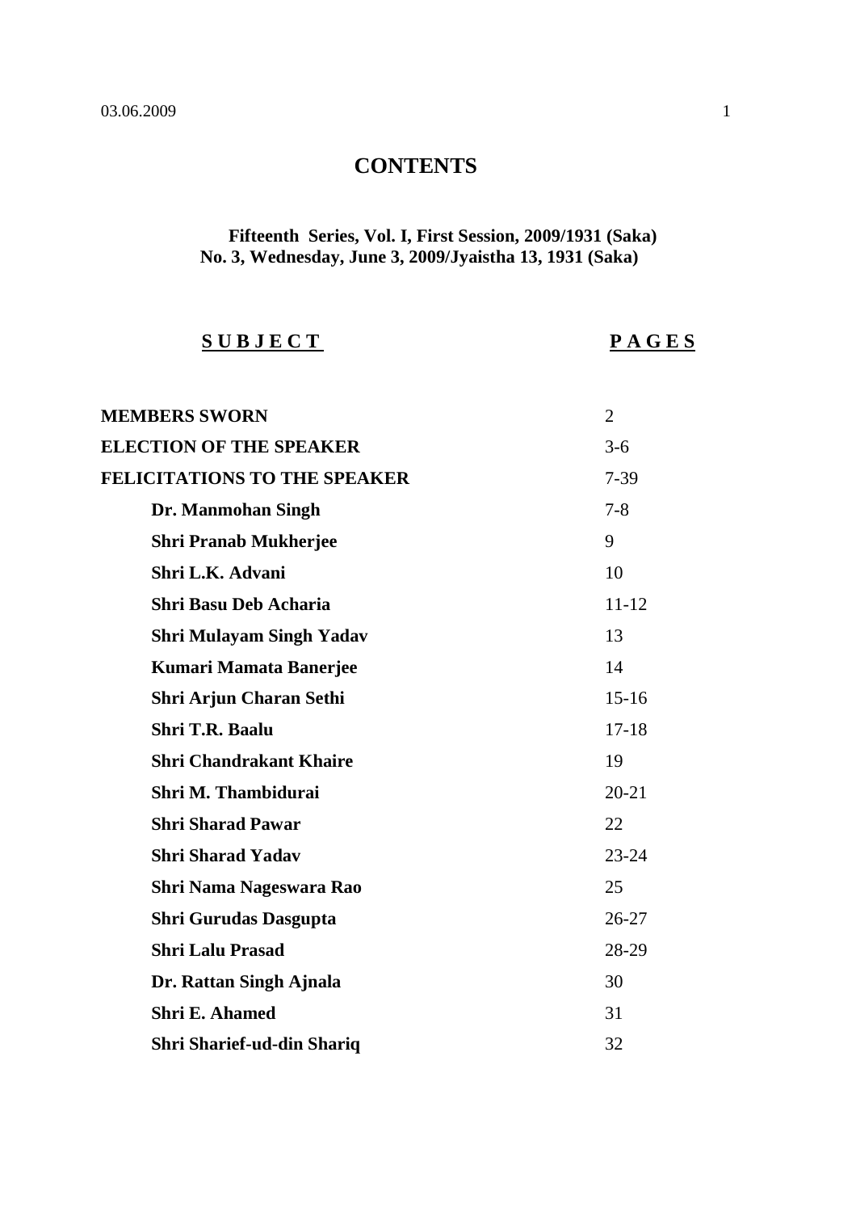# CONTENTS

**Fifteenth Series, Vol. I, First Session, 2009/1931 (Saka)**
**No. 3, Wednesday, June 3, 2009/Jyaistha 13, 1931 (Saka)**

| **SUBJECT** | **PAGES** |
|---|---|
| **MEMBERS SWORN** | 2 |
| **ELECTION OF THE SPEAKER** | 3-6 |
| **FELICITATIONS TO THE SPEAKER** | 7-39 |
| **Dr. Manmohan Singh** | 7-8 |
| **Shri Pranab Mukherjee** | 9 |
| **Shri L.K. Advani** | 10 |
| **Shri Basu Deb Acharia** | 11-12 |
| **Shri Mulayam Singh Yadav** | 13 |
| **Kumari Mamata Banerjee** | 14 |
| **Shri Arjun Charan Sethi** | 15-16 |
| **Shri T.R. Baalu** | 17-18 |
| **Shri Chandrakant Khaire** | 19 |
| **Shri M. Thambidurai** | 20-21 |
| **Shri Sharad Pawar** | 22 |
| **Shri Sharad Yadav** | 23-24 |
| **Shri Nama Nageswara Rao** | 25 |
| **Shri Gurudas Dasgupta** | 26-27 |
| **Shri Lalu Prasad** | 28-29 |
| **Dr. Rattan Singh Ajnala** | 30 |
| **Shri E. Ahamed** | 31 |
| **Shri Sharief-ud-din Shariq** | 32 |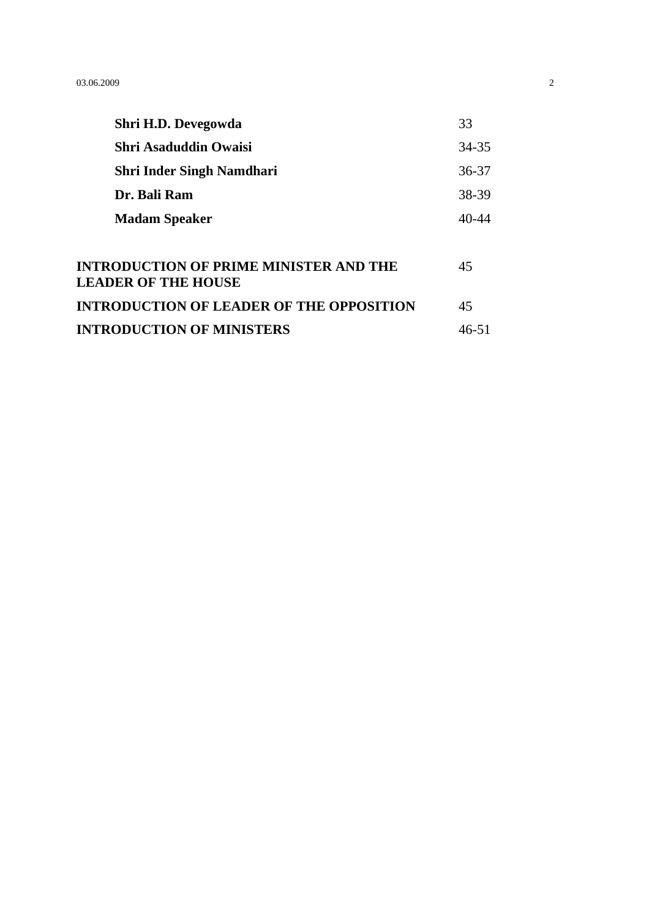| | |
|---|---|
| **Shri H.D. Devegowda** | 33 |
| **Shri Asaduddin Owaisi** | 34-35 |
| **Shri Inder Singh Namdhari** | 36-37 |
| **Dr. Bali Ram** | 38-39 |
| **Madam Speaker** | 40-44 |
| **INTRODUCTION OF PRIME MINISTER AND THE LEADER OF THE HOUSE** | 45 |
| **INTRODUCTION OF LEADER OF THE OPPOSITION** | 45 |
| **INTRODUCTION OF MINISTERS** | 46-51 |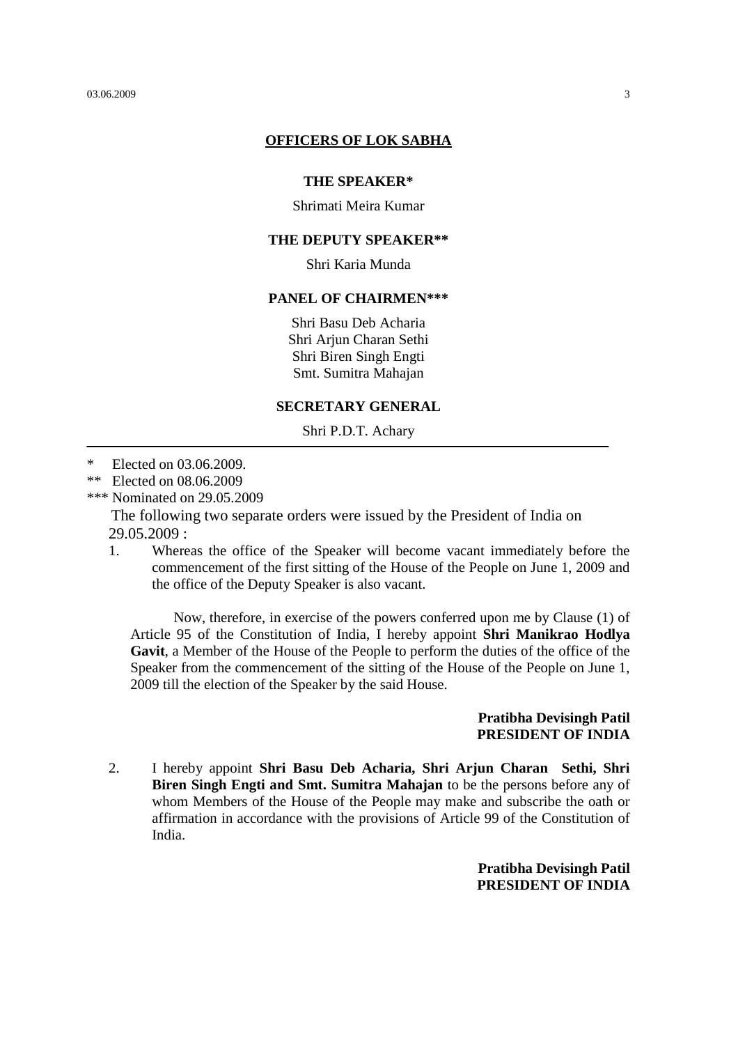## OFFICERS OF LOK SABHA

### THE SPEAKER*

Shrimati Meira Kumar

### THE DEPUTY SPEAKER**

Shri Karia Munda

### PANEL OF CHAIRMEN***

Shri Basu Deb Acharia
Shri Arjun Charan Sethi
Shri Biren Singh Engti
Smt. Sumitra Mahajan

### SECRETARY GENERAL

Shri P.D.T. Achary

---

\* Elected on 03.06.2009.

\** Elected on 08.06.2009

\*** Nominated on 29.05.2009

The following two separate orders were issued by the President of India on 29.05.2009 :

1. Whereas the office of the Speaker will become vacant immediately before the commencement of the first sitting of the House of the People on June 1, 2009 and the office of the Deputy Speaker is also vacant.

   Now, therefore, in exercise of the powers conferred upon me by Clause (1) of Article 95 of the Constitution of India, I hereby appoint **Shri Manikrao Hodlya Gavit**, a Member of the House of the People to perform the duties of the office of the Speaker from the commencement of the sitting of the House of the People on June 1, 2009 till the election of the Speaker by the said House.

   **Pratibha Devisingh Patil**
   **PRESIDENT OF INDIA**

2. I hereby appoint **Shri Basu Deb Acharia, Shri Arjun Charan Sethi, Shri Biren Singh Engti and Smt. Sumitra Mahajan** to be the persons before any of whom Members of the House of the People may make and subscribe the oath or affirmation in accordance with the provisions of Article 99 of the Constitution of India.

   **Pratibha Devisingh Patil**
   **PRESIDENT OF INDIA**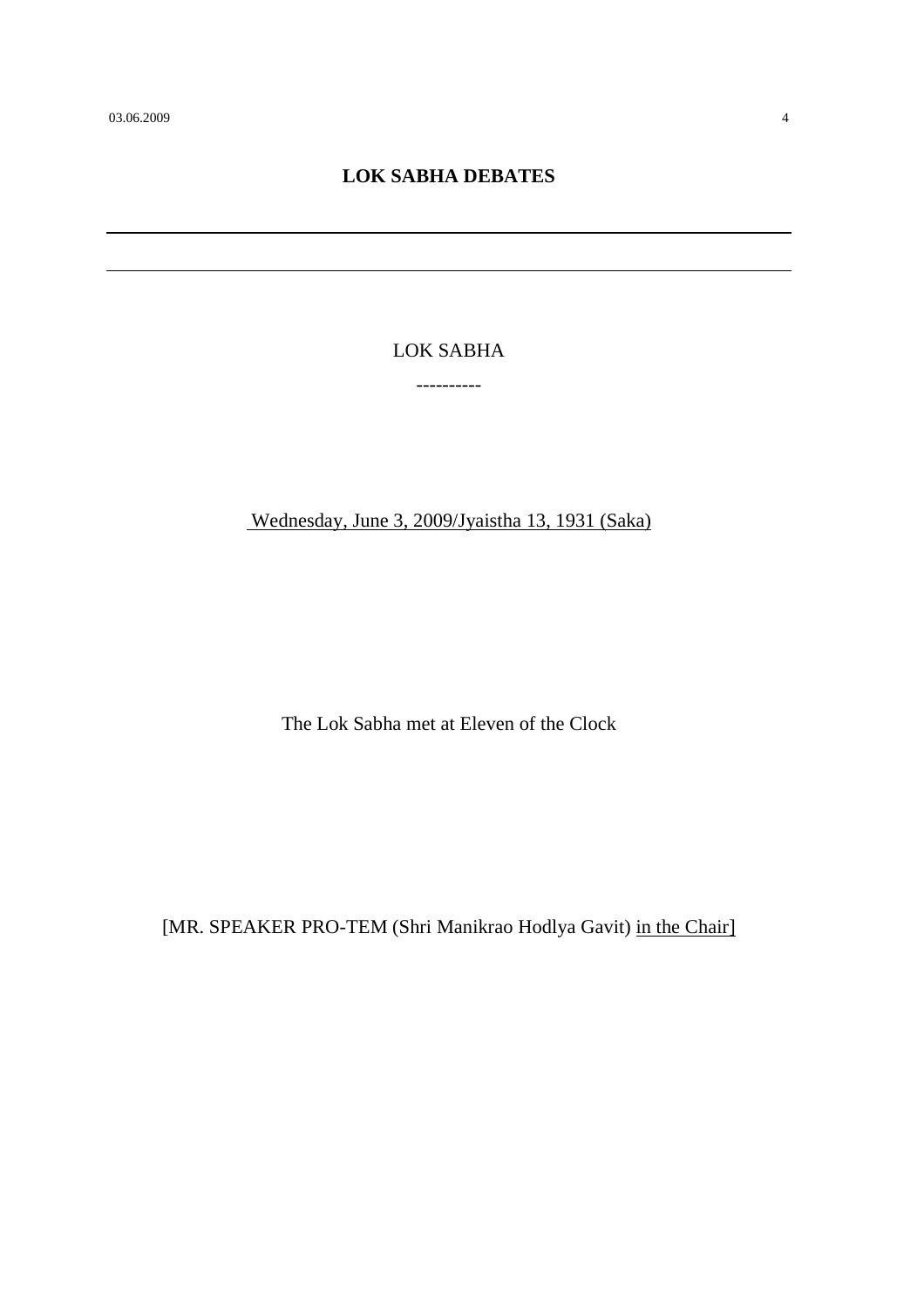## LOK SABHA DEBATES

---

LOK SABHA

----------

Wednesday, June 3, 2009/Jyaistha 13, 1931 (Saka)

The Lok Sabha met at Eleven of the Clock

[MR. SPEAKER PRO-TEM (Shri Manikrao Hodlya Gavit) in the Chair]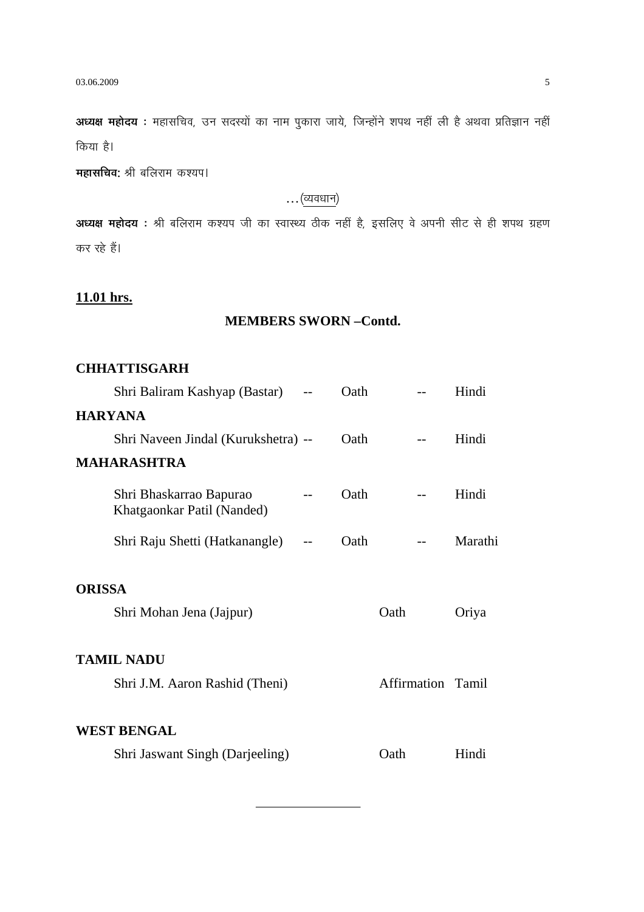**अध्यक्ष महोदय :** महासचिव, उन सदस्यों का नाम पुकारा जाये, जिन्होंने शपथ नहीं ली है अथवा प्रतिज्ञान नहीं किया है।

**महासचिव:** श्री बलिराम कश्यप।

…(व्यवधान)

**अध्यक्ष महोदय :** श्री बलिराम कश्यप जी का स्वास्थ्य ठीक नहीं है, इसलिए वे अपनी सीट से ही शपथ ग्रहण कर रहे हैं।

**11.01 hrs.**

## MEMBERS SWORN –Contd.

**CHHATTISGARH**

| | | | | |
|---|---|---|---|---|
| Shri Baliram Kashyap (Bastar) | -- | Oath | -- | Hindi |

**HARYANA**

| | | | | |
|---|---|---|---|---|
| Shri Naveen Jindal (Kurukshetra) | -- | Oath | -- | Hindi |

**MAHARASHTRA**

| | | | | |
|---|---|---|---|---|
| Shri Bhaskarrao Bapurao Khatgaonkar Patil (Nanded) | -- | Oath | -- | Hindi |
| Shri Raju Shetti (Hatkanangle) | -- | Oath | -- | Marathi |

**ORISSA**

| | | |
|---|---|---|
| Shri Mohan Jena (Jajpur) | Oath | Oriya |

**TAMIL NADU**

| | | |
|---|---|---|
| Shri J.M. Aaron Rashid (Theni) | Affirmation | Tamil |

**WEST BENGAL**

| | | |
|---|---|---|
| Shri Jaswant Singh (Darjeeling) | Oath | Hindi |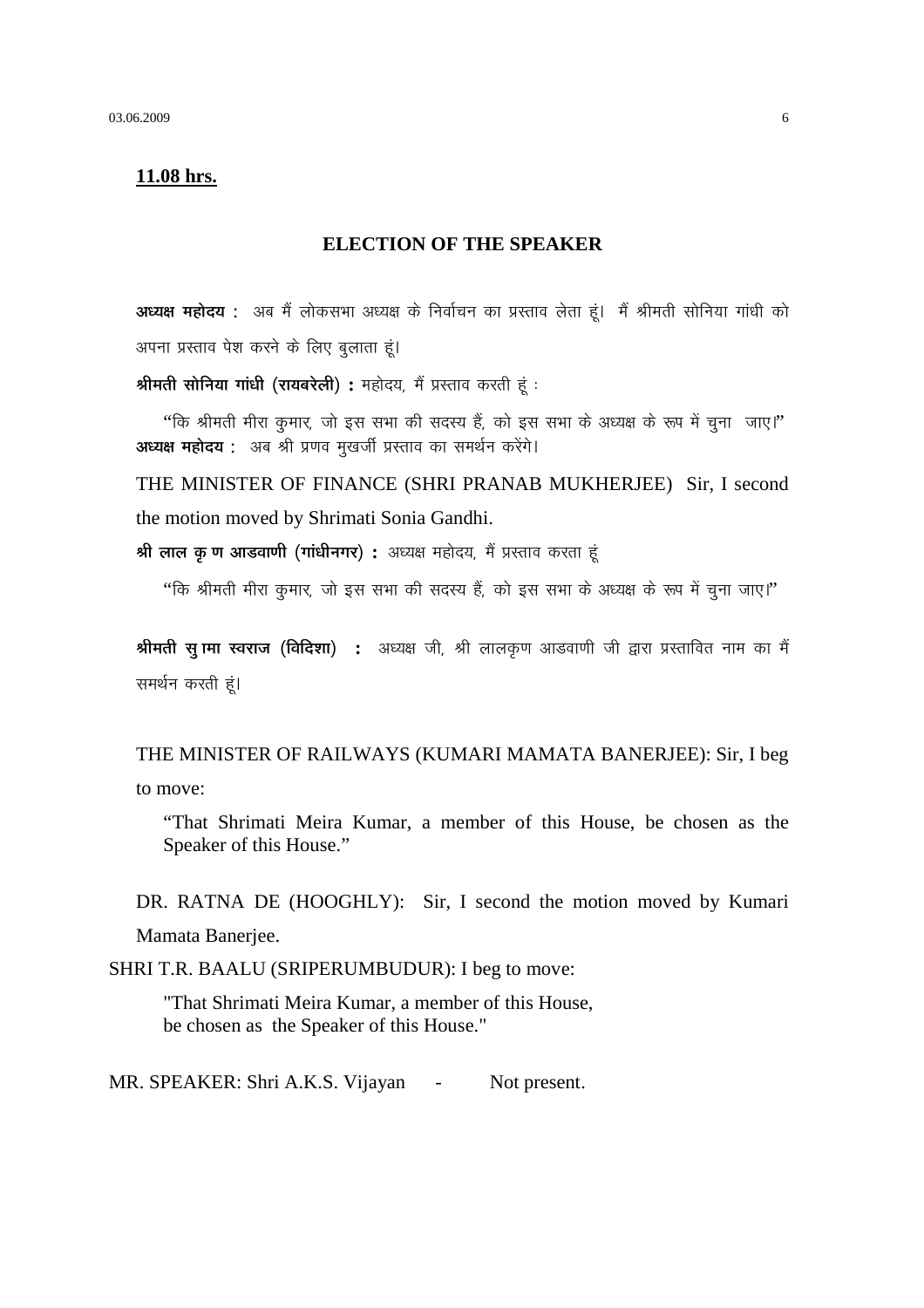**11.08 hrs.**

## ELECTION OF THE SPEAKER

**अध्यक्ष महोदय :** अब मैं लोकसभा अध्यक्ष के निर्वाचन का प्रस्ताव लेता हूं। मैं श्रीमती सोनिया गांधी को अपना प्रस्ताव पेश करने के लिए बुलाता हूं।

**श्रीमती सोनिया गांधी (रायबरेली) :** महोदय, मैं प्रस्ताव करती हूं :

"कि श्रीमती मीरा कुमार, जो इस सभा की सदस्य हैं, को इस सभा के अध्यक्ष के रूप में चुना जाए।"

**अध्यक्ष महोदय :** अब श्री प्रणव मुखर्जी प्रस्ताव का समर्थन करेंगे।

THE MINISTER OF FINANCE (SHRI PRANAB MUKHERJEE) Sir, I second the motion moved by Shrimati Sonia Gandhi.

**श्री लाल कृ ण आडवाणी (गांधीनगर) :** अध्यक्ष महोदय, मैं प्रस्ताव करता हूं

"कि श्रीमती मीरा कुमार, जो इस सभा की सदस्य हैं, को इस सभा के अध्यक्ष के रूप में चुना जाए।"

**श्रीमती सु ामा स्वराज (विदिशा) :** अध्यक्ष जी, श्री लालकृण आडवाणी जी द्वारा प्रस्तावित नाम का मैं समर्थन करती हूं।

THE MINISTER OF RAILWAYS (KUMARI MAMATA BANERJEE): Sir, I beg to move:

"That Shrimati Meira Kumar, a member of this House, be chosen as the Speaker of this House."

DR. RATNA DE (HOOGHLY): Sir, I second the motion moved by Kumari Mamata Banerjee.

SHRI T.R. BAALU (SRIPERUMBUDUR): I beg to move:

"That Shrimati Meira Kumar, a member of this House, be chosen as the Speaker of this House."

MR. SPEAKER: Shri A.K.S. Vijayan - Not present.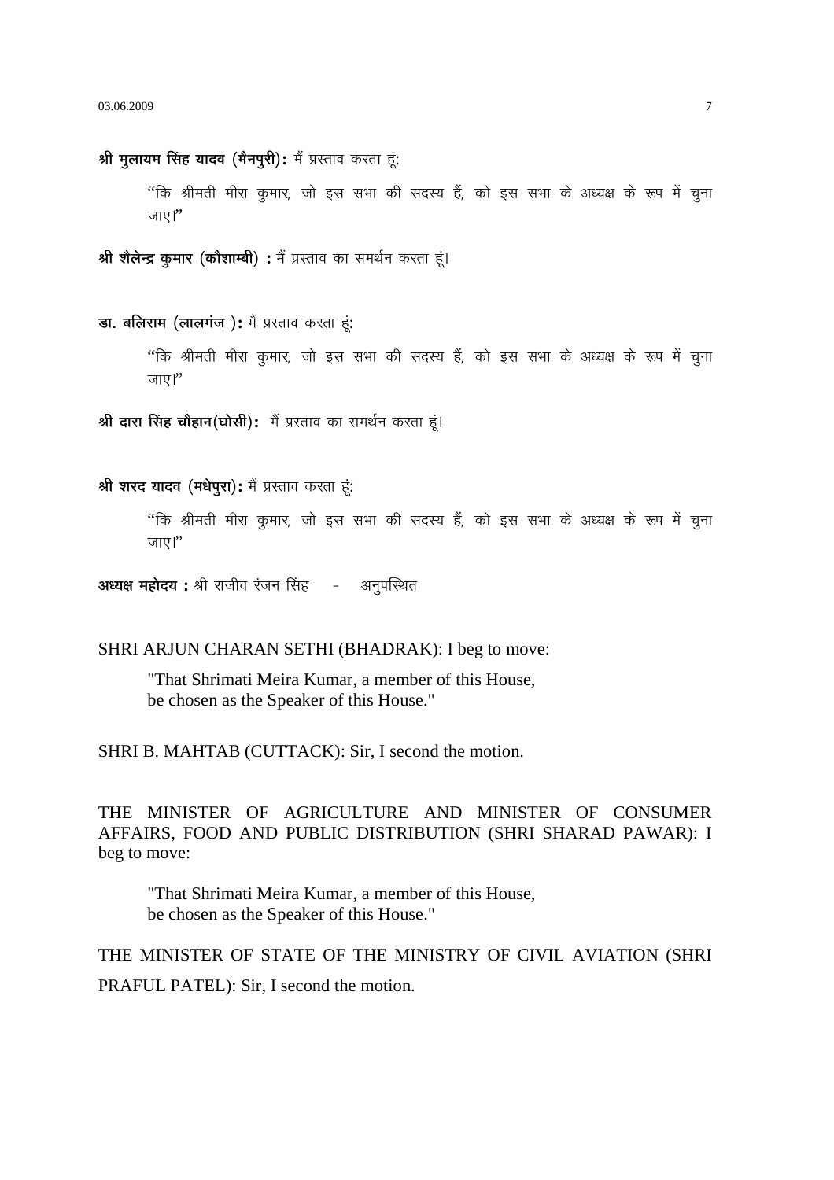**श्री मुलायम सिंह यादव (मैनपुरी):** मैं प्रस्ताव करता हूं:

"कि श्रीमती मीरा कुमार, जो इस सभा की सदस्य हैं, को इस सभा के अध्यक्ष के रूप में चुना जाए।"

**श्री शैलेन्द्र कुमार (कौशाम्बी) :** मैं प्रस्ताव का समर्थन करता हूं।

**डा. बलिराम (लालगंज ):** मैं प्रस्ताव करता हूं:

"कि श्रीमती मीरा कुमार, जो इस सभा की सदस्य हैं, को इस सभा के अध्यक्ष के रूप में चुना जाए।"

**श्री दारा सिंह चौहान(घोसी):** मैं प्रस्ताव का समर्थन करता हूं।

**श्री शरद यादव (मधेपुरा):** मैं प्रस्ताव करता हूं:

"कि श्रीमती मीरा कुमार, जो इस सभा की सदस्य हैं, को इस सभा के अध्यक्ष के रूप में चुना जाए।"

**अध्यक्ष महोदय :** श्री राजीव रंजन सिंह - अनुपस्थित

SHRI ARJUN CHARAN SETHI (BHADRAK): I beg to move:

"That Shrimati Meira Kumar, a member of this House, be chosen as the Speaker of this House."

SHRI B. MAHTAB (CUTTACK): Sir, I second the motion.

THE MINISTER OF AGRICULTURE AND MINISTER OF CONSUMER AFFAIRS, FOOD AND PUBLIC DISTRIBUTION (SHRI SHARAD PAWAR): I beg to move:

"That Shrimati Meira Kumar, a member of this House, be chosen as the Speaker of this House."

THE MINISTER OF STATE OF THE MINISTRY OF CIVIL AVIATION (SHRI PRAFUL PATEL): Sir, I second the motion.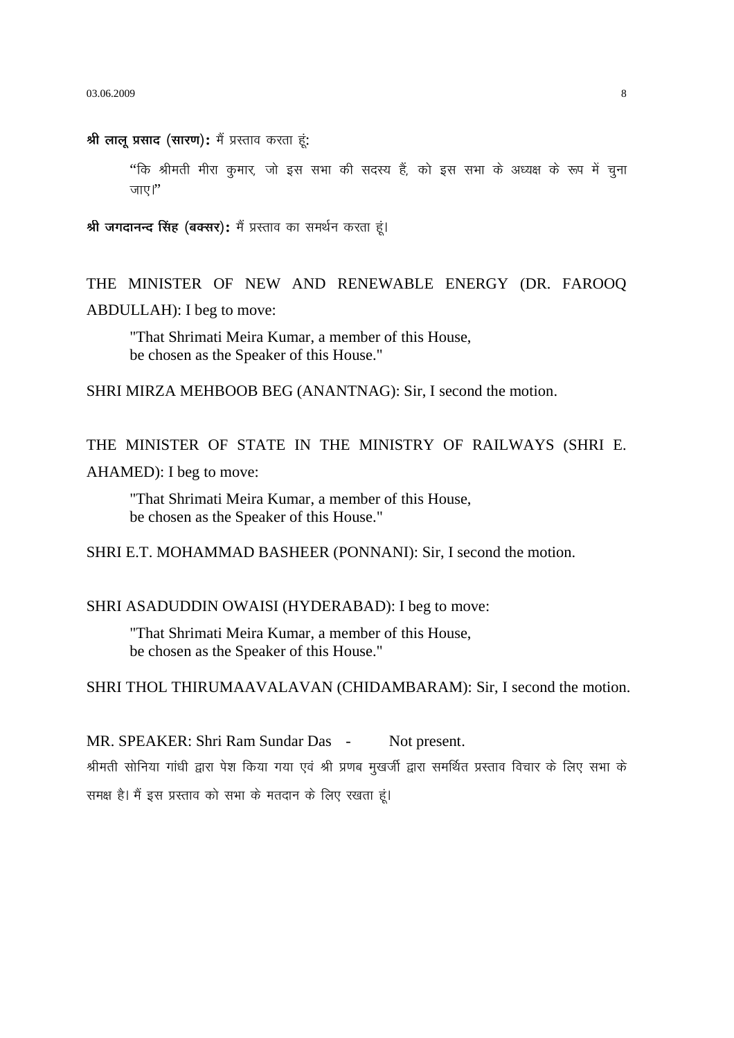**श्री लालू प्रसाद (सारण):** मैं प्रस्ताव करता हूं:

> "कि श्रीमती मीरा कुमार, जो इस सभा की सदस्य हैं, को इस सभा के अध्यक्ष के रूप में चुना जाए।"

**श्री जगदानन्द सिंह (बक्सर):** मैं प्रस्ताव का समर्थन करता हूं।

THE MINISTER OF NEW AND RENEWABLE ENERGY (DR. FAROOQ ABDULLAH): I beg to move:

> "That Shrimati Meira Kumar, a member of this House, be chosen as the Speaker of this House."

SHRI MIRZA MEHBOOB BEG (ANANTNAG): Sir, I second the motion.

THE MINISTER OF STATE IN THE MINISTRY OF RAILWAYS (SHRI E. AHAMED): I beg to move:

> "That Shrimati Meira Kumar, a member of this House, be chosen as the Speaker of this House."

SHRI E.T. MOHAMMAD BASHEER (PONNANI): Sir, I second the motion.

SHRI ASADUDDIN OWAISI (HYDERABAD): I beg to move:

> "That Shrimati Meira Kumar, a member of this House, be chosen as the Speaker of this House."

SHRI THOL THIRUMAAVALAVAN (CHIDAMBARAM): Sir, I second the motion.

MR. SPEAKER: Shri Ram Sundar Das - Not present.

श्रीमती सोनिया गांधी द्वारा पेश किया गया एवं श्री प्रणब मुखर्जी द्वारा समर्थित प्रस्ताव विचार के लिए सभा के समक्ष है। मैं इस प्रस्ताव को सभा के मतदान के लिए रखता हूं।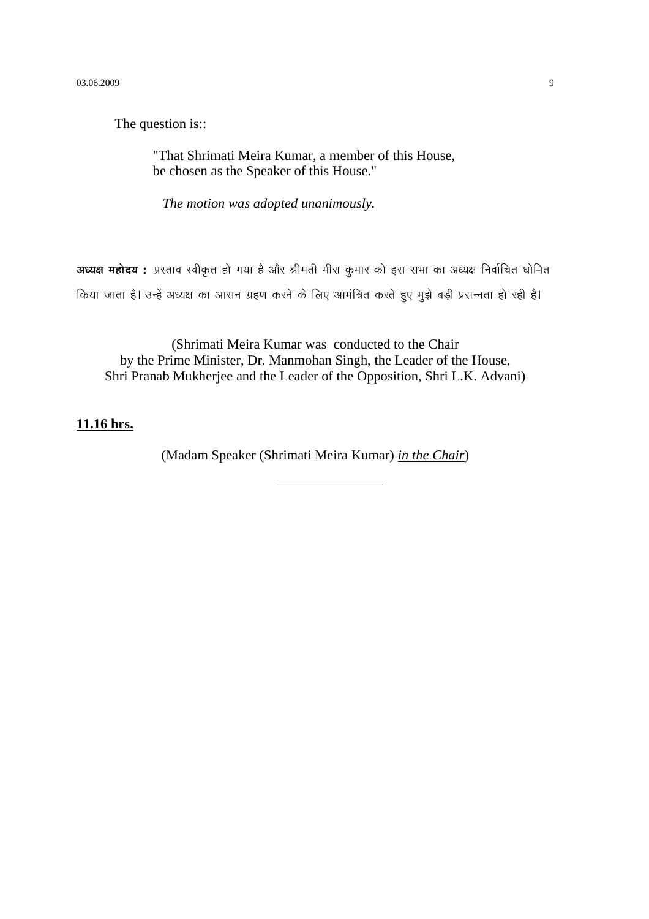The question is::

> "That Shrimati Meira Kumar, a member of this House, be chosen as the Speaker of this House."

*The motion was adopted unanimously.*

**अध्यक्ष महोदय :** प्रस्ताव स्वीकृत हो गया है और श्रीमती मीरा कुमार को इस सभा का अध्यक्ष निर्वाचित घोनित किया जाता है। उन्हें अध्यक्ष का आसन ग्रहण करने के लिए आमंत्रित करते हुए मुझे बड़ी प्रसन्नता हो रही है।

(Shrimati Meira Kumar was conducted to the Chair by the Prime Minister, Dr. Manmohan Singh, the Leader of the House, Shri Pranab Mukherjee and the Leader of the Opposition, Shri L.K. Advani)

**11.16 hrs.**

(Madam Speaker (Shrimati Meira Kumar) *in the Chair*)

---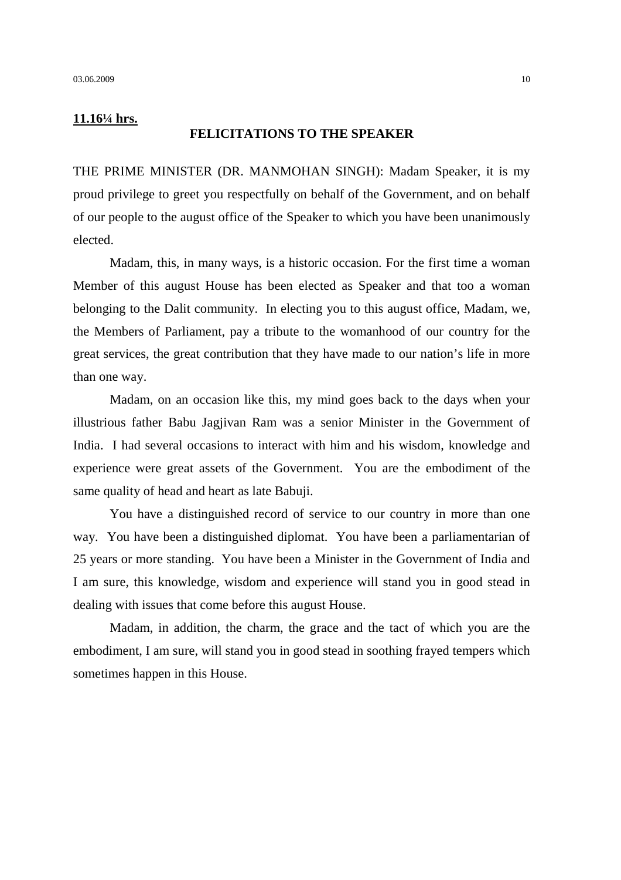**11.16¼ hrs.**

## FELICITATIONS TO THE SPEAKER

THE PRIME MINISTER (DR. MANMOHAN SINGH): Madam Speaker, it is my proud privilege to greet you respectfully on behalf of the Government, and on behalf of our people to the august office of the Speaker to which you have been unanimously elected.

Madam, this, in many ways, is a historic occasion. For the first time a woman Member of this august House has been elected as Speaker and that too a woman belonging to the Dalit community. In electing you to this august office, Madam, we, the Members of Parliament, pay a tribute to the womanhood of our country for the great services, the great contribution that they have made to our nation's life in more than one way.

Madam, on an occasion like this, my mind goes back to the days when your illustrious father Babu Jagjivan Ram was a senior Minister in the Government of India. I had several occasions to interact with him and his wisdom, knowledge and experience were great assets of the Government. You are the embodiment of the same quality of head and heart as late Babuji.

You have a distinguished record of service to our country in more than one way. You have been a distinguished diplomat. You have been a parliamentarian of 25 years or more standing. You have been a Minister in the Government of India and I am sure, this knowledge, wisdom and experience will stand you in good stead in dealing with issues that come before this august House.

Madam, in addition, the charm, the grace and the tact of which you are the embodiment, I am sure, will stand you in good stead in soothing frayed tempers which sometimes happen in this House.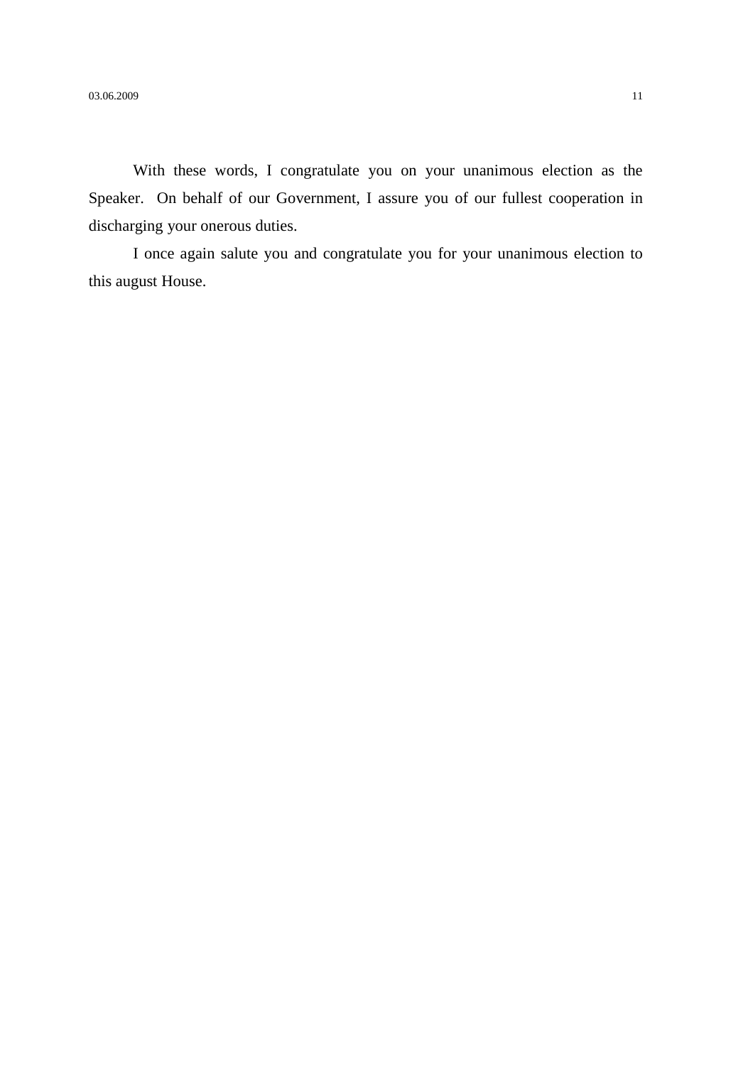With these words, I congratulate you on your unanimous election as the Speaker.  On behalf of our Government, I assure you of our fullest cooperation in discharging your onerous duties.

I once again salute you and congratulate you for your unanimous election to this august House.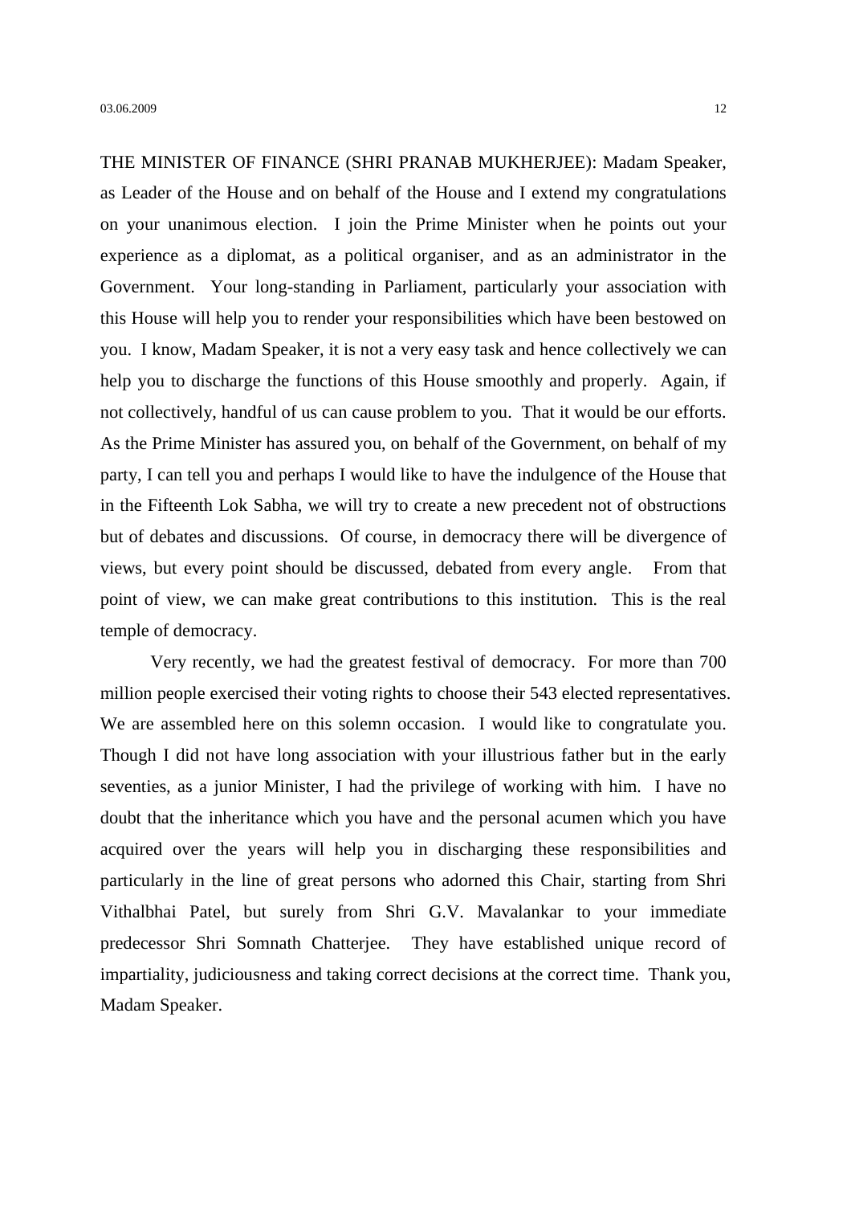THE MINISTER OF FINANCE (SHRI PRANAB MUKHERJEE): Madam Speaker, as Leader of the House and on behalf of the House and I extend my congratulations on your unanimous election. I join the Prime Minister when he points out your experience as a diplomat, as a political organiser, and as an administrator in the Government. Your long-standing in Parliament, particularly your association with this House will help you to render your responsibilities which have been bestowed on you. I know, Madam Speaker, it is not a very easy task and hence collectively we can help you to discharge the functions of this House smoothly and properly. Again, if not collectively, handful of us can cause problem to you. That it would be our efforts. As the Prime Minister has assured you, on behalf of the Government, on behalf of my party, I can tell you and perhaps I would like to have the indulgence of the House that in the Fifteenth Lok Sabha, we will try to create a new precedent not of obstructions but of debates and discussions. Of course, in democracy there will be divergence of views, but every point should be discussed, debated from every angle. From that point of view, we can make great contributions to this institution. This is the real temple of democracy.

Very recently, we had the greatest festival of democracy. For more than 700 million people exercised their voting rights to choose their 543 elected representatives. We are assembled here on this solemn occasion. I would like to congratulate you. Though I did not have long association with your illustrious father but in the early seventies, as a junior Minister, I had the privilege of working with him. I have no doubt that the inheritance which you have and the personal acumen which you have acquired over the years will help you in discharging these responsibilities and particularly in the line of great persons who adorned this Chair, starting from Shri Vithalbhai Patel, but surely from Shri G.V. Mavalankar to your immediate predecessor Shri Somnath Chatterjee. They have established unique record of impartiality, judiciousness and taking correct decisions at the correct time. Thank you, Madam Speaker.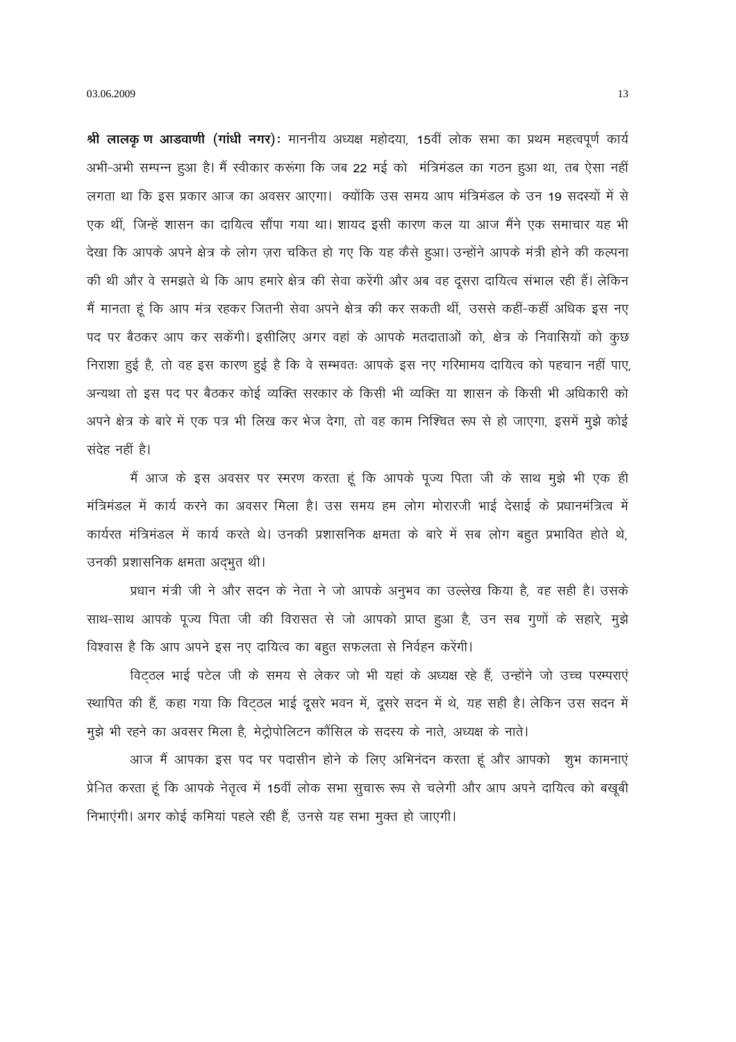**श्री लालकृ ण आडवाणी (गांधी नगर):** माननीय अध्यक्ष महोदया, 15वीं लोक सभा का प्रथम महत्वपूर्ण कार्य अभी-अभी सम्पन्न हुआ है। मैं स्वीकार करूंगा कि जब 22 मई को मंत्रिमंडल का गठन हुआ था, तब ऐसा नहीं लगता था कि इस प्रकार आज का अवसर आएगा। क्योंकि उस समय आप मंत्रिमंडल के उन 19 सदस्यों में से एक थीं, जिन्हें शासन का दायित्व सौंपा गया था। शायद इसी कारण कल या आज मैंने एक समाचार यह भी देखा कि आपके अपने क्षेत्र के लोग ज़रा चकित हो गए कि यह कैसे हुआ। उन्होंने आपके मंत्री होने की कल्पना की थी और वे समझते थे कि आप हमारे क्षेत्र की सेवा करेंगी और अब वह दूसरा दायित्व संभाल रही हैं। लेकिन मैं मानता हूं कि आप मंत्र रहकर जितनी सेवा अपने क्षेत्र की कर सकती थीं, उससे कहीं-कहीं अधिक इस नए पद पर बैठकर आप कर सकेंगी। इसीलिए अगर वहां के आपके मतदाताओं को, क्षेत्र के निवासियों को कुछ निराशा हुई है, तो वह इस कारण हुई है कि वे सम्भवतः आपके इस नए गरिमामय दायित्व को पहचान नहीं पाए, अन्यथा तो इस पद पर बैठकर कोई व्यक्ति सरकार के किसी भी व्यक्ति या शासन के किसी भी अधिकारी को अपने क्षेत्र के बारे में एक पत्र भी लिख कर भेज देगा, तो वह काम निश्चित रूप से हो जाएगा, इसमें मुझे कोई संदेह नहीं है।

मैं आज के इस अवसर पर स्मरण करता हूं कि आपके पूज्य पिता जी के साथ मुझे भी एक ही मंत्रिमंडल में कार्य करने का अवसर मिला है। उस समय हम लोग मोरारजी भाई देसाई के प्रधानमंत्रित्व में कार्यरत मंत्रिमंडल में कार्य करते थे। उनकी प्रशासनिक क्षमता के बारे में सब लोग बहुत प्रभावित होते थे, उनकी प्रशासनिक क्षमता अद्भुत थी।

प्रधान मंत्री जी ने और सदन के नेता ने जो आपके अनुभव का उल्लेख किया है, वह सही है। उसके साथ-साथ आपके पूज्य पिता जी की विरासत से जो आपको प्राप्त हुआ है, उन सब गुणों के सहारे, मुझे विश्वास है कि आप अपने इस नए दायित्व का बहुत सफलता से निर्वहन करेंगी।

विट्ठल भाई पटेल जी के समय से लेकर जो भी यहां के अध्यक्ष रहे हैं, उन्होंने जो उच्च परम्पराएं स्थापित की हैं, कहा गया कि विट्ठल भाई दूसरे भवन में, दूसरे सदन में थे, यह सही है। लेकिन उस सदन में मुझे भी रहने का अवसर मिला है, मेट्रोपोलिटन कौंसिल के सदस्य के नाते, अध्यक्ष के नाते।

आज मैं आपका इस पद पर पदासीन होने के लिए अभिनंदन करता हूं और आपको शुभ कामनाएं प्रेनित करता हूं कि आपके नेतृत्व में 15वीं लोक सभा सुचारू रूप से चलेगी और आप अपने दायित्व को बखूबी निभाएंगी। अगर कोई कमियां पहले रही हैं, उनसे यह सभा मुक्त हो जाएगी।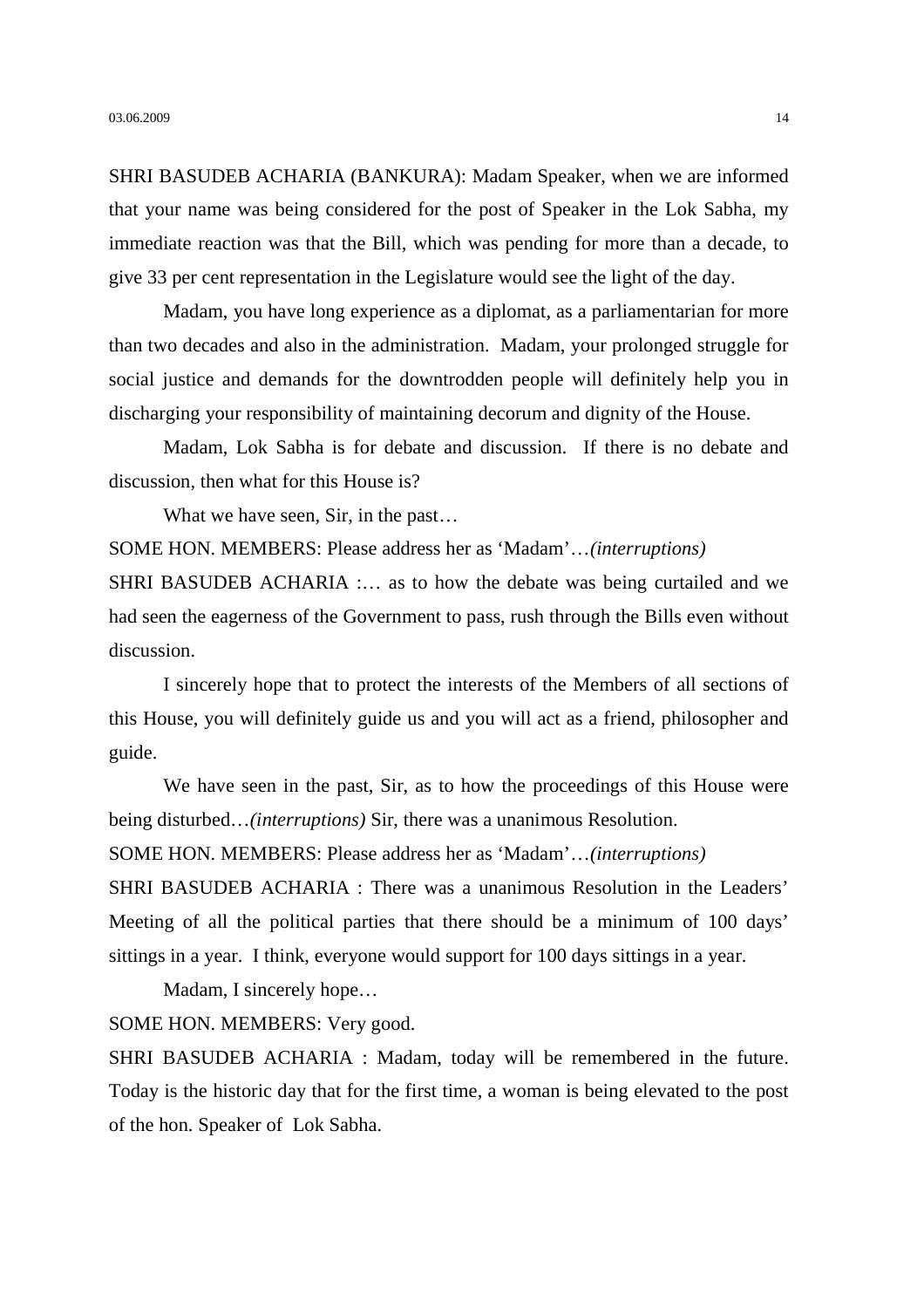SHRI BASUDEB ACHARIA (BANKURA): Madam Speaker, when we are informed that your name was being considered for the post of Speaker in the Lok Sabha, my immediate reaction was that the Bill, which was pending for more than a decade, to give 33 per cent representation in the Legislature would see the light of the day.

Madam, you have long experience as a diplomat, as a parliamentarian for more than two decades and also in the administration. Madam, your prolonged struggle for social justice and demands for the downtrodden people will definitely help you in discharging your responsibility of maintaining decorum and dignity of the House.

Madam, Lok Sabha is for debate and discussion. If there is no debate and discussion, then what for this House is?

What we have seen, Sir, in the past…

SOME HON. MEMBERS: Please address her as 'Madam'…*(interruptions)*

SHRI BASUDEB ACHARIA :… as to how the debate was being curtailed and we had seen the eagerness of the Government to pass, rush through the Bills even without discussion.

I sincerely hope that to protect the interests of the Members of all sections of this House, you will definitely guide us and you will act as a friend, philosopher and guide.

We have seen in the past, Sir, as to how the proceedings of this House were being disturbed…*(interruptions)* Sir, there was a unanimous Resolution.

SOME HON. MEMBERS: Please address her as 'Madam'…*(interruptions)*

SHRI BASUDEB ACHARIA : There was a unanimous Resolution in the Leaders' Meeting of all the political parties that there should be a minimum of 100 days' sittings in a year. I think, everyone would support for 100 days sittings in a year.

Madam, I sincerely hope…

SOME HON. MEMBERS: Very good.

SHRI BASUDEB ACHARIA : Madam, today will be remembered in the future. Today is the historic day that for the first time, a woman is being elevated to the post of the hon. Speaker of Lok Sabha.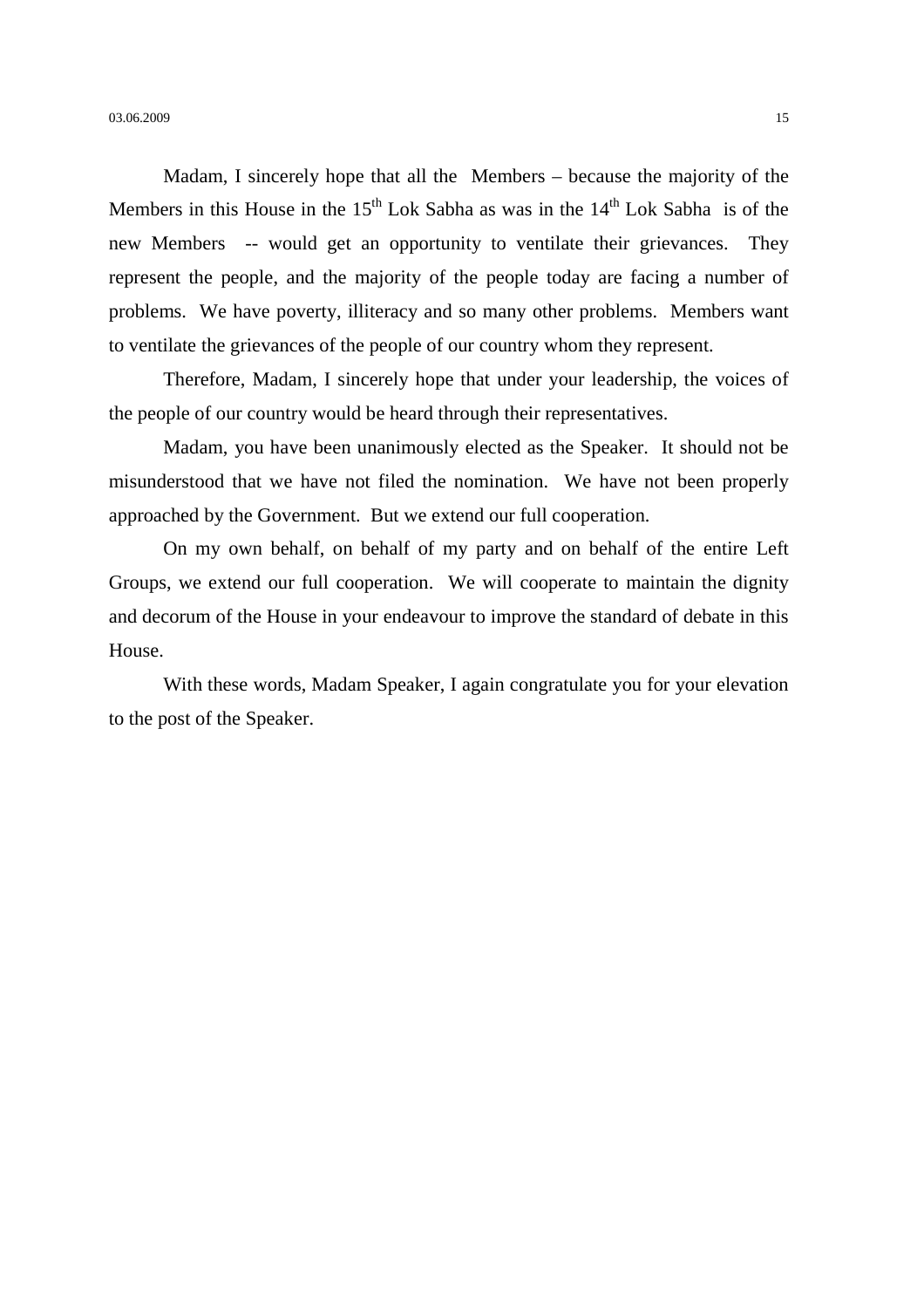Madam, I sincerely hope that all the Members – because the majority of the Members in this House in the 15th Lok Sabha as was in the 14th Lok Sabha is of the new Members -- would get an opportunity to ventilate their grievances. They represent the people, and the majority of the people today are facing a number of problems. We have poverty, illiteracy and so many other problems. Members want to ventilate the grievances of the people of our country whom they represent.

Therefore, Madam, I sincerely hope that under your leadership, the voices of the people of our country would be heard through their representatives.

Madam, you have been unanimously elected as the Speaker. It should not be misunderstood that we have not filed the nomination. We have not been properly approached by the Government. But we extend our full cooperation.

On my own behalf, on behalf of my party and on behalf of the entire Left Groups, we extend our full cooperation. We will cooperate to maintain the dignity and decorum of the House in your endeavour to improve the standard of debate in this House.

With these words, Madam Speaker, I again congratulate you for your elevation to the post of the Speaker.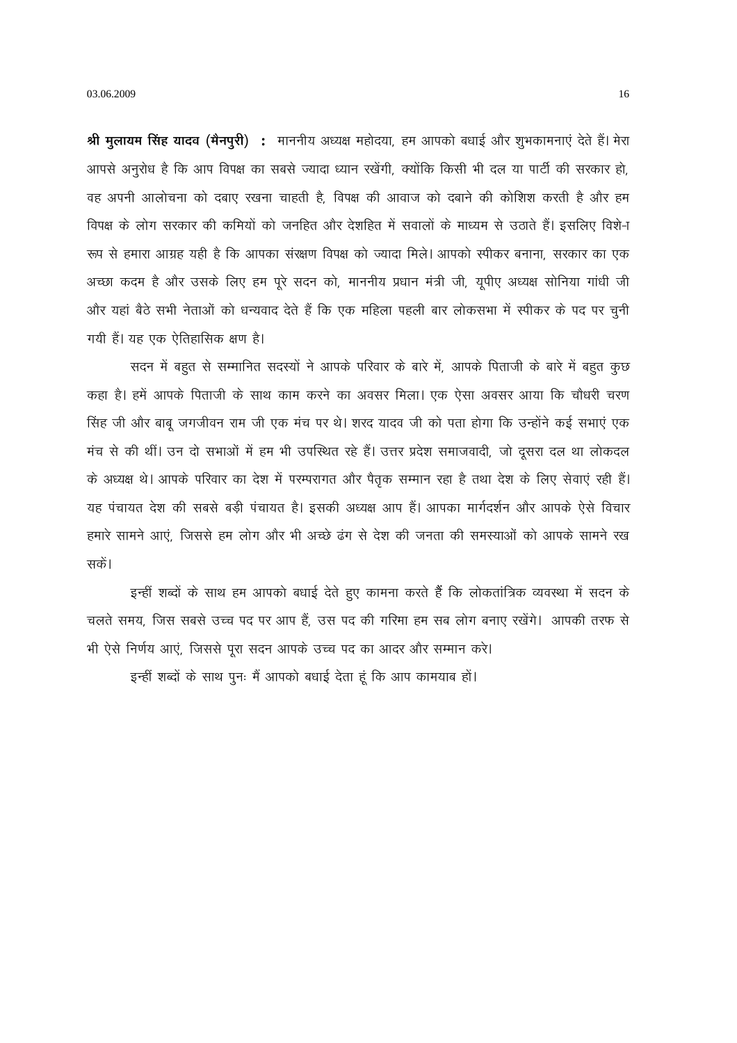**श्री मुलायम सिंह यादव (मैनपुरी) :** माननीय अध्यक्ष महोदया, हम आपको बधाई और शुभकामनाएं देते हैं। मेरा आपसे अनुरोध है कि आप विपक्ष का सबसे ज्यादा ध्यान रखेंगी, क्योंकि किसी भी दल या पार्टी की सरकार हो, वह अपनी आलोचना को दबाए रखना चाहती है, विपक्ष की आवाज को दबाने की कोशिश करती है और हम विपक्ष के लोग सरकार की कमियों को जनहित और देशहित में सवालों के माध्यम से उठाते हैं। इसलिए विशे-ा रूप से हमारा आग्रह यही है कि आपका संरक्षण विपक्ष को ज्यादा मिले। आपको स्पीकर बनाना, सरकार का एक अच्छा कदम है और उसके लिए हम पूरे सदन को, माननीय प्रधान मंत्री जी, यूपीए अध्यक्ष सोनिया गांधी जी और यहां बैठे सभी नेताओं को धन्यवाद देते हैं कि एक महिला पहली बार लोकसभा में स्पीकर के पद पर चुनी गयी हैं। यह एक ऐतिहासिक क्षण है।

सदन में बहुत से सम्मानित सदस्यों ने आपके परिवार के बारे में, आपके पिताजी के बारे में बहुत कुछ कहा है। हमें आपके पिताजी के साथ काम करने का अवसर मिला। एक ऐसा अवसर आया कि चौधरी चरण सिंह जी और बाबू जगजीवन राम जी एक मंच पर थे। शरद यादव जी को पता होगा कि उन्होंने कई सभाएं एक मंच से की थीं। उन दो सभाओं में हम भी उपस्थित रहे हैं। उत्तर प्रदेश समाजवादी, जो दूसरा दल था लोकदल के अध्यक्ष थे। आपके परिवार का देश में परम्परागत और पैतृक सम्मान रहा है तथा देश के लिए सेवाएं रही हैं। यह पंचायत देश की सबसे बड़ी पंचायत है। इसकी अध्यक्ष आप हैं। आपका मार्गदर्शन और आपके ऐसे विचार हमारे सामने आएं, जिससे हम लोग और भी अच्छे ढंग से देश की जनता की समस्याओं को आपके सामने रख सकें।

इन्हीं शब्दों के साथ हम आपको बधाई देते हुए कामना करते हैं कि लोकतांत्रिक व्यवस्था में सदन के चलते समय, जिस सबसे उच्च पद पर आप हैं, उस पद की गरिमा हम सब लोग बनाए रखेंगे। आपकी तरफ से भी ऐसे निर्णय आएं, जिससे पूरा सदन आपके उच्च पद का आदर और सम्मान करे।

इन्हीं शब्दों के साथ पुनः मैं आपको बधाई देता हूं कि आप कामयाब हों।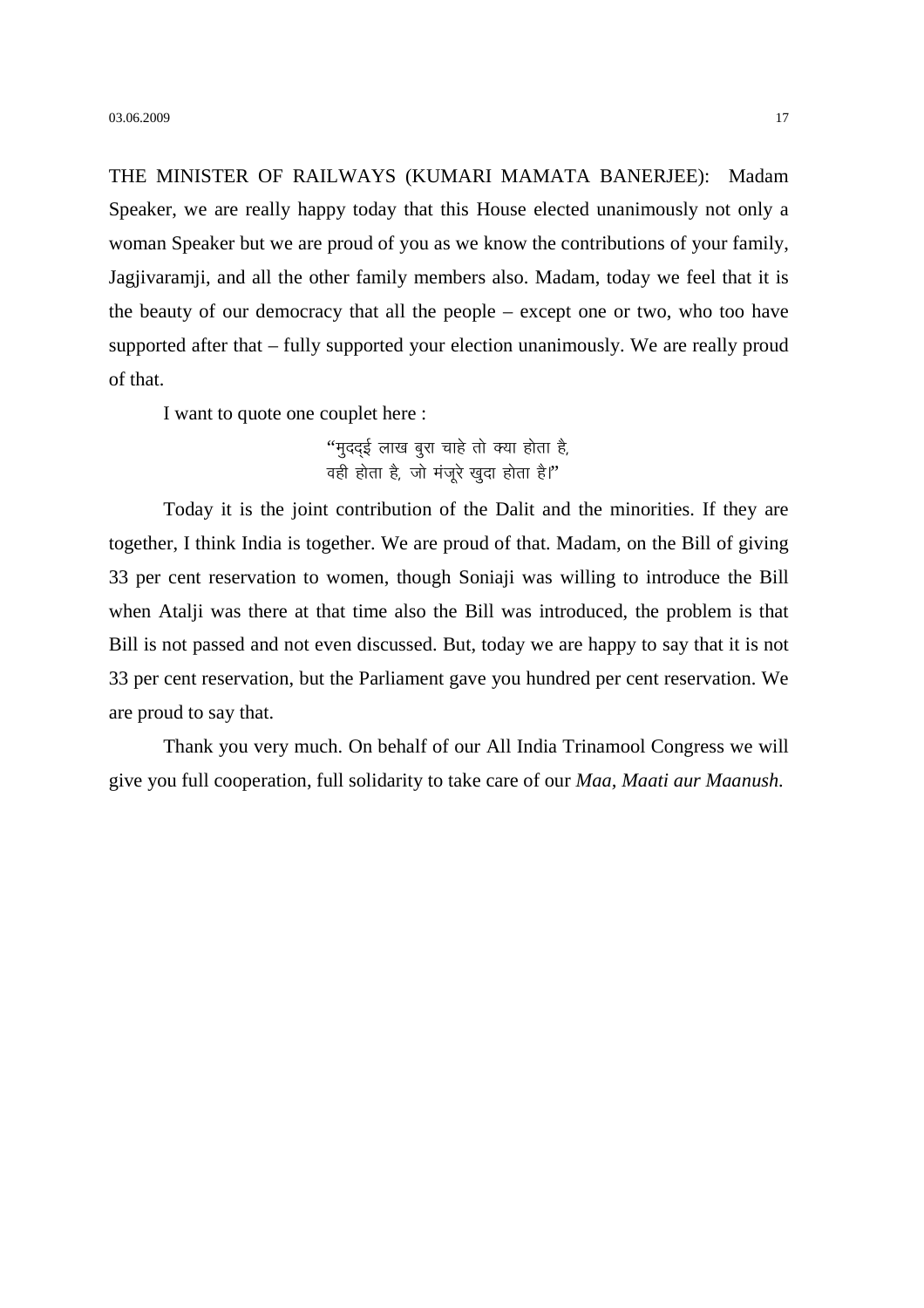THE MINISTER OF RAILWAYS (KUMARI MAMATA BANERJEE): Madam Speaker, we are really happy today that this House elected unanimously not only a woman Speaker but we are proud of you as we know the contributions of your family, Jagjivaramji, and all the other family members also. Madam, today we feel that it is the beauty of our democracy that all the people – except one or two, who too have supported after that – fully supported your election unanimously. We are really proud of that.

I want to quote one couplet here :

"मुदद्ई लाख बुरा चाहे तो क्या होता है,
वही होता है, जो मंजूरे खुदा होता है।"

Today it is the joint contribution of the Dalit and the minorities. If they are together, I think India is together. We are proud of that. Madam, on the Bill of giving 33 per cent reservation to women, though Soniaji was willing to introduce the Bill when Atalji was there at that time also the Bill was introduced, the problem is that Bill is not passed and not even discussed. But, today we are happy to say that it is not 33 per cent reservation, but the Parliament gave you hundred per cent reservation. We are proud to say that.

Thank you very much. On behalf of our All India Trinamool Congress we will give you full cooperation, full solidarity to take care of our *Maa, Maati aur Maanush.*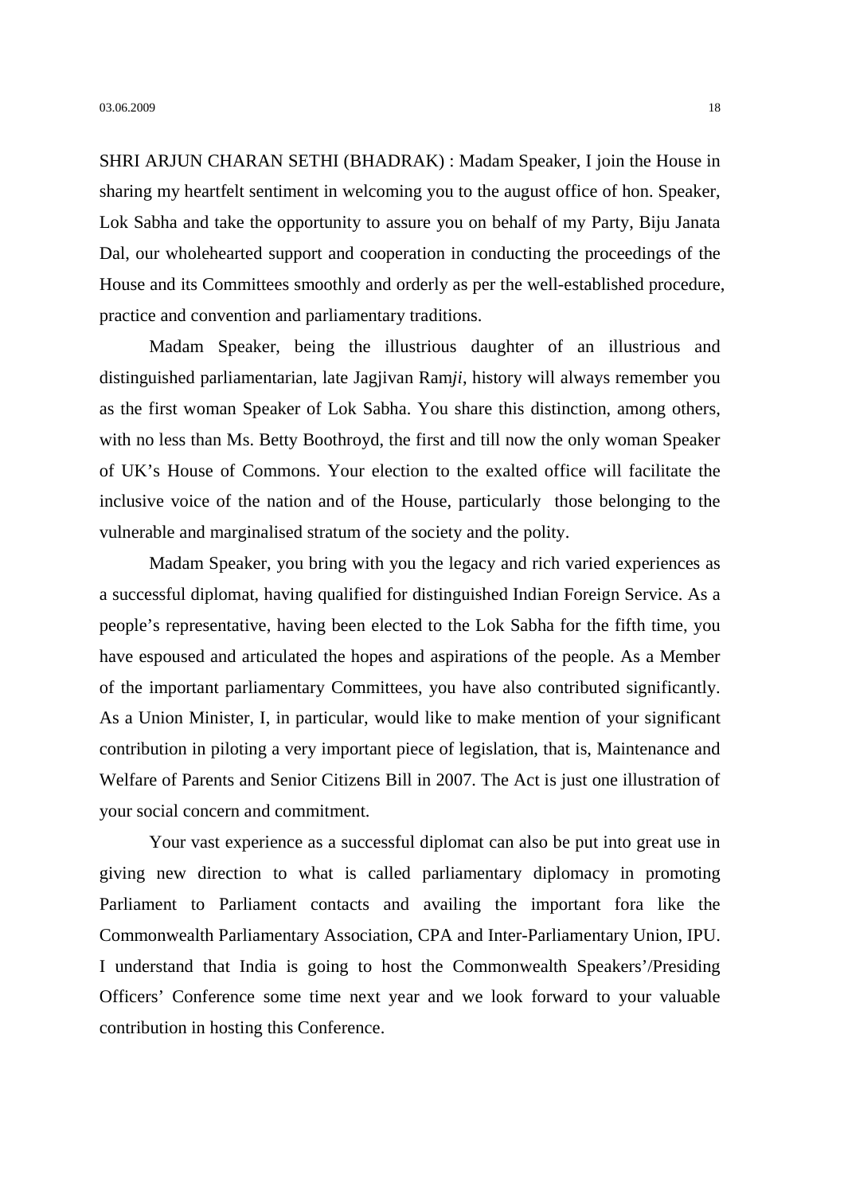SHRI ARJUN CHARAN SETHI (BHADRAK) : Madam Speaker, I join the House in sharing my heartfelt sentiment in welcoming you to the august office of hon. Speaker, Lok Sabha and take the opportunity to assure you on behalf of my Party, Biju Janata Dal, our wholehearted support and cooperation in conducting the proceedings of the House and its Committees smoothly and orderly as per the well-established procedure, practice and convention and parliamentary traditions.

Madam Speaker, being the illustrious daughter of an illustrious and distinguished parliamentarian, late Jagjivan Ram*ji*, history will always remember you as the first woman Speaker of Lok Sabha. You share this distinction, among others, with no less than Ms. Betty Boothroyd, the first and till now the only woman Speaker of UK's House of Commons. Your election to the exalted office will facilitate the inclusive voice of the nation and of the House, particularly those belonging to the vulnerable and marginalised stratum of the society and the polity.

Madam Speaker, you bring with you the legacy and rich varied experiences as a successful diplomat, having qualified for distinguished Indian Foreign Service. As a people's representative, having been elected to the Lok Sabha for the fifth time, you have espoused and articulated the hopes and aspirations of the people. As a Member of the important parliamentary Committees, you have also contributed significantly. As a Union Minister, I, in particular, would like to make mention of your significant contribution in piloting a very important piece of legislation, that is, Maintenance and Welfare of Parents and Senior Citizens Bill in 2007. The Act is just one illustration of your social concern and commitment.

Your vast experience as a successful diplomat can also be put into great use in giving new direction to what is called parliamentary diplomacy in promoting Parliament to Parliament contacts and availing the important fora like the Commonwealth Parliamentary Association, CPA and Inter-Parliamentary Union, IPU. I understand that India is going to host the Commonwealth Speakers'/Presiding Officers' Conference some time next year and we look forward to your valuable contribution in hosting this Conference.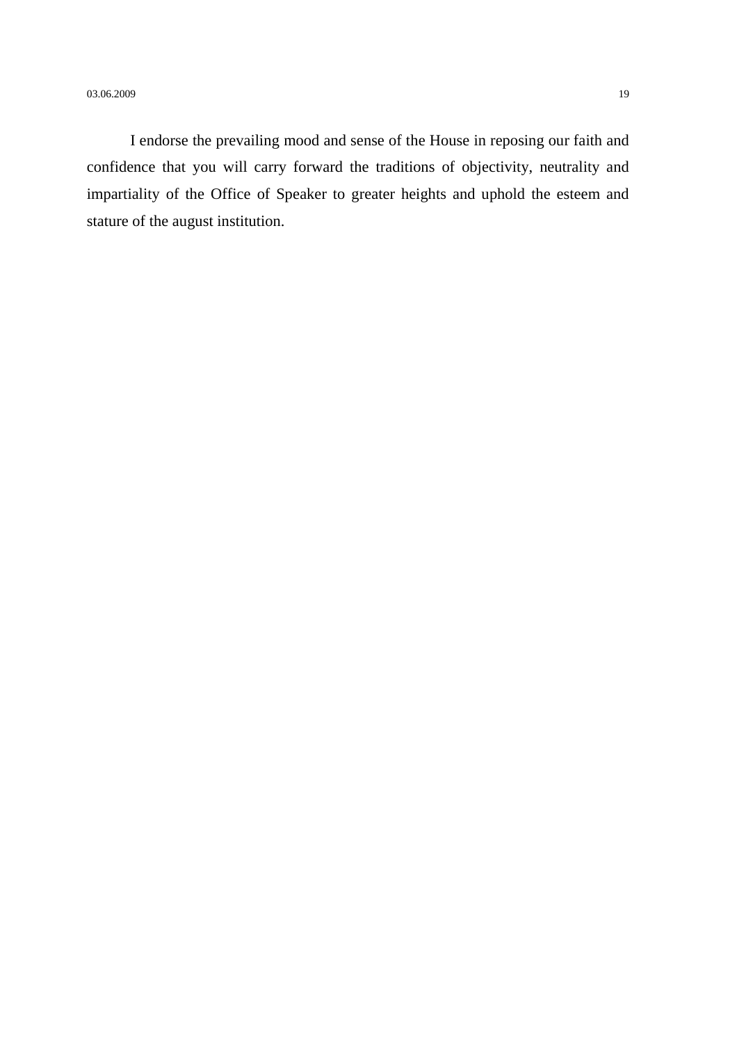I endorse the prevailing mood and sense of the House in reposing our faith and confidence that you will carry forward the traditions of objectivity, neutrality and impartiality of the Office of Speaker to greater heights and uphold the esteem and stature of the august institution.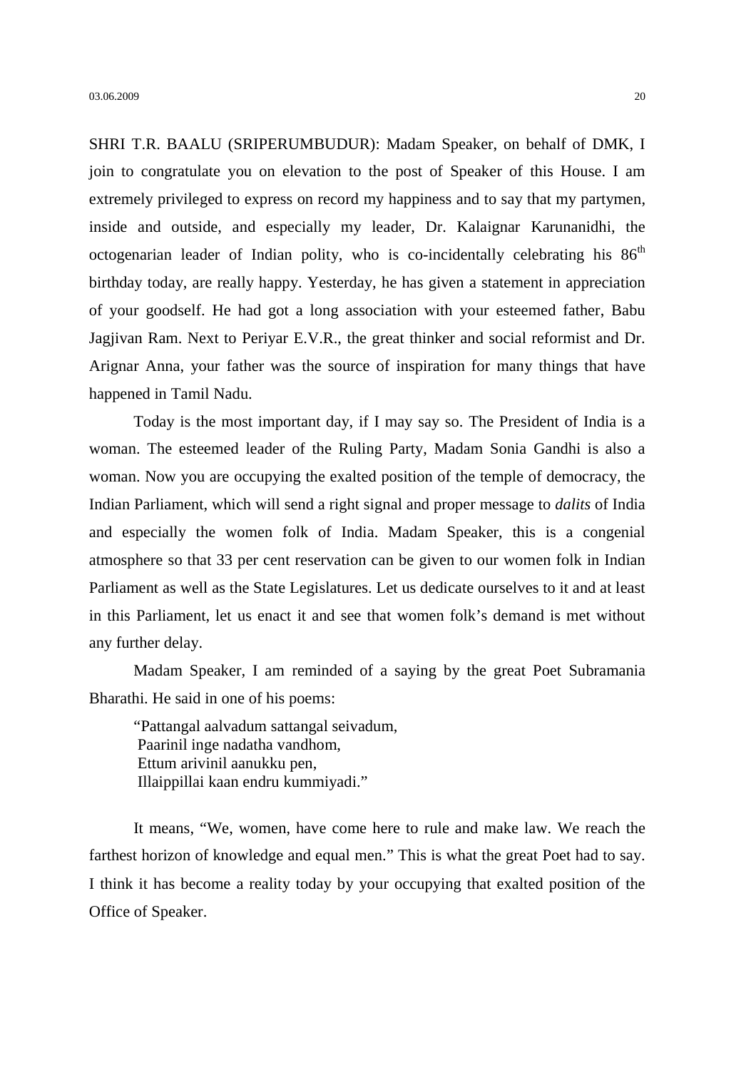SHRI T.R. BAALU (SRIPERUMBUDUR): Madam Speaker, on behalf of DMK, I join to congratulate you on elevation to the post of Speaker of this House. I am extremely privileged to express on record my happiness and to say that my partymen, inside and outside, and especially my leader, Dr. Kalaignar Karunanidhi, the octogenarian leader of Indian polity, who is co-incidentally celebrating his 86th birthday today, are really happy. Yesterday, he has given a statement in appreciation of your goodself. He had got a long association with your esteemed father, Babu Jagjivan Ram. Next to Periyar E.V.R., the great thinker and social reformist and Dr. Arignar Anna, your father was the source of inspiration for many things that have happened in Tamil Nadu.

Today is the most important day, if I may say so. The President of India is a woman. The esteemed leader of the Ruling Party, Madam Sonia Gandhi is also a woman. Now you are occupying the exalted position of the temple of democracy, the Indian Parliament, which will send a right signal and proper message to *dalits* of India and especially the women folk of India. Madam Speaker, this is a congenial atmosphere so that 33 per cent reservation can be given to our women folk in Indian Parliament as well as the State Legislatures. Let us dedicate ourselves to it and at least in this Parliament, let us enact it and see that women folk's demand is met without any further delay.

Madam Speaker, I am reminded of a saying by the great Poet Subramania Bharathi. He said in one of his poems:

> "Pattangal aalvadum sattangal seivadum,
> Paarinil inge nadatha vandhom,
> Ettum arivinil aanukku pen,
> Illaippillai kaan endru kummiyadi."

It means, "We, women, have come here to rule and make law. We reach the farthest horizon of knowledge and equal men." This is what the great Poet had to say. I think it has become a reality today by your occupying that exalted position of the Office of Speaker.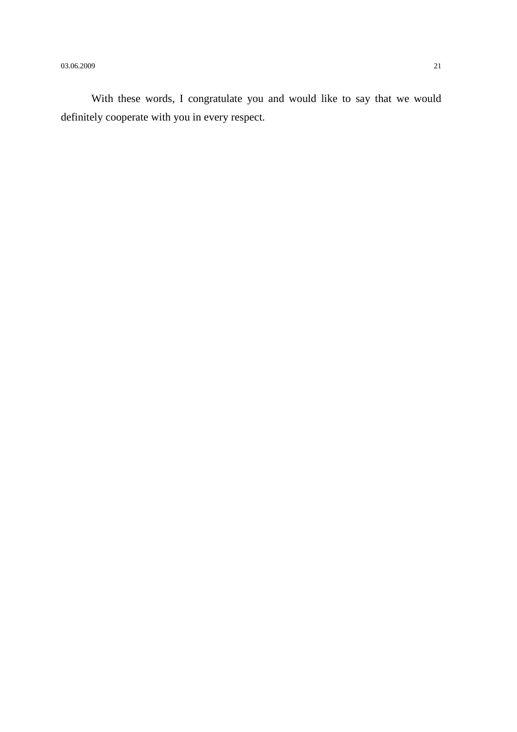With these words, I congratulate you and would like to say that we would definitely cooperate with you in every respect.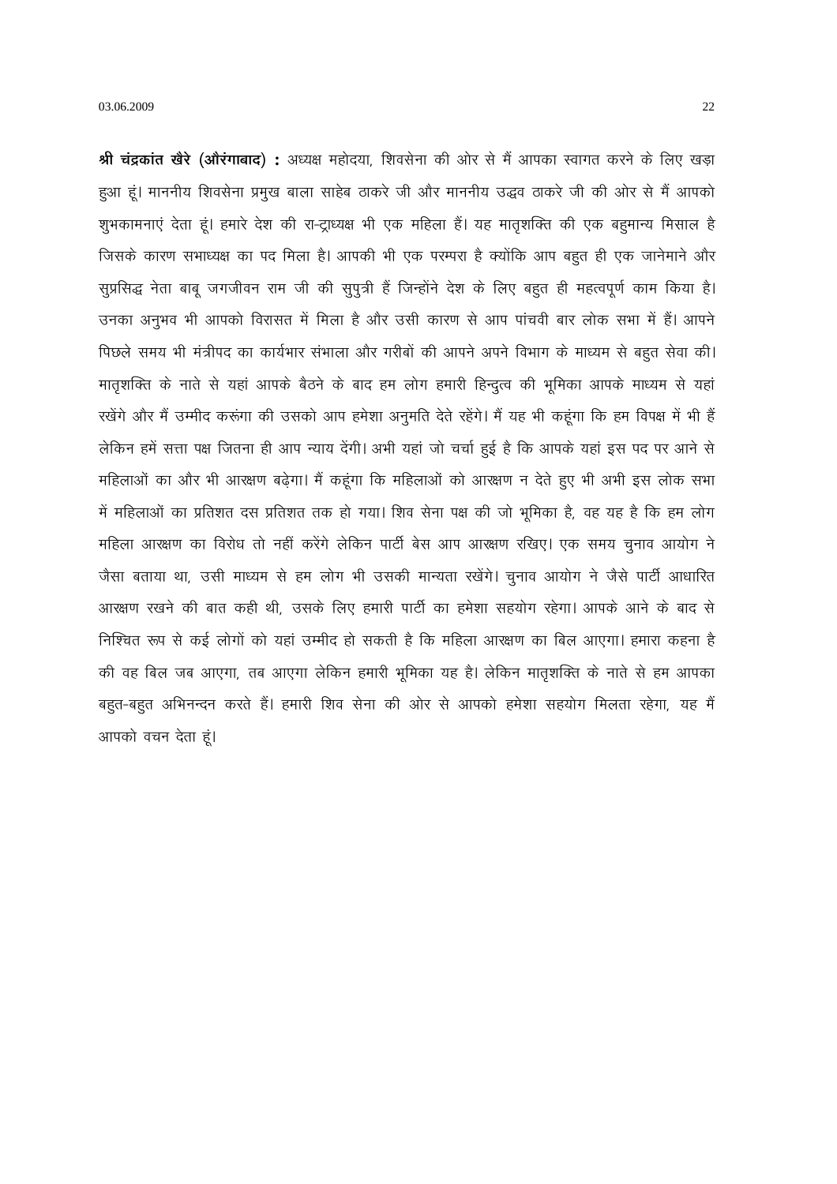**श्री चंद्रकांत खैरे (औरंगाबाद) :** अध्यक्ष महोदया, शिवसेना की ओर से मैं आपका स्वागत करने के लिए खड़ा हुआ हूं। माननीय शिवसेना प्रमुख बाला साहेब ठाकरे जी और माननीय उद्धव ठाकरे जी की ओर से मैं आपको शुभकामनाएं देता हूं। हमारे देश की रा-ट्राध्यक्ष भी एक महिला हैं। यह मातृशक्ति की एक बहुमान्य मिसाल है जिसके कारण सभाध्यक्ष का पद मिला है। आपकी भी एक परम्परा है क्योंकि आप बहुत ही एक जानेमाने और सुप्रसिद्ध नेता बाबू जगजीवन राम जी की सुपुत्री हैं जिन्होंने देश के लिए बहुत ही महत्वपूर्ण काम किया है। उनका अनुभव भी आपको विरासत में मिला है और उसी कारण से आप पांचवी बार लोक सभा में हैं। आपने पिछले समय भी मंत्रीपद का कार्यभार संभाला और गरीबों की आपने अपने विभाग के माध्यम से बहुत सेवा की। मातृशक्ति के नाते से यहां आपके बैठने के बाद हम लोग हमारी हिन्दुत्व की भूमिका आपके माध्यम से यहां रखेंगे और मैं उम्मीद करूंगा की उसको आप हमेशा अनुमति देते रहेंगे। मैं यह भी कहूंगा कि हम विपक्ष में भी हैं लेकिन हमें सत्ता पक्ष जितना ही आप न्याय देंगी। अभी यहां जो चर्चा हुई है कि आपके यहां इस पद पर आने से महिलाओं का और भी आरक्षण बढ़ेगा। मैं कहूंगा कि महिलाओं को आरक्षण न देते हुए भी अभी इस लोक सभा में महिलाओं का प्रतिशत दस प्रतिशत तक हो गया। शिव सेना पक्ष की जो भूमिका है, वह यह है कि हम लोग महिला आरक्षण का विरोध तो नहीं करेंगे लेकिन पार्टी बेस आप आरक्षण रखिए। एक समय चुनाव आयोग ने जैसा बताया था, उसी माध्यम से हम लोग भी उसकी मान्यता रखेंगे। चुनाव आयोग ने जैसे पार्टी आधारित आरक्षण रखने की बात कही थी, उसके लिए हमारी पार्टी का हमेशा सहयोग रहेगा। आपके आने के बाद से निश्चित रूप से कई लोगों को यहां उम्मीद हो सकती है कि महिला आरक्षण का बिल आएगा। हमारा कहना है की वह बिल जब आएगा, तब आएगा लेकिन हमारी भूमिका यह है। लेकिन मातृशक्ति के नाते से हम आपका बहुत-बहुत अभिनन्दन करते हैं। हमारी शिव सेना की ओर से आपको हमेशा सहयोग मिलता रहेगा, यह मैं आपको वचन देता हूं।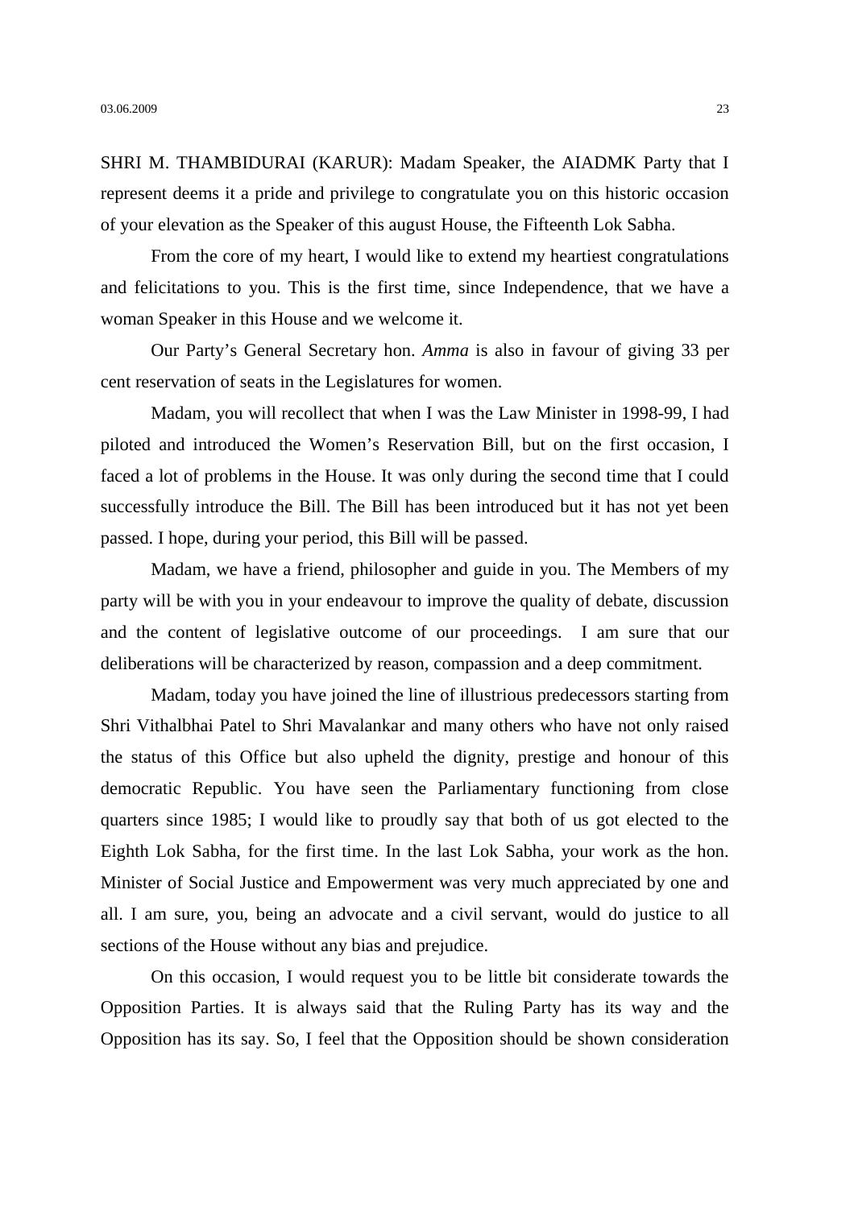SHRI M. THAMBIDURAI (KARUR): Madam Speaker, the AIADMK Party that I represent deems it a pride and privilege to congratulate you on this historic occasion of your elevation as the Speaker of this august House, the Fifteenth Lok Sabha.

From the core of my heart, I would like to extend my heartiest congratulations and felicitations to you. This is the first time, since Independence, that we have a woman Speaker in this House and we welcome it.

Our Party's General Secretary hon. *Amma* is also in favour of giving 33 per cent reservation of seats in the Legislatures for women.

Madam, you will recollect that when I was the Law Minister in 1998-99, I had piloted and introduced the Women's Reservation Bill, but on the first occasion, I faced a lot of problems in the House. It was only during the second time that I could successfully introduce the Bill. The Bill has been introduced but it has not yet been passed. I hope, during your period, this Bill will be passed.

Madam, we have a friend, philosopher and guide in you. The Members of my party will be with you in your endeavour to improve the quality of debate, discussion and the content of legislative outcome of our proceedings. I am sure that our deliberations will be characterized by reason, compassion and a deep commitment.

Madam, today you have joined the line of illustrious predecessors starting from Shri Vithalbhai Patel to Shri Mavalankar and many others who have not only raised the status of this Office but also upheld the dignity, prestige and honour of this democratic Republic. You have seen the Parliamentary functioning from close quarters since 1985; I would like to proudly say that both of us got elected to the Eighth Lok Sabha, for the first time. In the last Lok Sabha, your work as the hon. Minister of Social Justice and Empowerment was very much appreciated by one and all. I am sure, you, being an advocate and a civil servant, would do justice to all sections of the House without any bias and prejudice.

On this occasion, I would request you to be little bit considerate towards the Opposition Parties. It is always said that the Ruling Party has its way and the Opposition has its say. So, I feel that the Opposition should be shown consideration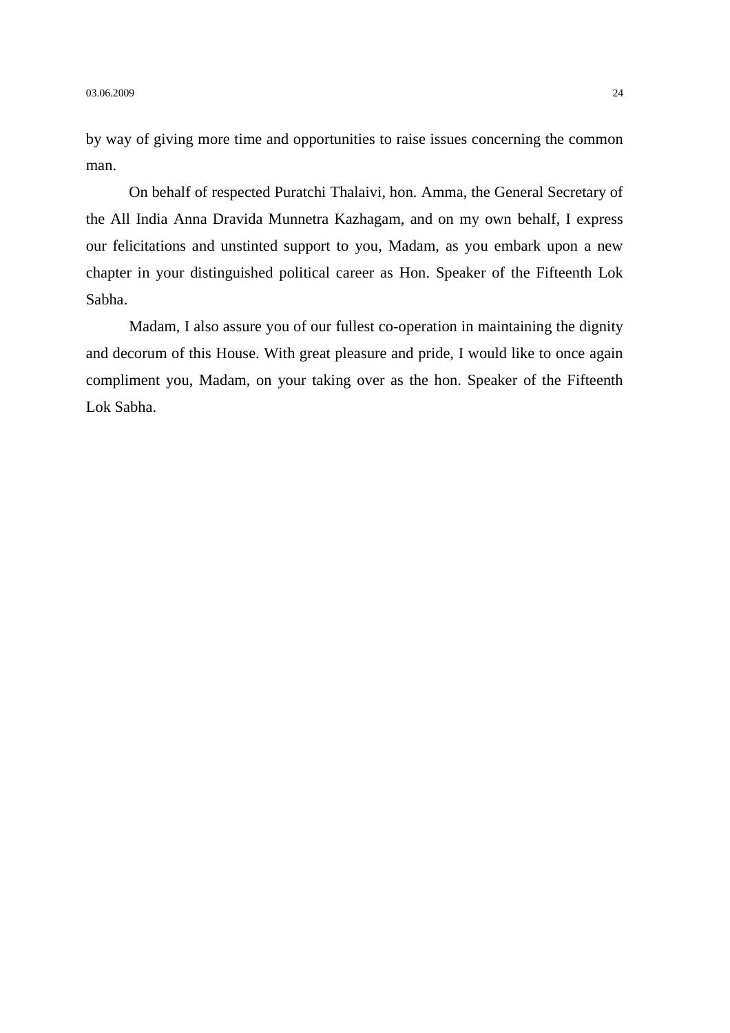by way of giving more time and opportunities to raise issues concerning the common man.

On behalf of respected Puratchi Thalaivi, hon. Amma, the General Secretary of the All India Anna Dravida Munnetra Kazhagam, and on my own behalf, I express our felicitations and unstinted support to you, Madam, as you embark upon a new chapter in your distinguished political career as Hon. Speaker of the Fifteenth Lok Sabha.

Madam, I also assure you of our fullest co-operation in maintaining the dignity and decorum of this House. With great pleasure and pride, I would like to once again compliment you, Madam, on your taking over as the hon. Speaker of the Fifteenth Lok Sabha.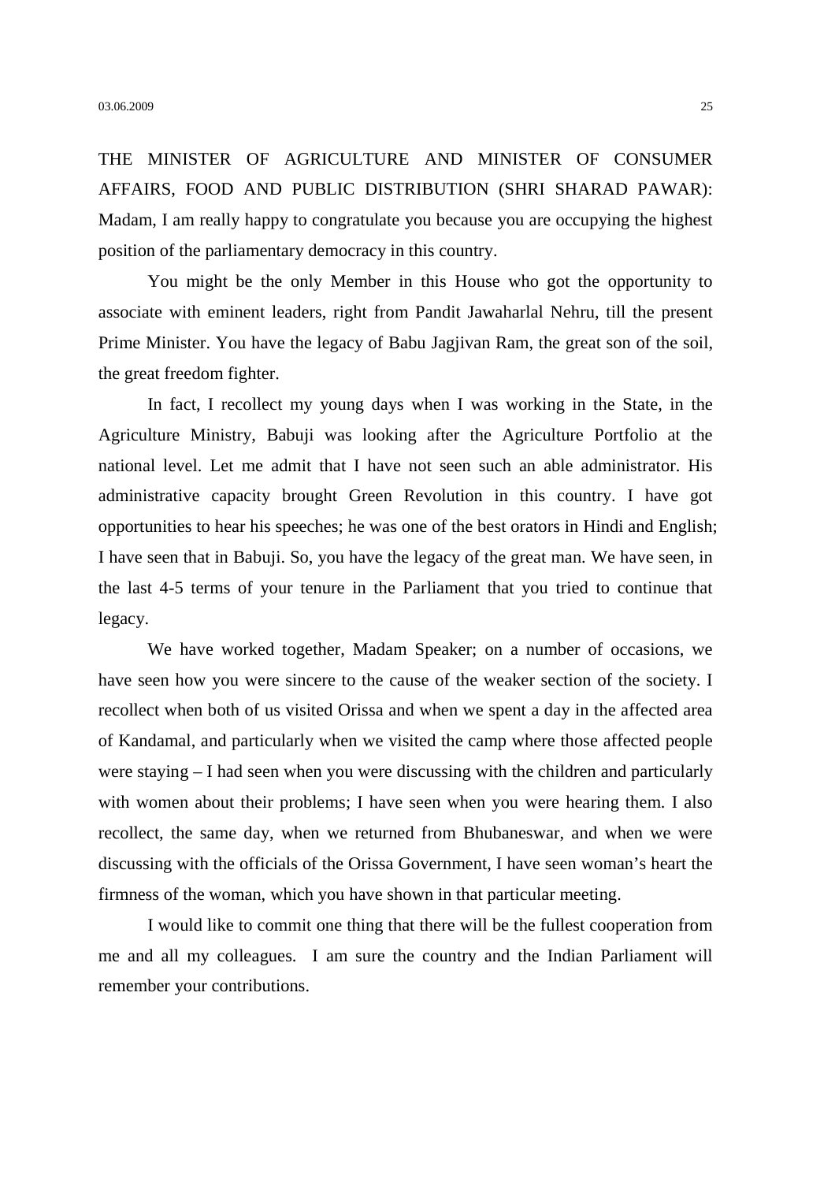THE MINISTER OF AGRICULTURE AND MINISTER OF CONSUMER AFFAIRS, FOOD AND PUBLIC DISTRIBUTION (SHRI SHARAD PAWAR): Madam, I am really happy to congratulate you because you are occupying the highest position of the parliamentary democracy in this country.

You might be the only Member in this House who got the opportunity to associate with eminent leaders, right from Pandit Jawaharlal Nehru, till the present Prime Minister. You have the legacy of Babu Jagjivan Ram, the great son of the soil, the great freedom fighter.

In fact, I recollect my young days when I was working in the State, in the Agriculture Ministry, Babuji was looking after the Agriculture Portfolio at the national level. Let me admit that I have not seen such an able administrator. His administrative capacity brought Green Revolution in this country. I have got opportunities to hear his speeches; he was one of the best orators in Hindi and English; I have seen that in Babuji. So, you have the legacy of the great man. We have seen, in the last 4-5 terms of your tenure in the Parliament that you tried to continue that legacy.

We have worked together, Madam Speaker; on a number of occasions, we have seen how you were sincere to the cause of the weaker section of the society. I recollect when both of us visited Orissa and when we spent a day in the affected area of Kandamal, and particularly when we visited the camp where those affected people were staying – I had seen when you were discussing with the children and particularly with women about their problems; I have seen when you were hearing them. I also recollect, the same day, when we returned from Bhubaneswar, and when we were discussing with the officials of the Orissa Government, I have seen woman's heart the firmness of the woman, which you have shown in that particular meeting.

I would like to commit one thing that there will be the fullest cooperation from me and all my colleagues. I am sure the country and the Indian Parliament will remember your contributions.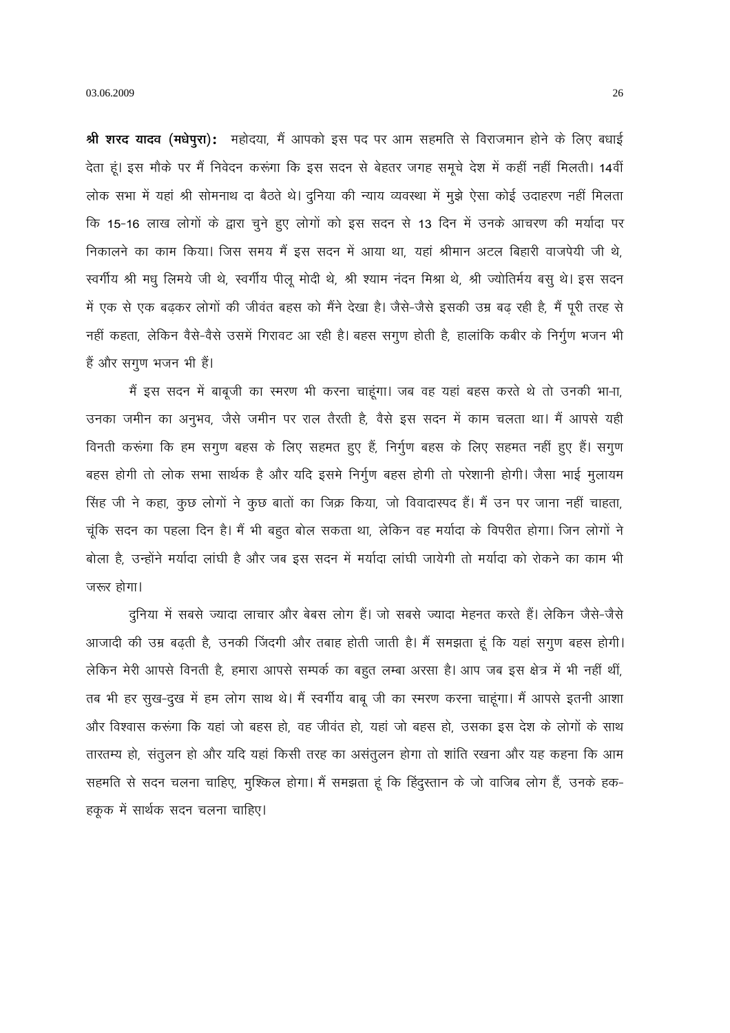**श्री शरद यादव (मधेपुरा):** महोदया, मैं आपको इस पद पर आम सहमति से विराजमान होने के लिए बधाई देता हूं। इस मौके पर मैं निवेदन करूंगा कि इस सदन से बेहतर जगह समूचे देश में कहीं नहीं मिलती। 14वीं लोक सभा में यहां श्री सोमनाथ दा बैठते थे। दुनिया की न्याय व्यवस्था में मुझे ऐसा कोई उदाहरण नहीं मिलता कि 15-16 लाख लोगों के द्वारा चुने हुए लोगों को इस सदन से 13 दिन में उनके आचरण की मर्यादा पर निकालने का काम किया। जिस समय मैं इस सदन में आया था, यहां श्रीमान अटल बिहारी वाजपेयी जी थे, स्वर्गीय श्री मधु लिमये जी थे, स्वर्गीय पीलू मोदी थे, श्री श्याम नंदन मिश्रा थे, श्री ज्योतिर्मय बसु थे। इस सदन में एक से एक बढ़कर लोगों की जीवंत बहस को मैंने देखा है। जैसे-जैसे इसकी उम्र बढ़ रही है, मैं पूरी तरह से नहीं कहता, लेकिन वैसे-वैसे उसमें गिरावट आ रही है। बहस सगुण होती है, हालांकि कबीर के निर्गुण भजन भी हैं और सगुण भजन भी हैं।

मैं इस सदन में बाबूजी का स्मरण भी करना चाहूंगा। जब वह यहां बहस करते थे तो उनकी भा-ाा, उनका जमीन का अनुभव, जैसे जमीन पर राल तैरती है, वैसे इस सदन में काम चलता था। मैं आपसे यही विनती करूंगा कि हम सगुण बहस के लिए सहमत हुए हैं, निर्गुण बहस के लिए सहमत नहीं हुए हैं। सगुण बहस होगी तो लोक सभा सार्थक है और यदि इसमे निर्गुण बहस होगी तो परेशानी होगी। जैसा भाई मुलायम सिंह जी ने कहा, कुछ लोगों ने कुछ बातों का जिक्र किया, जो विवादास्पद हैं। मैं उन पर जाना नहीं चाहता, चूंकि सदन का पहला दिन है। मैं भी बहुत बोल सकता था, लेकिन वह मर्यादा के विपरीत होगा। जिन लोगों ने बोला है, उन्होंने मर्यादा लांघी है और जब इस सदन में मर्यादा लांघी जायेगी तो मर्यादा को रोकने का काम भी जरूर होगा।

दुनिया में सबसे ज्यादा लाचार और बेबस लोग हैं। जो सबसे ज्यादा मेहनत करते हैं। लेकिन जैसे-जैसे आजादी की उम्र बढ़ती है, उनकी जिंदगी और तबाह होती जाती है। मैं समझता हूं कि यहां सगुण बहस होगी। लेकिन मेरी आपसे विनती है, हमारा आपसे सम्पर्क का बहुत लम्बा अरसा है। आप जब इस क्षेत्र में भी नहीं थीं, तब भी हर सुख-दुख में हम लोग साथ थे। मैं स्वर्गीय बाबू जी का स्मरण करना चाहूंगा। मैं आपसे इतनी आशा और विश्वास करूंगा कि यहां जो बहस हो, वह जीवंत हो, यहां जो बहस हो, उसका इस देश के लोगों के साथ तारतम्य हो, संतुलन हो और यदि यहां किसी तरह का असंतुलन होगा तो शांति रखना और यह कहना कि आम सहमति से सदन चलना चाहिए, मुश्किल होगा। मैं समझता हूं कि हिंदुस्तान के जो वाजिब लोग हैं, उनके हक-हकूक में सार्थक सदन चलना चाहिए।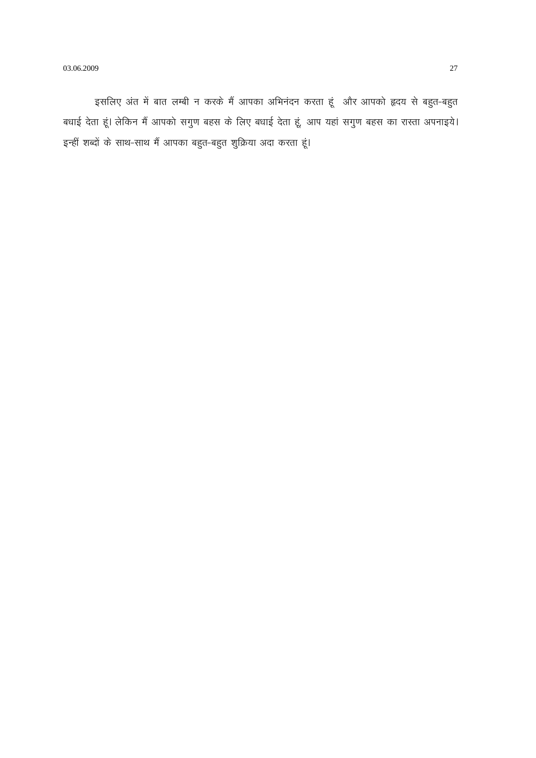इसलिए अंत में बात लम्बी न करके मैं आपका अभिनंदन करता हूं  और आपको ह्रदय से बहुत-बहुत बधाई देता हूं। लेकिन मैं आपको सगुण बहस के लिए बधाई देता हूं, आप यहां सगुण बहस का रास्ता अपनाइये। इन्हीं शब्दों के साथ-साथ मैं आपका बहुत-बहुत शुक्रिया अदा करता हूं।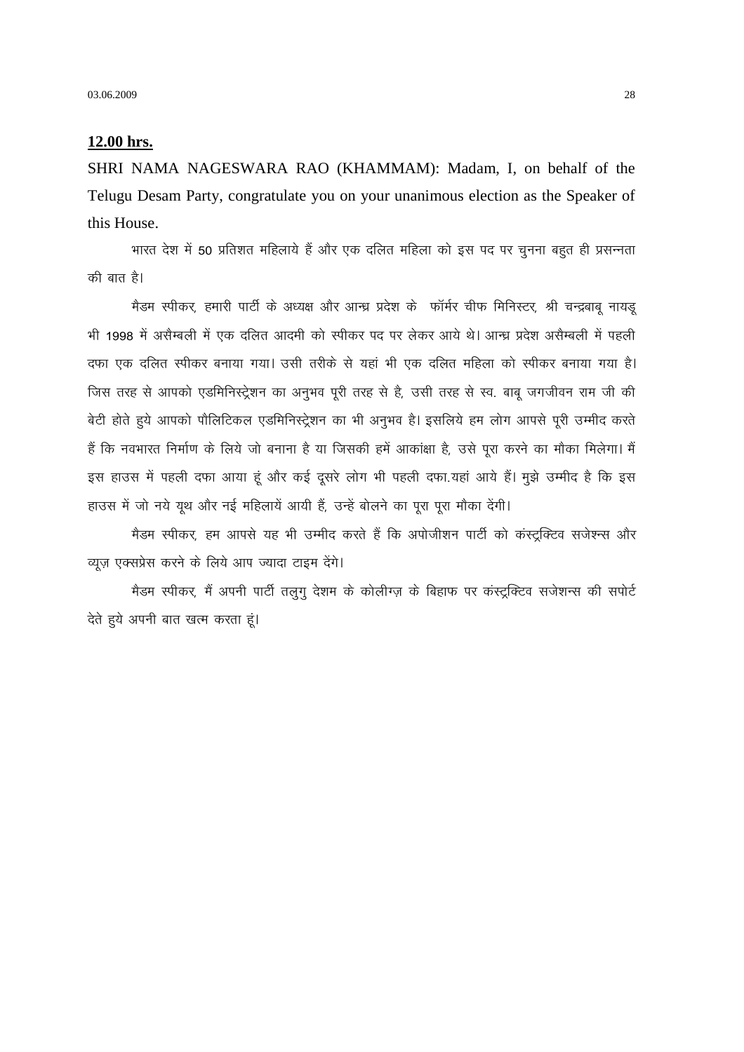**12.00 hrs.**

SHRI NAMA NAGESWARA RAO (KHAMMAM): Madam, I, on behalf of the Telugu Desam Party, congratulate you on your unanimous election as the Speaker of this House.

भारत देश में 50 प्रतिशत महिलाये हैं और एक दलित महिला को इस पद पर चुनना बहुत ही प्रसन्नता की बात है।

मैडम स्पीकर, हमारी पार्टी के अध्यक्ष और आन्ध्र प्रदेश के फॉर्मर चीफ मिनिस्टर, श्री चन्द्रबाबू नायडू भी 1998 में असैम्बली में एक दलित आदमी को स्पीकर पद पर लेकर आये थे। आन्ध्र प्रदेश असैम्बली में पहली दफा एक दलित स्पीकर बनाया गया। उसी तरीके से यहां भी एक दलित महिला को स्पीकर बनाया गया है। जिस तरह से आपको एडमिनिस्ट्रेशन का अनुभव पूरी तरह से है, उसी तरह से स्व. बाबू जगजीवन राम जी की बेटी होते हुये आपको पौलिटिकल एडमिनिस्ट्रेशन का भी अनुभव है। इसलिये हम लोग आपसे पूरी उम्मीद करते हैं कि नवभारत निर्माण के लिये जो बनाना है या जिसकी हमें आकांक्षा है, उसे पूरा करने का मौका मिलेगा। मैं इस हाउस में पहली दफा आया हूं और कई दूसरे लोग भी पहली दफा.यहां आये हैं। मुझे उम्मीद है कि इस हाउस में जो नये यूथ और नई महिलायें आयी हैं, उन्हें बोलने का पूरा पूरा मौका देंगी।

मैडम स्पीकर, हम आपसे यह भी उम्मीद करते हैं कि अपोजीशन पार्टी को कंस्ट्रक्टिव सजेश्न्स और व्यूज़ एक्सप्रेस करने के लिये आप ज्यादा टाइम देंगे।

मैडम स्पीकर, मैं अपनी पार्टी तलुगु देशम के कोलीग्ज़ के बिहाफ पर कंस्ट्रक्टिव सजेशन्स की सपोर्ट देते हुये अपनी बात खत्म करता हूं।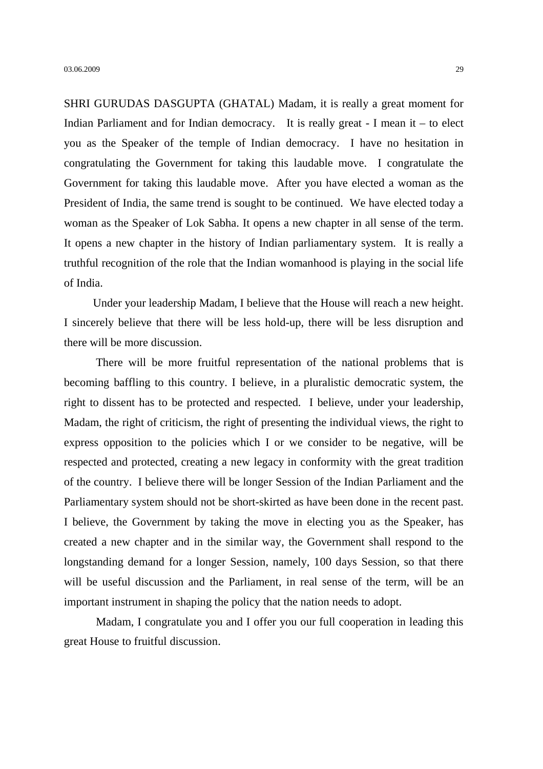SHRI GURUDAS DASGUPTA (GHATAL) Madam, it is really a great moment for Indian Parliament and for Indian democracy. It is really great - I mean it – to elect you as the Speaker of the temple of Indian democracy. I have no hesitation in congratulating the Government for taking this laudable move. I congratulate the Government for taking this laudable move. After you have elected a woman as the President of India, the same trend is sought to be continued. We have elected today a woman as the Speaker of Lok Sabha. It opens a new chapter in all sense of the term. It opens a new chapter in the history of Indian parliamentary system. It is really a truthful recognition of the role that the Indian womanhood is playing in the social life of India.

Under your leadership Madam, I believe that the House will reach a new height. I sincerely believe that there will be less hold-up, there will be less disruption and there will be more discussion.

There will be more fruitful representation of the national problems that is becoming baffling to this country. I believe, in a pluralistic democratic system, the right to dissent has to be protected and respected. I believe, under your leadership, Madam, the right of criticism, the right of presenting the individual views, the right to express opposition to the policies which I or we consider to be negative, will be respected and protected, creating a new legacy in conformity with the great tradition of the country. I believe there will be longer Session of the Indian Parliament and the Parliamentary system should not be short-skirted as have been done in the recent past. I believe, the Government by taking the move in electing you as the Speaker, has created a new chapter and in the similar way, the Government shall respond to the longstanding demand for a longer Session, namely, 100 days Session, so that there will be useful discussion and the Parliament, in real sense of the term, will be an important instrument in shaping the policy that the nation needs to adopt.

Madam, I congratulate you and I offer you our full cooperation in leading this great House to fruitful discussion.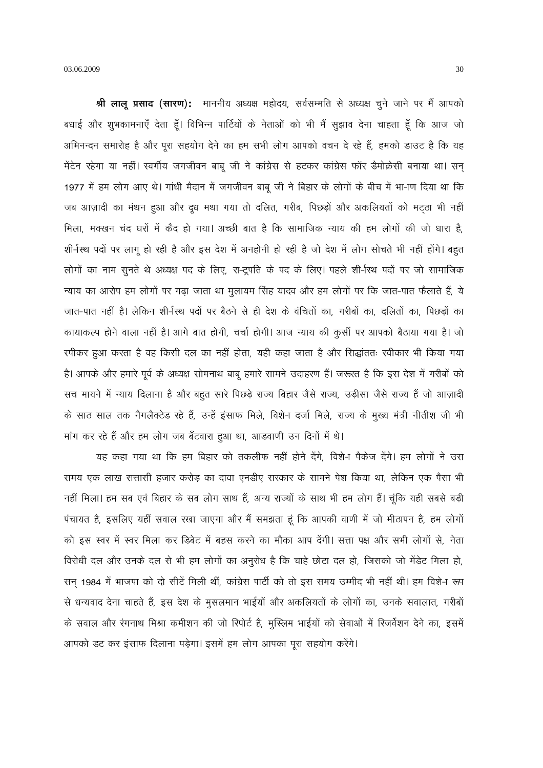**श्री लालू प्रसाद (सारण):** माननीय अध्यक्ष महोदय, सर्वसम्मति से अध्यक्ष चुने जाने पर मैं आपको बधाई और शुभकामनाएँ देता हूँ। विभिन्न पार्टियों के नेताओं को भी मैं सुझाव देना चाहता हूँ कि आज जो अभिनन्दन समारोह है और पूरा सहयोग देने का हम सभी लोग आपको वचन दे रहे हैं, हमको डाउट है कि यह मेंटेन रहेगा या नहीं। स्वर्गीय जगजीवन बाबू जी ने कांग्रेस से हटकर कांग्रेस फॉर डैमोक्रेसी बनाया था। सन् 1977 में हम लोग आए थे। गांधी मैदान में जगजीवन बाबू जी ने बिहार के लोगों के बीच में भा-ाण दिया था कि जब आज़ादी का मंथन हुआ और दूध मथा गया तो दलित, गरीब, पिछड़ों और अकलियतों को मट्ठा भी नहीं मिला, मक्खन चंद घरों में कैद हो गया। अच्छी बात है कि सामाजिक न्याय की हम लोगों की जो धारा है, शी-र्षस्थ पदों पर लागू हो रही है और इस देश में अनहोनी हो रही है जो देश में लोग सोचते भी नहीं होंगे। बहुत लोगों का नाम सुनते थे अध्यक्ष पद के लिए, रा-ट्रपति के पद के लिए। पहले शी-र्षस्थ पदों पर जो सामाजिक न्याय का आरोप हम लोगों पर गढ़ा जाता था मुलायम सिंह यादव और हम लोगों पर कि जात-पात फैलाते हैं, ये जात-पात नहीं है। लेकिन शी-र्षस्थ पदों पर बैठने से ही देश के वंचितों का, गरीबों का, दलितों का, पिछड़ों का कायाकल्प होने वाला नहीं है। आगे बात होगी, चर्चा होगी। आज न्याय की कुर्सी पर आपको बैठाया गया है। जो स्पीकर हुआ करता है वह किसी दल का नहीं होता, यही कहा जाता है और सिद्धांततः स्वीकार भी किया गया है। आपके और हमारे पूर्व के अध्यक्ष सोमनाथ बाबू हमारे सामने उदाहरण हैं। जरूरत है कि इस देश में गरीबों को सच मायने में न्याय दिलाना है और बहुत सारे पिछड़े राज्य बिहार जैसे राज्य, उड़ीसा जैसे राज्य हैं जो आज़ादी के साठ साल तक नैगलैक्टेड रहे हैं, उन्हें इंसाफ मिले, विशे-ा दर्जा मिले, राज्य के मुख्य मंत्री नीतीश जी भी मांग कर रहे हैं और हम लोग जब बँटवारा हुआ था, आडवाणी उन दिनों में थे।

यह कहा गया था कि हम बिहार को तकलीफ नहीं होने देंगे, विशे-ा पैकेज देंगे। हम लोगों ने उस समय एक लाख सत्तासी हजार करोड़ का दावा एनडीए सरकार के सामने पेश किया था, लेकिन एक पैसा भी नहीं मिला। हम सब एवं बिहार के सब लोग साथ हैं, अन्य राज्यों के साथ भी हम लोग हैं। चूंकि यही सबसे बड़ी पंचायत है, इसलिए यहीं सवाल रखा जाएगा और मैं समझता हूं कि आपकी वाणी में जो मीठापन है, हम लोगों को इस स्वर में स्वर मिला कर डिबेट में बहस करने का मौका आप देंगी। सत्ता पक्ष और सभी लोगों से, नेता विरोधी दल और उनके दल से भी हम लोगों का अनुरोध है कि चाहे छोटा दल हो, जिसको जो मेंडेट मिला हो, सन् 1984 में भाजपा को दो सीटें मिली थीं, कांग्रेस पार्टी को तो इस समय उम्मीद भी नहीं थी। हम विशे-ा रूप से धन्यवाद देना चाहते हैं, इस देश के मुसलमान भाईयों और अकलियतों के लोगों का, उनके सवालात, गरीबों के सवाल और रंगनाथ मिश्रा कमीशन की जो रिपोर्ट है, मुस्लिम भाईयों को सेवाओं में रिजर्वेशन देने का, इसमें आपको डट कर इंसाफ दिलाना पड़ेगा। इसमें हम लोग आपका पूरा सहयोग करेंगे।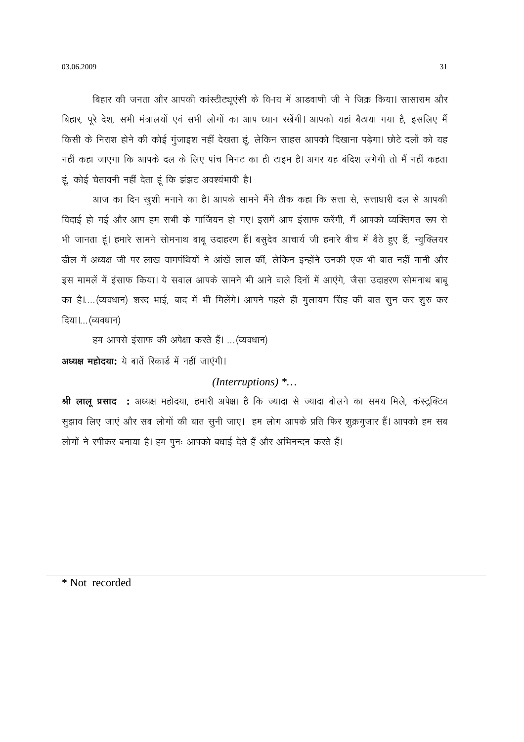बिहार की जनता और आपकी कांस्टीट्यूएंसी के वि-ाय में आडवाणी जी ने जिक्र किया। सासाराम और बिहार, पूरे देश, सभी मंत्रालयों एवं सभी लोगों का आप ध्यान रखेंगी। आपको यहां बैठाया गया है, इसलिए मैं किसी के निराश होने की कोई गुंजाइश नहीं देखता हूं, लेकिन साहस आपको दिखाना पड़ेगा। छोटे दलों को यह नहीं कहा जाएगा कि आपके दल के लिए पांच मिनट का ही टाइम है। अगर यह बंदिश लगेगी तो मैं नहीं कहता हूं, कोई चेतावनी नहीं देता हूं कि झंझट अवश्यंभावी है।

आज का दिन खुशी मनाने का है। आपके सामने मैंने ठीक कहा कि सत्ता से, सत्ताधारी दल से आपकी विदाई हो गई और आप हम सभी के गार्जियन हो गए। इसमें आप इंसाफ करेंगी, मैं आपको व्यक्तिगत रूप से भी जानता हूं। हमारे सामने सोमनाथ बाबू उदाहरण हैं। बसुदेव आचार्य जी हमारे बीच में बैठे हुए हैं, न्युक्लियर डील में अध्यक्ष जी पर लाख वामपंथियों ने आंखें लाल कीं, लेकिन इन्होंने उनकी एक भी बात नहीं मानी और इस मामलें में इंसाफ किया। ये सवाल आपके सामने भी आने वाले दिनों में आएंगे, जैसा उदाहरण सोमनाथ बाबू का है।....(व्यवधान) शरद भाई, बाद में भी मिलेंगे। आपने पहले ही मुलायम सिंह की बात सुन कर शुरु कर दिया।...(व्यवधान)

हम आपसे इंसाफ की अपेक्षा करते हैं। ...(व्यवधान)

**अध्यक्ष महोदया:** ये बातें रिकार्ड में नहीं जाएंगी।

*(Interruptions) \*...*

**श्री लालू प्रसाद :** अध्यक्ष महोदया, हमारी अपेक्षा है कि ज्यादा से ज्यादा बोलने का समय मिले, कंस्ट्रक्टिव सुझाव लिए जाएं और सब लोगों की बात सुनी जाए। हम लोग आपके प्रति फिर शुक्रगुजार हैं। आपको हम सब लोगों ने स्पीकर बनाया है। हम पुनः आपको बधाई देते हैं और अभिनन्दन करते हैं।

---

\* Not recorded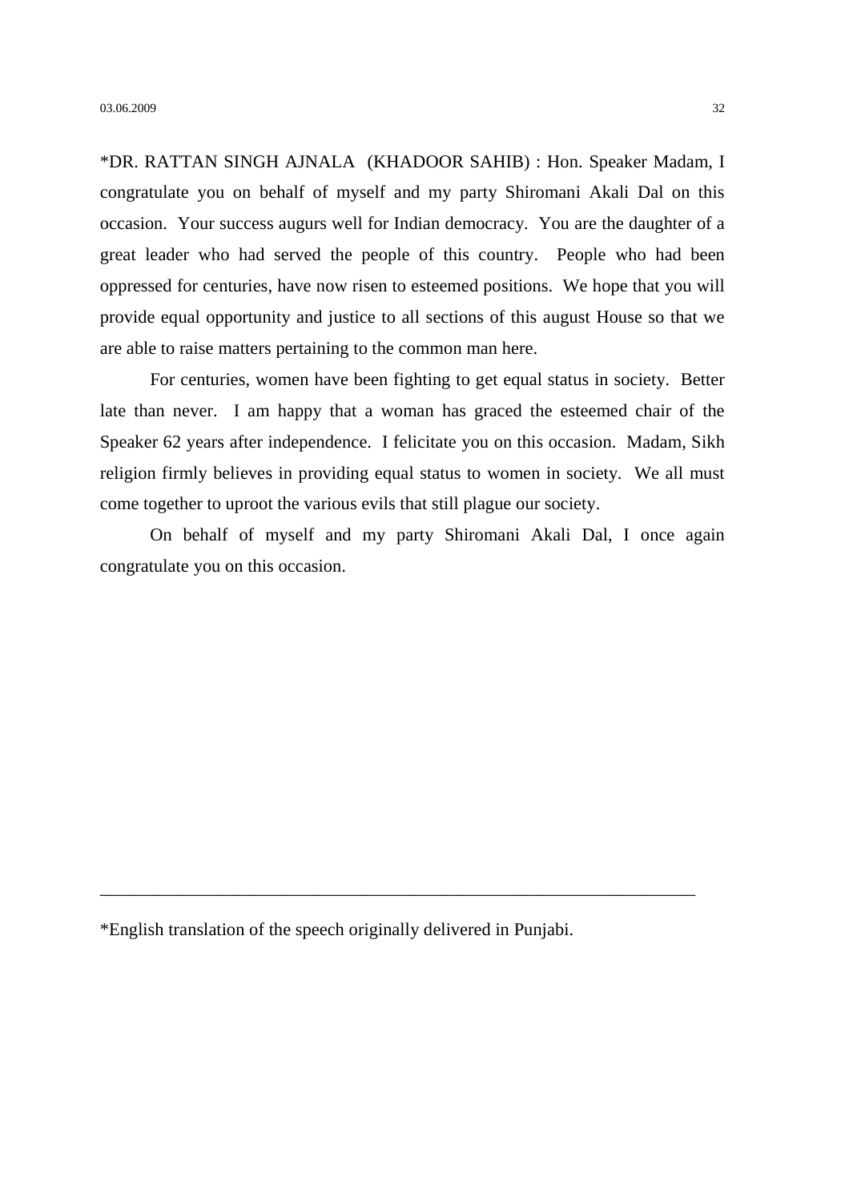*DR. RATTAN SINGH AJNALA (KHADOOR SAHIB) : Hon. Speaker Madam, I congratulate you on behalf of myself and my party Shiromani Akali Dal on this occasion. Your success augurs well for Indian democracy. You are the daughter of a great leader who had served the people of this country. People who had been oppressed for centuries, have now risen to esteemed positions. We hope that you will provide equal opportunity and justice to all sections of this august House so that we are able to raise matters pertaining to the common man here.

For centuries, women have been fighting to get equal status in society. Better late than never. I am happy that a woman has graced the esteemed chair of the Speaker 62 years after independence. I felicitate you on this occasion. Madam, Sikh religion firmly believes in providing equal status to women in society. We all must come together to uproot the various evils that still plague our society.

On behalf of myself and my party Shiromani Akali Dal, I once again congratulate you on this occasion.

---

*English translation of the speech originally delivered in Punjabi.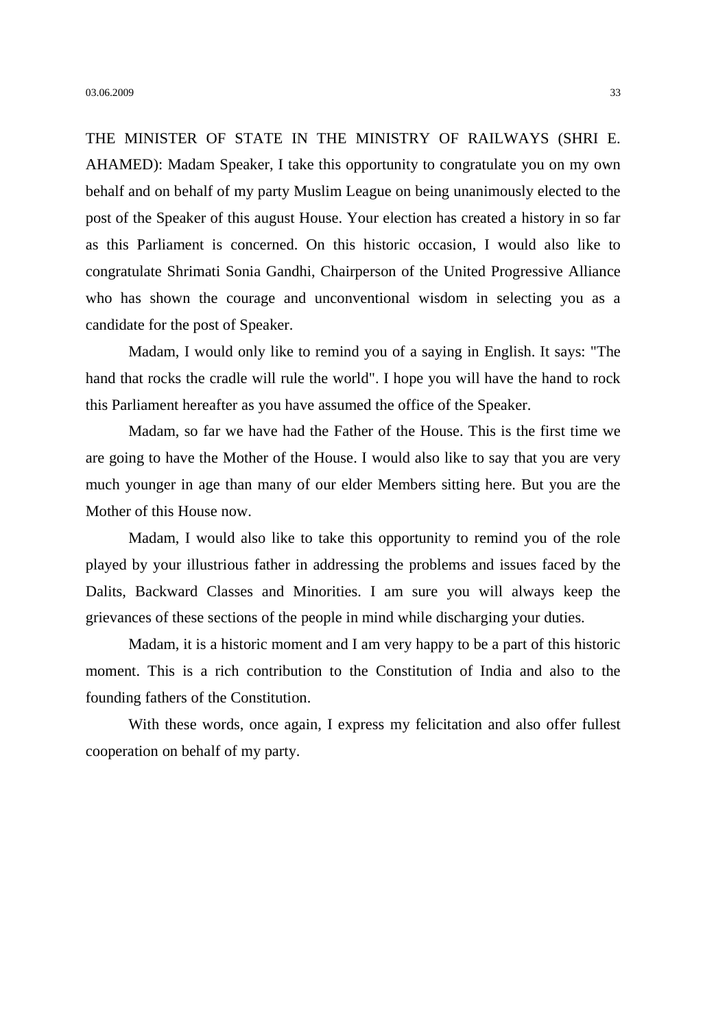THE MINISTER OF STATE IN THE MINISTRY OF RAILWAYS (SHRI E. AHAMED): Madam Speaker, I take this opportunity to congratulate you on my own behalf and on behalf of my party Muslim League on being unanimously elected to the post of the Speaker of this august House. Your election has created a history in so far as this Parliament is concerned. On this historic occasion, I would also like to congratulate Shrimati Sonia Gandhi, Chairperson of the United Progressive Alliance who has shown the courage and unconventional wisdom in selecting you as a candidate for the post of Speaker.

Madam, I would only like to remind you of a saying in English. It says: "The hand that rocks the cradle will rule the world". I hope you will have the hand to rock this Parliament hereafter as you have assumed the office of the Speaker.

Madam, so far we have had the Father of the House. This is the first time we are going to have the Mother of the House. I would also like to say that you are very much younger in age than many of our elder Members sitting here. But you are the Mother of this House now.

Madam, I would also like to take this opportunity to remind you of the role played by your illustrious father in addressing the problems and issues faced by the Dalits, Backward Classes and Minorities. I am sure you will always keep the grievances of these sections of the people in mind while discharging your duties.

Madam, it is a historic moment and I am very happy to be a part of this historic moment. This is a rich contribution to the Constitution of India and also to the founding fathers of the Constitution.

With these words, once again, I express my felicitation and also offer fullest cooperation on behalf of my party.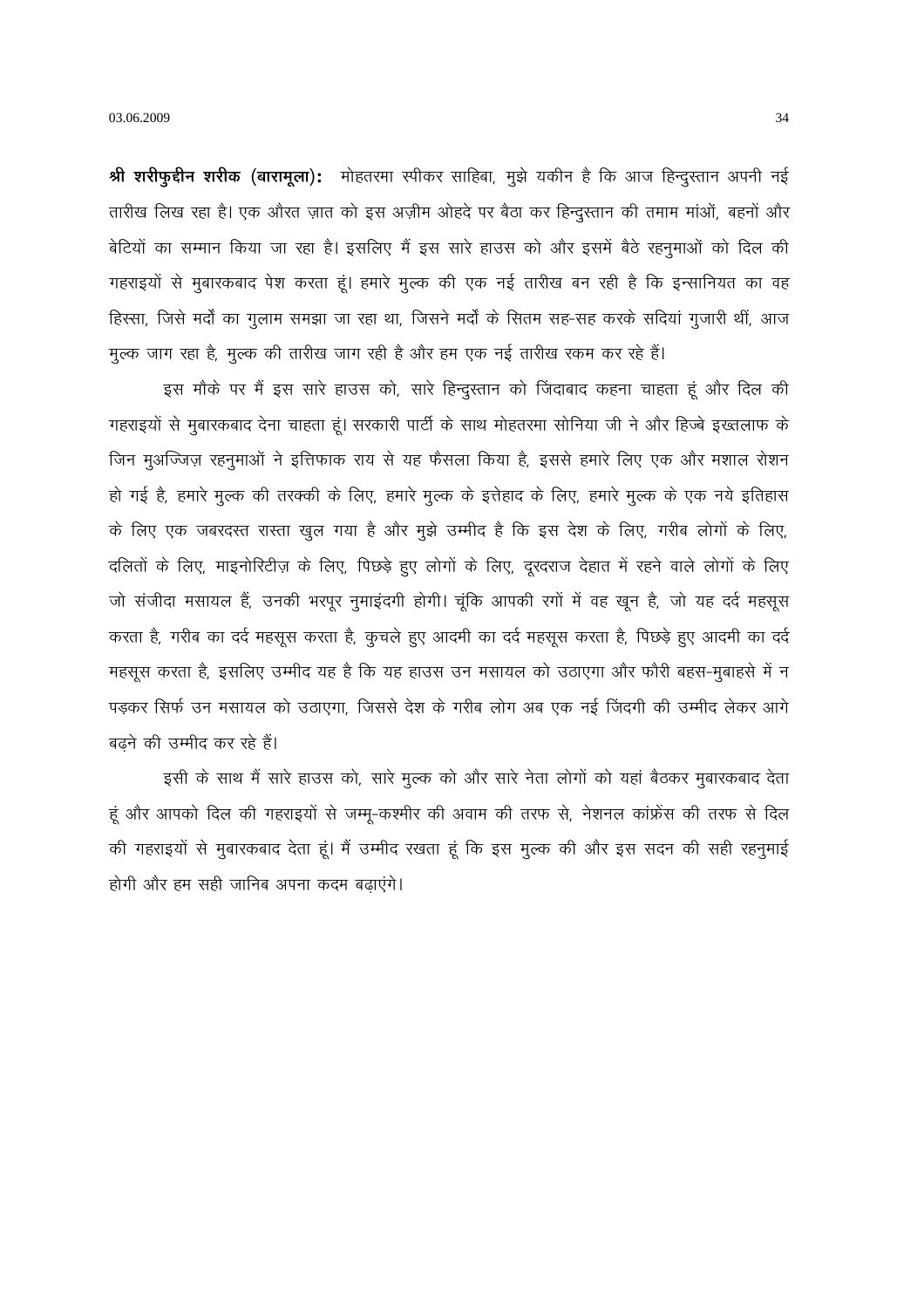**श्री शरीफुद्दीन शरीक (बारामूला):** मोहतरमा स्पीकर साहिबा, मुझे यकीन है कि आज हिन्दुस्तान अपनी नई तारीख लिख रहा है। एक औरत ज़ात को इस अज़ीम ओहदे पर बैठा कर हिन्दुस्तान की तमाम मांओं, बहनों और बेटियों का सम्मान किया जा रहा है। इसलिए मैं इस सारे हाउस को और इसमें बैठे रहनुमाओं को दिल की गहराइयों से मुबारकबाद पेश करता हूं। हमारे मुल्क की एक नई तारीख बन रही है कि इन्सानियत का वह हिस्सा, जिसे मर्दों का गुलाम समझा जा रहा था, जिसने मर्दों के सितम सह-सह करके सदियां गुजारी थीं, आज मुल्क जाग रहा है, मुल्क की तारीख जाग रही है और हम एक नई तारीख रकम कर रहे हैं।

इस मौके पर मैं इस सारे हाउस को, सारे हिन्दुस्तान को जिंदाबाद कहना चाहता हूं और दिल की गहराइयों से मुबारकबाद देना चाहता हूं। सरकारी पार्टी के साथ मोहतरमा सोनिया जी ने और हिज्बे इख्तलाफ के जिन मुअज्जिज़ रहनुमाओं ने इत्तिफाक राय से यह फैसला किया है, इससे हमारे लिए एक और मशाल रोशन हो गई है, हमारे मुल्क की तरक्की के लिए, हमारे मुल्क के इत्तेहाद के लिए, हमारे मुल्क के एक नये इतिहास के लिए एक जबरदस्त रास्ता खुल गया है और मुझे उम्मीद है कि इस देश के लिए, गरीब लोगों के लिए, दलितों के लिए, माइनोरिटीज़ के लिए, पिछड़े हुए लोगों के लिए, दूरदराज देहात में रहने वाले लोगों के लिए जो संजीदा मसायल हैं, उनकी भरपूर नुमाइंदगी होगी। चूंकि आपकी रगों में वह खून है, जो यह दर्द महसूस करता है, गरीब का दर्द महसूस करता है, कुचले हुए आदमी का दर्द महसूस करता है, पिछड़े हुए आदमी का दर्द महसूस करता है, इसलिए उम्मीद यह है कि यह हाउस उन मसायल को उठाएगा और फौरी बहस-मुबाहसे में न पड़कर सिर्फ उन मसायल को उठाएगा, जिससे देश के गरीब लोग अब एक नई जिंदगी की उम्मीद लेकर आगे बढ़ने की उम्मीद कर रहे हैं।

इसी के साथ मैं सारे हाउस को, सारे मुल्क को और सारे नेता लोगों को यहां बैठकर मुबारकबाद देता हूं और आपको दिल की गहराइयों से जम्मू-कश्मीर की अवाम की तरफ से, नेशनल कांफ्रेंस की तरफ से दिल की गहराइयों से मुबारकबाद देता हूं। मैं उम्मीद रखता हूं कि इस मुल्क की और इस सदन की सही रहनुमाई होगी और हम सही जानिब अपना कदम बढ़ाएंगे।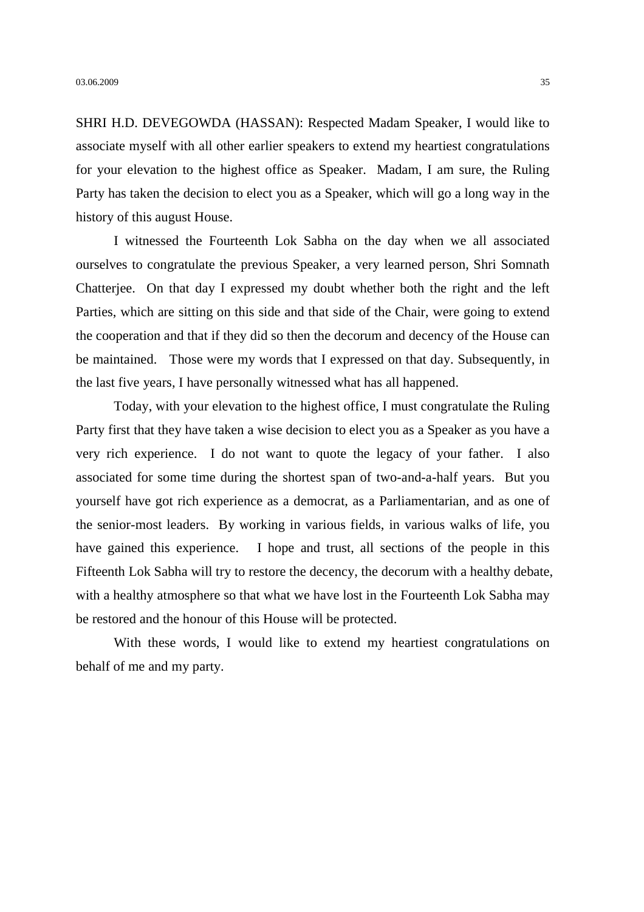SHRI H.D. DEVEGOWDA (HASSAN): Respected Madam Speaker, I would like to associate myself with all other earlier speakers to extend my heartiest congratulations for your elevation to the highest office as Speaker. Madam, I am sure, the Ruling Party has taken the decision to elect you as a Speaker, which will go a long way in the history of this august House.

I witnessed the Fourteenth Lok Sabha on the day when we all associated ourselves to congratulate the previous Speaker, a very learned person, Shri Somnath Chatterjee. On that day I expressed my doubt whether both the right and the left Parties, which are sitting on this side and that side of the Chair, were going to extend the cooperation and that if they did so then the decorum and decency of the House can be maintained. Those were my words that I expressed on that day. Subsequently, in the last five years, I have personally witnessed what has all happened.

Today, with your elevation to the highest office, I must congratulate the Ruling Party first that they have taken a wise decision to elect you as a Speaker as you have a very rich experience. I do not want to quote the legacy of your father. I also associated for some time during the shortest span of two-and-a-half years. But you yourself have got rich experience as a democrat, as a Parliamentarian, and as one of the senior-most leaders. By working in various fields, in various walks of life, you have gained this experience. I hope and trust, all sections of the people in this Fifteenth Lok Sabha will try to restore the decency, the decorum with a healthy debate, with a healthy atmosphere so that what we have lost in the Fourteenth Lok Sabha may be restored and the honour of this House will be protected.

With these words, I would like to extend my heartiest congratulations on behalf of me and my party.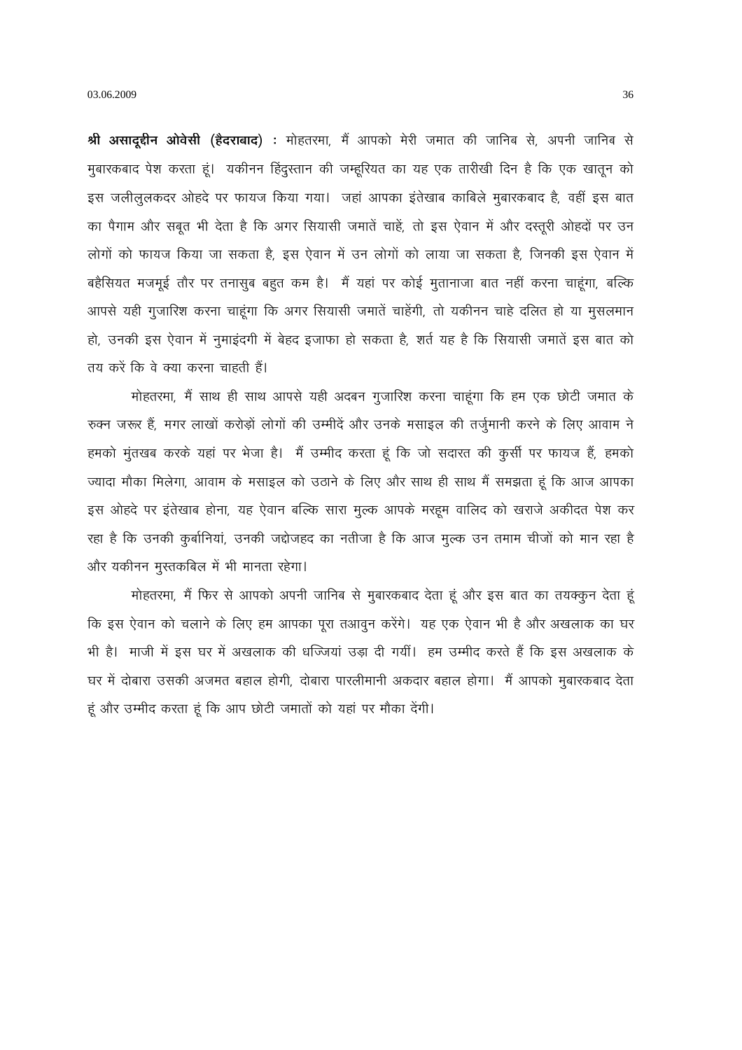**श्री असादूद्दीन ओवेसी (हैदराबाद) :** मोहतरमा, मैं आपको मेरी जमात की जानिब से, अपनी जानिब से मुबारकबाद पेश करता हूं। यकीनन हिंदुस्तान की जम्हूरियत का यह एक तारीखी दिन है कि एक खातून को इस जलीलुलकदर ओहदे पर फायज किया गया। जहां आपका इंतेखाब काबिले मुबारकबाद है, वहीं इस बात का पैगाम और सबूत भी देता है कि अगर सियासी जमातें चाहें, तो इस ऐवान में और दस्तूरी ओहदों पर उन लोगों को फायज किया जा सकता है, इस ऐवान में उन लोगों को लाया जा सकता है, जिनकी इस ऐवान में बहैसियत मजमूई तौर पर तनासुब बहुत कम है। मैं यहां पर कोई मुतानाजा बात नहीं करना चाहूंगा, बल्कि आपसे यही गुजारिश करना चाहूंगा कि अगर सियासी जमातें चाहेंगी, तो यकीनन चाहे दलित हो या मुसलमान हो, उनकी इस ऐवान में नुमाइंदगी में बेहद इजाफा हो सकता है, शर्त यह है कि सियासी जमातें इस बात को तय करें कि वे क्या करना चाहती हैं।

मोहतरमा, मैं साथ ही साथ आपसे यही अदबन गुजारिश करना चाहूंगा कि हम एक छोटी जमात के रुक्न जरूर हैं, मगर लाखों करोड़ों लोगों की उम्मीदें और उनके मसाइल की तर्जुमानी करने के लिए आवाम ने हमको मुंतखब करके यहां पर भेजा है। मैं उम्मीद करता हूं कि जो सदारत की कुर्सी पर फायज हैं, हमको ज्यादा मौका मिलेगा, आवाम के मसाइल को उठाने के लिए और साथ ही साथ मैं समझता हूं कि आज आपका इस ओहदे पर इंतेखाब होना, यह ऐवान बल्कि सारा मुल्क आपके मरहूम वालिद को खराजे अकीदत पेश कर रहा है कि उनकी कुर्बानियां, उनकी जद्दोजहद का नतीजा है कि आज मुल्क उन तमाम चीजों को मान रहा है और यकीनन मुस्तकबिल में भी मानता रहेगा।

मोहतरमा, मैं फिर से आपको अपनी जानिब से मुबारकबाद देता हूं और इस बात का तयक्कुन देता हूं कि इस ऐवान को चलाने के लिए हम आपका पूरा तआवुन करेंगे। यह एक ऐवान भी है और अखलाक का घर भी है। माजी में इस घर में अखलाक की धज्जियां उड़ा दी गयीं। हम उम्मीद करते हैं कि इस अखलाक के घर में दोबारा उसकी अजमत बहाल होगी, दोबारा पारलीमानी अकदार बहाल होगा। मैं आपको मुबारकबाद देता हूं और उम्मीद करता हूं कि आप छोटी जमातों को यहां पर मौका देंगी।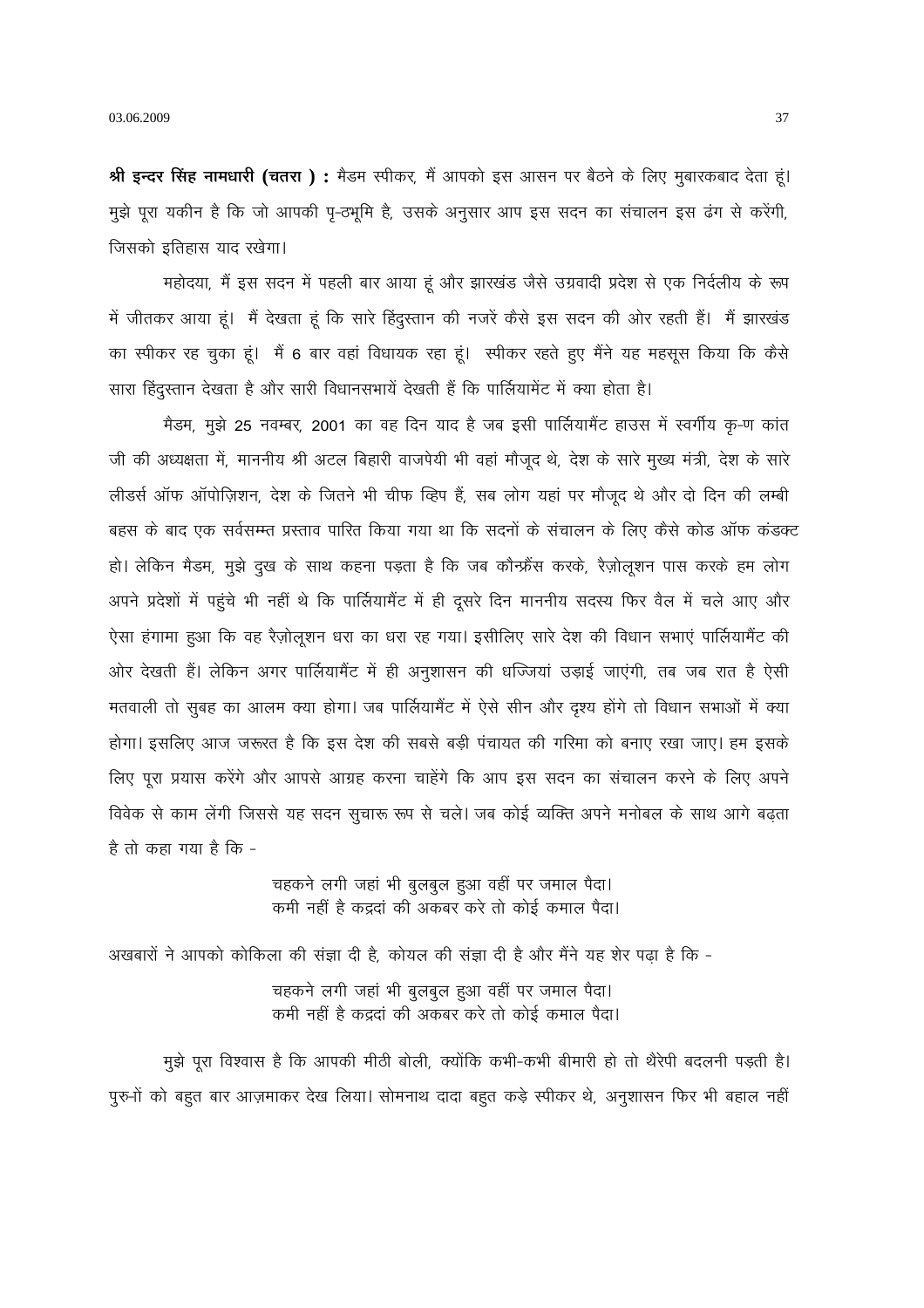**श्री इन्दर सिंह नामधारी (चतरा ) :** मैडम स्पीकर, मैं आपको इस आसन पर बैठने के लिए मुबारकबाद देता हूं। मुझे पूरा यकीन है कि जो आपकी पृ-ठभूमि है, उसके अनुसार आप इस सदन का संचालन इस ढंग से करेंगी, जिसको इतिहास याद रखेगा।

महोदया, मैं इस सदन में पहली बार आया हूं और झारखंड जैसे उग्रवादी प्रदेश से एक निर्दलीय के रूप में जीतकर आया हूं। मैं देखता हूं कि सारे हिंदुस्तान की नजरें कैसे इस सदन की ओर रहती हैं। मैं झारखंड का स्पीकर रह चुका हूं। मैं 6 बार वहां विधायक रहा हूं। स्पीकर रहते हुए मैंने यह महसूस किया कि कैसे सारा हिंदुस्तान देखता है और सारी विधानसभायें देखती हैं कि पार्लियामेंट में क्या होता है।

मैडम, मुझे 25 नवम्बर, 2001 का वह दिन याद है जब इसी पार्लियामैंट हाउस में स्वर्गीय कृ-ण कांत जी की अध्यक्षता में, माननीय श्री अटल बिहारी वाजपेयी भी वहां मौजूद थे, देश के सारे मुख्य मंत्री, देश के सारे लीडर्स ऑफ ऑपोज़िशन, देश के जितने भी चीफ व्हिप हैं, सब लोग यहां पर मौजूद थे और दो दिन की लम्बी बहस के बाद एक सर्वसम्मत प्रस्ताव पारित किया गया था कि सदनों के संचालन के लिए कैसे कोड ऑफ कंडक्ट हो। लेकिन मैडम, मुझे दुख के साथ कहना पड़ता है कि जब कौन्फ्रैंस करके, रैज़ोलूशन पास करके हम लोग अपने प्रदेशों में पहुंचे भी नहीं थे कि पार्लियामैंट में ही दूसरे दिन माननीय सदस्य फिर वैल में चले आए और ऐसा हंगामा हुआ कि वह रैज़ोलूशन धरा का धरा रह गया। इसीलिए सारे देश की विधान सभाएं पार्लियामैंट की ओर देखती हैं। लेकिन अगर पार्लियामैंट में ही अनुशासन की धज्जियां उड़ाई जाएंगी, तब जब रात है ऐसी मतवाली तो सुबह का आलम क्या होगा। जब पार्लियामैंट में ऐसे सीन और दृश्य होंगे तो विधान सभाओं में क्या होगा। इसलिए आज जरूरत है कि इस देश की सबसे बड़ी पंचायत की गरिमा को बनाए रखा जाए। हम इसके लिए पूरा प्रयास करेंगे और आपसे आग्रह करना चाहेंगे कि आप इस सदन का संचालन करने के लिए अपने विवेक से काम लेंगी जिससे यह सदन सुचारू रूप से चले। जब कोई व्यक्ति अपने मनोबल के साथ आगे बढ़ता है तो कहा गया है कि -

> चहकने लगी जहां भी बुलबुल हुआ वहीं पर जमाल पैदा।
> कमी नहीं है कद्रदां की अकबर करे तो कोई कमाल पैदा।

अखबारों ने आपको कोकिला की संज्ञा दी है, कोयल की संज्ञा दी है और मैंने यह शेर पढ़ा है कि -

> चहकने लगी जहां भी बुलबुल हुआ वहीं पर जमाल पैदा।
> कमी नहीं है कद्रदां की अकबर करे तो कोई कमाल पैदा।

मुझे पूरा विश्वास है कि आपकी मीठी बोली, क्योंकि कभी-कभी बीमारी हो तो थैरेपी बदलनी पड़ती है। पुरु-ों को बहुत बार आज़माकर देख लिया। सोमनाथ दादा बहुत कड़े स्पीकर थे, अनुशासन फिर भी बहाल नहीं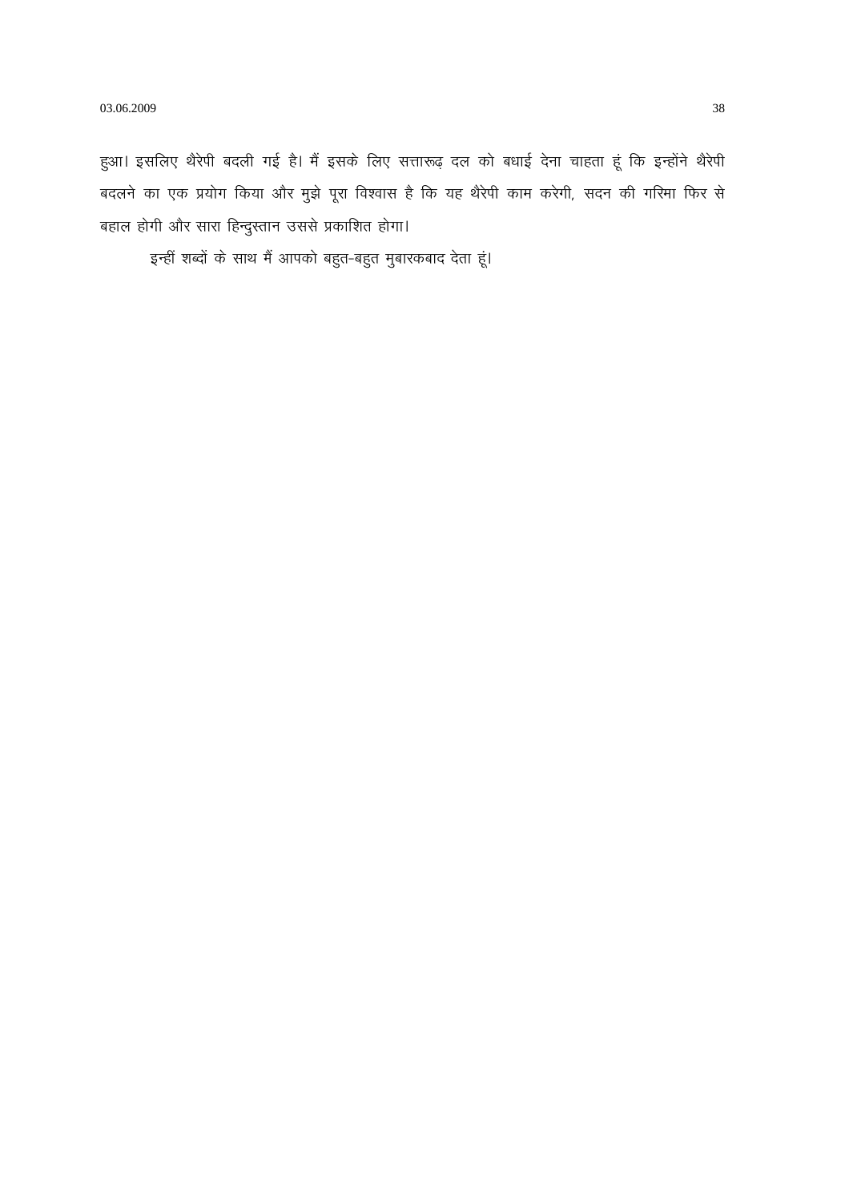हुआ। इसलिए थैरेपी बदली गई है। मैं इसके लिए सत्तारूढ़ दल को बधाई देना चाहता हूं कि इन्होंने थैरेपी बदलने का एक प्रयोग किया और मुझे पूरा विश्वास है कि यह थैरेपी काम करेगी, सदन की गरिमा फिर से बहाल होगी और सारा हिन्दुस्तान उससे प्रकाशित होगा।

इन्हीं शब्दों के साथ मैं आपको बहुत-बहुत मुबारकबाद देता हूं।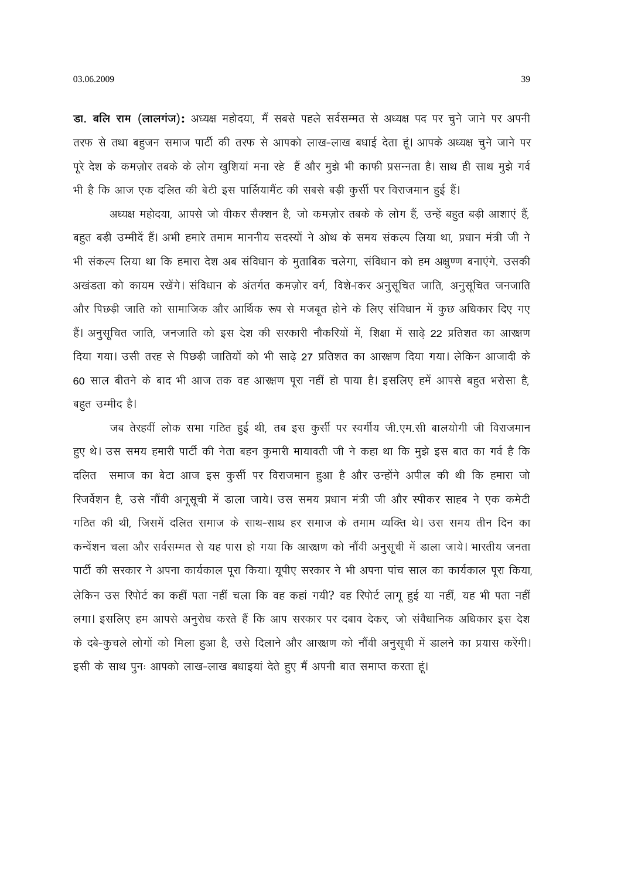**डा. बलि राम (लालगंज):** अध्यक्ष महोदया, मैं सबसे पहले सर्वसम्मत से अध्यक्ष पद पर चुने जाने पर अपनी तरफ से तथा बहुजन समाज पार्टी की तरफ से आपको लाख-लाख बधाई देता हूं। आपके अध्यक्ष चुने जाने पर पूरे देश के कमज़ोर तबके के लोग खुशियां मना रहे हैं और मुझे भी काफी प्रसन्नता है। साथ ही साथ मुझे गर्व भी है कि आज एक दलित की बेटी इस पार्लियामैंट की सबसे बड़ी कुर्सी पर विराजमान हुई हैं।

अध्यक्ष महोदया, आपसे जो वीकर सैक्शन है, जो कमज़ोर तबके के लोग हैं, उन्हें बहुत बड़ी आशाएं हैं, बहुत बड़ी उम्मीदें हैं। अभी हमारे तमाम माननीय सदस्यों ने ओथ के समय संकल्प लिया था, प्रधान मंत्री जी ने भी संकल्प लिया था कि हमारा देश अब संविधान के मुताबिक चलेगा, संविधान को हम अक्षुण्ण बनाएंगे. उसकी अखंडता को कायम रखेंगे। संविधान के अंतर्गत कमज़ोर वर्ग, विशे-ाकर अनुसूचित जाति, अनुसूचित जनजाति और पिछड़ी जाति को सामाजिक और आर्थिक रूप से मजबूत होने के लिए संविधान में कुछ अधिकार दिए गए हैं। अनुसूचित जाति, जनजाति को इस देश की सरकारी नौकरियों में, शिक्षा में साढ़े 22 प्रतिशत का आरक्षण दिया गया। उसी तरह से पिछड़ी जातियों को भी साढ़े 27 प्रतिशत का आरक्षण दिया गया। लेकिन आजादी के 60 साल बीतने के बाद भी आज तक वह आरक्षण पूरा नहीं हो पाया है। इसलिए हमें आपसे बहुत भरोसा है, बहुत उम्मीद है।

जब तेरहवीं लोक सभा गठित हुई थी, तब इस कुर्सी पर स्वर्गीय जी.एम.सी बालयोगी जी विराजमान हुए थे। उस समय हमारी पार्टी की नेता बहन कुमारी मायावती जी ने कहा था कि मुझे इस बात का गर्व है कि दलित समाज का बेटा आज इस कुर्सी पर विराजमान हुआ है और उन्होंने अपील की थी कि हमारा जो रिजर्वेशन है, उसे नौंवी अनूसूची में डाला जाये। उस समय प्रधान मंत्री जी और स्पीकर साहब ने एक कमेटी गठित की थी, जिसमें दलित समाज के साथ-साथ हर समाज के तमाम व्यक्ति थे। उस समय तीन दिन का कन्वेंशन चला और सर्वसम्मत से यह पास हो गया कि आरक्षण को नौंवी अनुसूची में डाला जाये। भारतीय जनता पार्टी की सरकार ने अपना कार्यकाल पूरा किया। यूपीए सरकार ने भी अपना पांच साल का कार्यकाल पूरा किया, लेकिन उस रिपोर्ट का कहीं पता नहीं चला कि वह कहां गयी? वह रिपोर्ट लागू हुई या नहीं, यह भी पता नहीं लगा। इसलिए हम आपसे अनुरोध करते हैं कि आप सरकार पर दबाव देकर, जो संवैधानिक अधिकार इस देश के दबे-कुचले लोगों को मिला हुआ है, उसे दिलाने और आरक्षण को नौंवी अनुसूची में डालने का प्रयास करेंगी। इसी के साथ पुनः आपको लाख-लाख बधाइयां देते हुए मैं अपनी बात समाप्त करता हूं।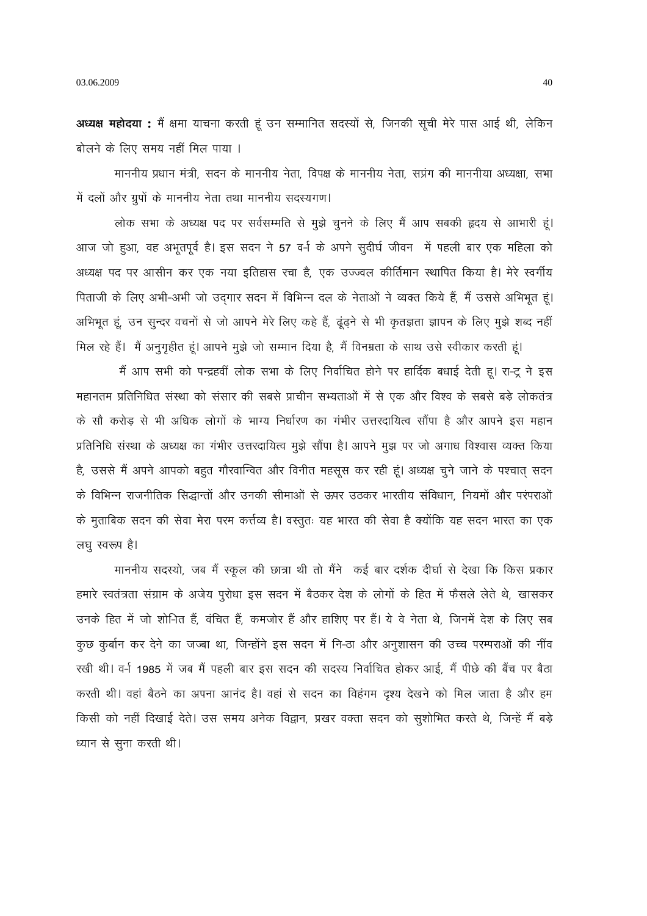**अध्यक्ष महोदया :** मैं क्षमा याचना करती हूं उन सम्मानित सदस्यों से, जिनकी सूची मेरे पास आई थी, लेकिन बोलने के लिए समय नहीं मिल पाया ।

माननीय प्रधान मंत्री, सदन के माननीय नेता, विपक्ष के माननीय नेता, सप्रंग की माननीया अध्यक्षा, सभा में दलों और ग्रुपों के माननीय नेता तथा माननीय सदस्यगण।

लोक सभा के अध्यक्ष पद पर सर्वसम्मति से मुझे चुनने के लिए मैं आप सबकी हृदय से आभारी हूं। आज जो हुआ, वह अभूतपूर्व है। इस सदन ने 57 वर्-ा के अपने सुदीर्घ जीवन में पहली बार एक महिला को अध्यक्ष पद पर आसीन कर एक नया इतिहास रचा है, एक उज्ज्वल कीर्तिमान स्थापित किया है। मेरे स्वर्गीय पिताजी के लिए अभी-अभी जो उद्‌गार सदन में विभिन्न दल के नेताओं ने व्यक्त किये हैं, मैं उससे अभिभूत हूं। अभिभूत हूं, उन सुन्दर वचनों से जो आपने मेरे लिए कहे हैं, ढूंढ़ने से भी कृतज्ञता ज्ञापन के लिए मुझे शब्द नहीं मिल रहे हैं। मैं अनुगृहीत हूं। आपने मुझे जो सम्मान दिया है, मैं विनम्रता के साथ उसे स्वीकार करती हूं।

मैं आप सभी को पन्द्रहवीं लोक सभा के लिए निर्वाचित होने पर हार्दिक बधाई देती हू। रा-ट्र ने इस महानतम प्रतिनिधित संस्था को संसार की सबसे प्राचीन सभ्यताओं में से एक और विश्व के सबसे बड़े लोकतंत्र के सौ करोड़ से भी अधिक लोगों के भाग्य निर्धारण का गंभीर उत्तरदायित्व सौंपा है और आपने इस महान प्रतिनिधि संस्था के अध्यक्ष का गंभीर उत्तरदायित्व मुझे सौंपा है। आपने मुझ पर जो अगाध विश्वास व्यक्त किया है, उससे मैं अपने आपको बहुत गौरवान्वित और विनीत महसूस कर रही हूं। अध्यक्ष चुने जाने के पश्चात् सदन के विभिन्न राजनीतिक सिद्धान्तों और उनकी सीमाओं से ऊपर उठकर भारतीय संविधान, नियमों और परंपराओं के मुताबिक सदन की सेवा मेरा परम कर्त्तव्य है। वस्तुतः यह भारत की सेवा है क्योंकि यह सदन भारत का एक लघु स्वरूप है।

माननीय सदस्यो, जब मैं स्कूल की छात्रा थी तो मैंने कई बार दर्शक दीर्घा से देखा कि किस प्रकार हमारे स्वतंत्रता संग्राम के अजेय पुरोधा इस सदन में बैठकर देश के लोगों के हित में फैसले लेते थे, खासकर उनके हित में जो शोषित हैं, वंचित हैं, कमजोर हैं और हाशिए पर हैं। ये वे नेता थे, जिनमें देश के लिए सब कुछ कुर्बान कर देने का जज्बा था, जिन्होंने इस सदन में नि-ठा और अनुशासन की उच्च परम्पराओं की नींव रखी थी। वर्-ा 1985 में जब मैं पहली बार इस सदन की सदस्य निर्वाचित होकर आई, मैं पीछे की बैंच पर बैठा करती थी। वहां बैठने का अपना आनंद है। वहां से सदन का विहंगम दृश्य देखने को मिल जाता है और हम किसी को नहीं दिखाई देते। उस समय अनेक विद्वान, प्रखर वक्ता सदन को सुशोभित करते थे, जिन्हें मैं बड़े ध्यान से सुना करती थी।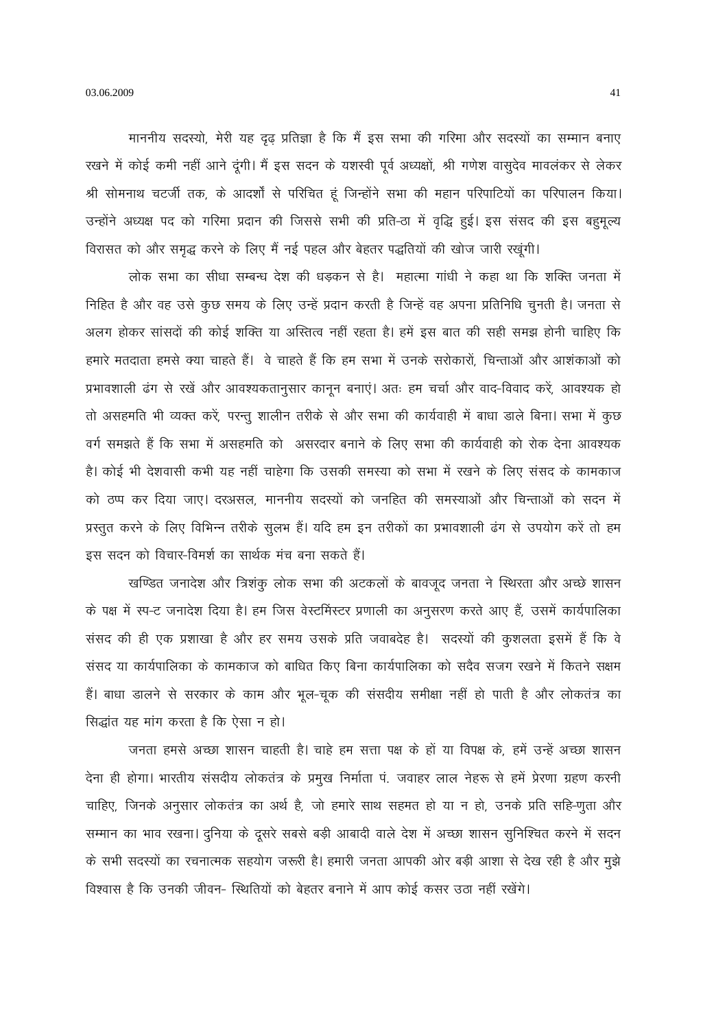माननीय सदस्यो, मेरी यह दृढ़ प्रतिज्ञा है कि मैं इस सभा की गरिमा और सदस्यों का सम्मान बनाए रखने में कोई कमी नहीं आने दूंगी। मैं इस सदन के यशस्वी पूर्व अध्यक्षों, श्री गणेश वासुदेव मावलंकर से लेकर श्री सोमनाथ चटर्जी तक, के आदर्शों से परिचित हूं जिन्होंने सभा की महान परिपाटियों का परिपालन किया। उन्होंने अध्यक्ष पद को गरिमा प्रदान की जिससे सभी की प्रति-ठा में वृद्धि हुई। इस संसद की इस बहुमूल्य विरासत को और समृद्ध करने के लिए मैं नई पहल और बेहतर पद्धतियों की खोज जारी रखूंगी।

लोक सभा का सीधा सम्बन्ध देश की धड़कन से है। महात्मा गांधी ने कहा था कि शक्ति जनता में निहित है और वह उसे कुछ समय के लिए उन्हें प्रदान करती है जिन्हें वह अपना प्रतिनिधि चुनती है। जनता से अलग होकर सांसदों की कोई शक्ति या अस्तित्व नहीं रहता है। हमें इस बात की सही समझ होनी चाहिए कि हमारे मतदाता हमसे क्या चाहते हैं। वे चाहते हैं कि हम सभा में उनके सरोकारों, चिन्ताओं और आशंकाओं को प्रभावशाली ढंग से रखें और आवश्यकतानुसार कानून बनाएं। अतः हम चर्चा और वाद-विवाद करें, आवश्यक हो तो असहमति भी व्यक्त करें, परन्तु शालीन तरीके से और सभा की कार्यवाही में बाधा डाले बिना। सभा में कुछ वर्ग समझते हैं कि सभा में असहमति को असरदार बनाने के लिए सभा की कार्यवाही को रोक देना आवश्यक है। कोई भी देशवासी कभी यह नहीं चाहेगा कि उसकी समस्या को सभा में रखने के लिए संसद के कामकाज को ठप्प कर दिया जाए। दरअसल, माननीय सदस्यों को जनहित की समस्याओं और चिन्ताओं को सदन में प्रस्तुत करने के लिए विभिन्न तरीके सुलभ हैं। यदि हम इन तरीकों का प्रभावशाली ढंग से उपयोग करें तो हम इस सदन को विचार-विमर्श का सार्थक मंच बना सकते हैं।

खण्डित जनादेश और त्रिशंकु लोक सभा की अटकलों के बावजूद जनता ने स्थिरता और अच्छे शासन के पक्ष में स्प-ट जनादेश दिया है। हम जिस वेस्टमिंस्टर प्रणाली का अनुसरण करते आए हैं, उसमें कार्यपालिका संसद की ही एक प्रशाखा है और हर समय उसके प्रति जवाबदेह है। सदस्यों की कुशलता इसमें हैं कि वे संसद या कार्यपालिका के कामकाज को बाधित किए बिना कार्यपालिका को सदैव सजग रखने में कितने सक्षम हैं। बाधा डालने से सरकार के काम और भूल-चूक की संसदीय समीक्षा नहीं हो पाती है और लोकतंत्र का सिद्धांत यह मांग करता है कि ऐसा न हो।

जनता हमसे अच्छा शासन चाहती है। चाहे हम सत्ता पक्ष के हों या विपक्ष के, हमें उन्हें अच्छा शासन देना ही होगा। भारतीय संसदीय लोकतंत्र के प्रमुख निर्माता पं. जवाहर लाल नेहरू से हमें प्रेरणा ग्रहण करनी चाहिए, जिनके अनुसार लोकतंत्र का अर्थ है, जो हमारे साथ सहमत हो या न हो, उनके प्रति सहि-णुता और सम्मान का भाव रखना। दुनिया के दूसरे सबसे बड़ी आबादी वाले देश में अच्छा शासन सुनिश्चित करने में सदन के सभी सदस्यों का रचनात्मक सहयोग जरूरी है। हमारी जनता आपकी ओर बड़ी आशा से देख रही है और मुझे विश्वास है कि उनकी जीवन- स्थितियों को बेहतर बनाने में आप कोई कसर उठा नहीं रखेंगे।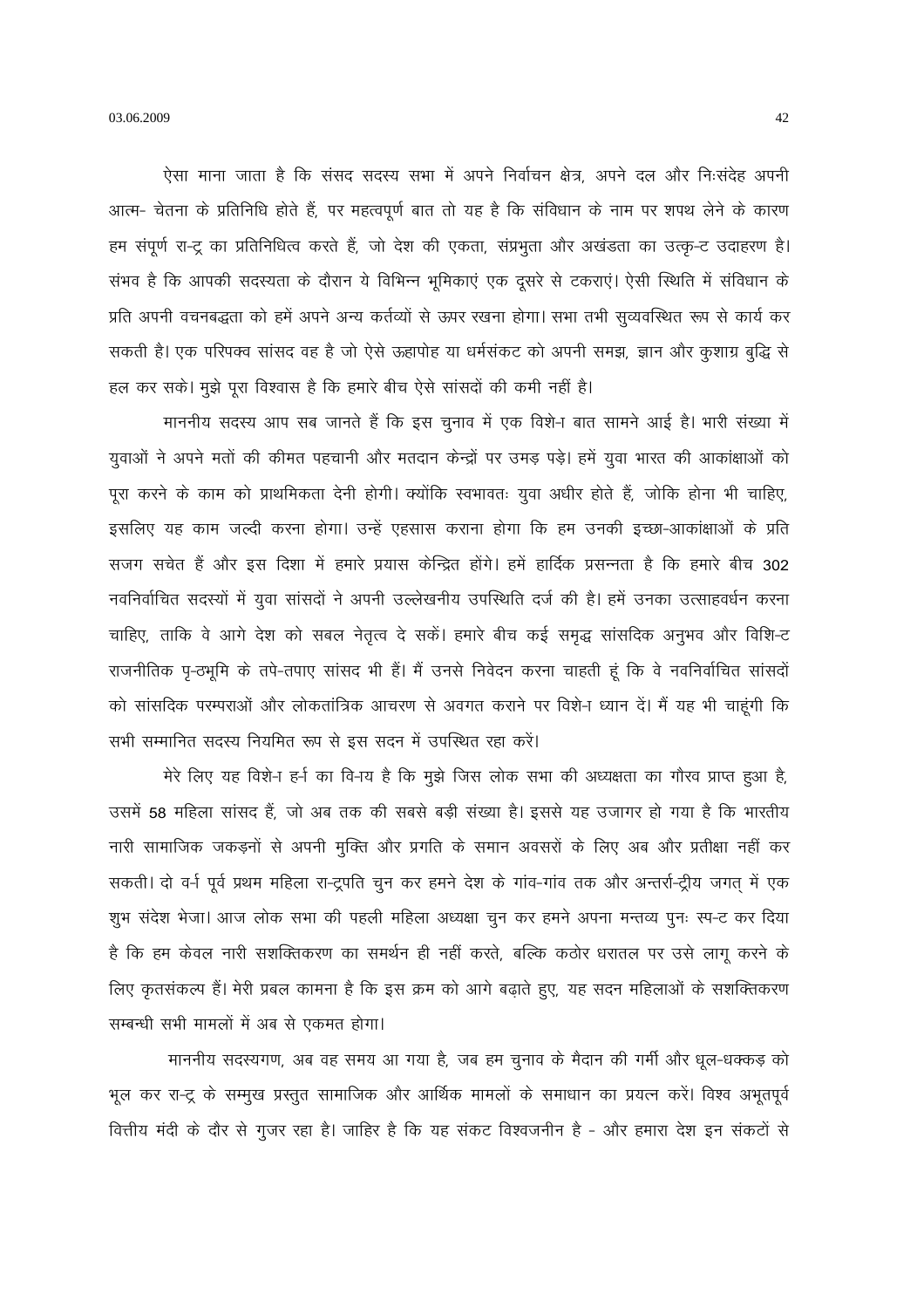ऐसा माना जाता है कि संसद सदस्य सभा में अपने निर्वाचन क्षेत्र, अपने दल और निःसंदेह अपनी आत्म- चेतना के प्रतिनिधि होते हैं, पर महत्वपूर्ण बात तो यह है कि संविधान के नाम पर शपथ लेने के कारण हम संपूर्ण रा-ट्र का प्रतिनिधित्व करते हैं, जो देश की एकता, संप्रभुता और अखंडता का उत्कृ-ट उदाहरण है। संभव है कि आपकी सदस्यता के दौरान ये विभिन्न भूमिकाएं एक दूसरे से टकराएं। ऐसी स्थिति में संविधान के प्रति अपनी वचनबद्धता को हमें अपने अन्य कर्तव्यों से ऊपर रखना होगा। सभा तभी सुव्यवस्थित रूप से कार्य कर सकती है। एक परिपक्व सांसद वह है जो ऐसे ऊहापोह या धर्मसंकट को अपनी समझ, ज्ञान और कुशाग्र बुद्धि से हल कर सके। मुझे पूरा विश्वास है कि हमारे बीच ऐसे सांसदों की कमी नहीं है।

माननीय सदस्य आप सब जानते हैं कि इस चुनाव में एक विशे-ा बात सामने आई है। भारी संख्या में युवाओं ने अपने मतों की कीमत पहचानी और मतदान केन्द्रों पर उमड़ पड़े। हमें युवा भारत की आकांक्षाओं को पूरा करने के काम को प्राथमिकता देनी होगी। क्योंकि स्वभावतः युवा अधीर होते हैं, जोकि होना भी चाहिए, इसलिए यह काम जल्दी करना होगा। उन्हें एहसास कराना होगा कि हम उनकी इच्छा-आकांक्षाओं के प्रति सजग सचेत हैं और इस दिशा में हमारे प्रयास केन्द्रित होंगे। हमें हार्दिक प्रसन्नता है कि हमारे बीच 302 नवनिर्वाचित सदस्यों में युवा सांसदों ने अपनी उल्लेखनीय उपस्थिति दर्ज की है। हमें उनका उत्साहवर्धन करना चाहिए, ताकि वे आगे देश को सबल नेतृत्व दे सकें। हमारे बीच कई समृद्ध सांसदिक अनुभव और विशि-ट राजनीतिक पृ-ठभूमि के तपे-तपाए सांसद भी हैं। मैं उनसे निवेदन करना चाहती हूं कि वे नवनिर्वाचित सांसदों को सांसदिक परम्पराओं और लोकतांत्रिक आचरण से अवगत कराने पर विशे-ा ध्यान दें। मैं यह भी चाहूंगी कि सभी सम्मानित सदस्य नियमित रूप से इस सदन में उपस्थित रहा करें।

मेरे लिए यह विशे-ा ह-र् का वि-ाय है कि मुझे जिस लोक सभा की अध्यक्षता का गौरव प्राप्त हुआ है, उसमें 58 महिला सांसद हैं, जो अब तक की सबसे बड़ी संख्या है। इससे यह उजागर हो गया है कि भारतीय नारी सामाजिक जकड़नों से अपनी मुक्ति और प्रगति के समान अवसरों के लिए अब और प्रतीक्षा नहीं कर सकती। दो व-र् पूर्व प्रथम महिला रा-ट्रपति चुन कर हमने देश के गांव-गांव तक और अन्तर्रा-ट्रीय जगत् में एक शुभ संदेश भेजा। आज लोक सभा की पहली महिला अध्यक्षा चुन कर हमने अपना मन्तव्य पुनः स्प-ट कर दिया है कि हम केवल नारी सशक्तिकरण का समर्थन ही नहीं करते, बल्कि कठोर धरातल पर उसे लागू करने के लिए कृतसंकल्प हैं। मेरी प्रबल कामना है कि इस क्रम को आगे बढ़ाते हुए, यह सदन महिलाओं के सशक्तिकरण सम्बन्धी सभी मामलों में अब से एकमत होगा।

माननीय सदस्यगण, अब वह समय आ गया है, जब हम चुनाव के मैदान की गर्मी और धूल-धक्कड़ को भूल कर रा-ट्र के सम्मुख प्रस्तुत सामाजिक और आर्थिक मामलों के समाधान का प्रयत्न करें। विश्व अभूतपूर्व वित्तीय मंदी के दौर से गुजर रहा है। जाहिर है कि यह संकट विश्वजनीन है - और हमारा देश इन संकटों से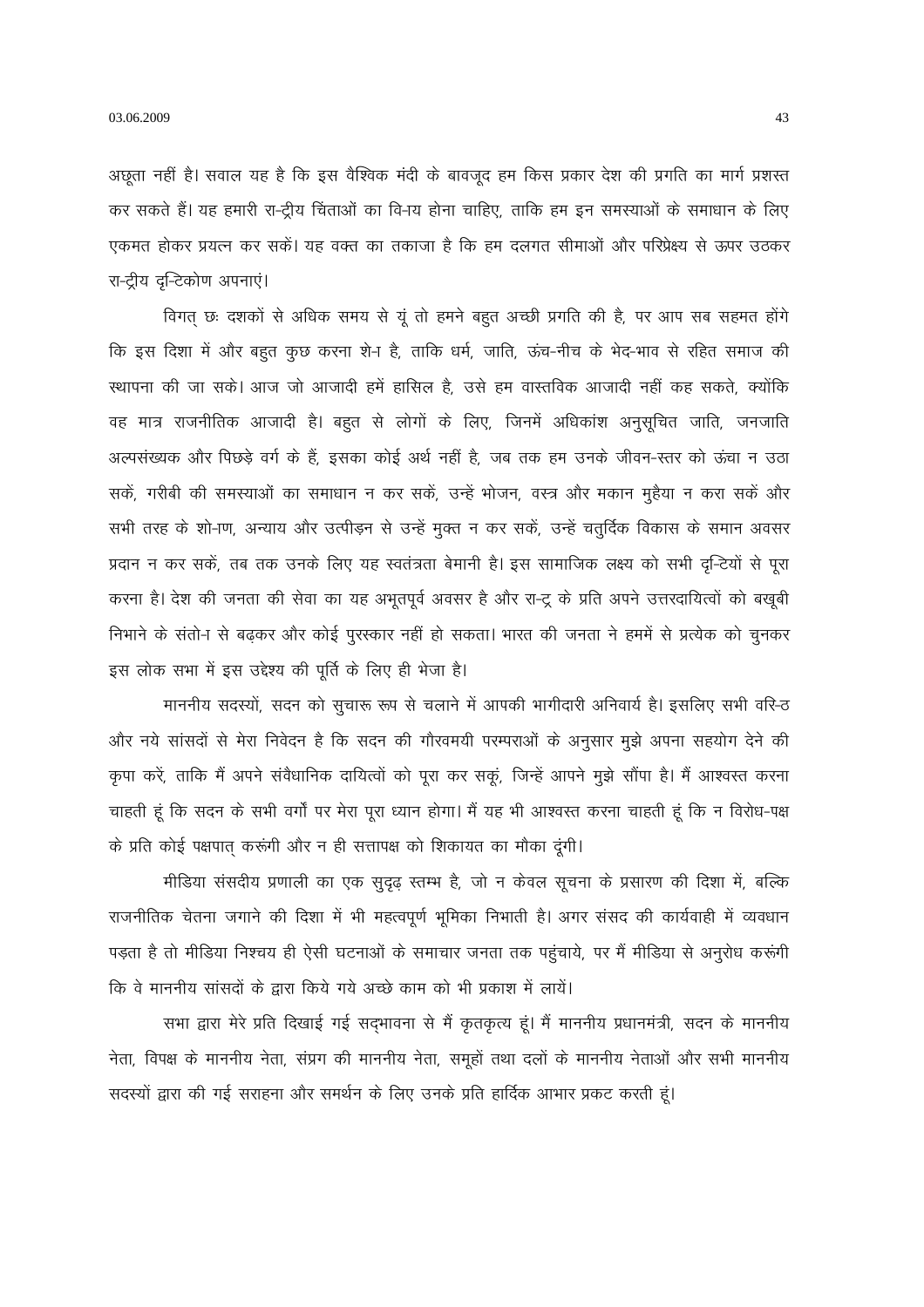अछूता नहीं है। सवाल यह है कि इस वैश्विक मंदी के बावजूद हम किस प्रकार देश की प्रगति का मार्ग प्रशस्त कर सकते हैं। यह हमारी रा-ट्रीय चिंताओं का वि-ाय होना चाहिए, ताकि हम इन समस्याओं के समाधान के लिए एकमत होकर प्रयत्न कर सकें। यह वक्त का तकाजा है कि हम दलगत सीमाओं और परिप्रेक्ष्य से ऊपर उठकर रा-ट्रीय दृ-टिकोण अपनाएं।

विगत् छः दशकों से अधिक समय से यूं तो हमने बहुत अच्छी प्रगति की है, पर आप सब सहमत होंगे कि इस दिशा में और बहुत कुछ करना शे-ा है, ताकि धर्म, जाति, ऊंच-नीच के भेद-भाव से रहित समाज की स्थापना की जा सके। आज जो आजादी हमें हासिल है, उसे हम वास्तविक आजादी नहीं कह सकते, क्योंकि वह मात्र राजनीतिक आजादी है। बहुत से लोगों के लिए, जिनमें अधिकांश अनुसूचित जाति, जनजाति अल्पसंख्यक और पिछड़े वर्ग के हैं, इसका कोई अर्थ नहीं है, जब तक हम उनके जीवन-स्तर को ऊंचा न उठा सकें, गरीबी की समस्याओं का समाधान न कर सकें, उन्हें भोजन, वस्त्र और मकान मुहैया न करा सकें और सभी तरह के शो-ाण, अन्याय और उत्पीड़न से उन्हें मुक्त न कर सकें, उन्हें चतुर्दिक विकास के समान अवसर प्रदान न कर सकें, तब तक उनके लिए यह स्वतंत्रता बेमानी है। इस सामाजिक लक्ष्य को सभी दृ-टियों से पूरा करना है। देश की जनता की सेवा का यह अभूतपूर्व अवसर है और रा-ट्र के प्रति अपने उत्तरदायित्वों को बखूबी निभाने के संतो-ा से बढ़कर और कोई पुरस्कार नहीं हो सकता। भारत की जनता ने हममें से प्रत्येक को चुनकर इस लोक सभा में इस उद्देश्य की पूर्ति के लिए ही भेजा है।

माननीय सदस्यों, सदन को सुचारू रूप से चलाने में आपकी भागीदारी अनिवार्य है। इसलिए सभी वरि-ठ और नये सांसदों से मेरा निवेदन है कि सदन की गौरवमयी परम्पराओं के अनुसार मुझे अपना सहयोग देने की कृपा करें, ताकि मैं अपने संवैधानिक दायित्वों को पूरा कर सकूं, जिन्हें आपने मुझे सौंपा है। मैं आश्वस्त करना चाहती हूं कि सदन के सभी वर्गों पर मेरा पूरा ध्यान होगा। मैं यह भी आश्वस्त करना चाहती हूं कि न विरोध-पक्ष के प्रति कोई पक्षपात् करूंगी और न ही सत्तापक्ष को शिकायत का मौका दूंगी।

मीडिया संसदीय प्रणाली का एक सुदृढ़ स्तम्भ है, जो न केवल सूचना के प्रसारण की दिशा में, बल्कि राजनीतिक चेतना जगाने की दिशा में भी महत्वपूर्ण भूमिका निभाती है। अगर संसद की कार्यवाही में व्यवधान पड़ता है तो मीडिया निश्चय ही ऐसी घटनाओं के समाचार जनता तक पहुंचाये, पर मैं मीडिया से अनुरोध करूंगी कि वे माननीय सांसदों के द्वारा किये गये अच्छे काम को भी प्रकाश में लायें।

सभा द्वारा मेरे प्रति दिखाई गई सद्भावना से मैं कृतकृत्य हूं। मैं माननीय प्रधानमंत्री, सदन के माननीय नेता, विपक्ष के माननीय नेता, संप्रग की माननीय नेता, समूहों तथा दलों के माननीय नेताओं और सभी माननीय सदस्यों द्वारा की गई सराहना और समर्थन के लिए उनके प्रति हार्दिक आभार प्रकट करती हूं।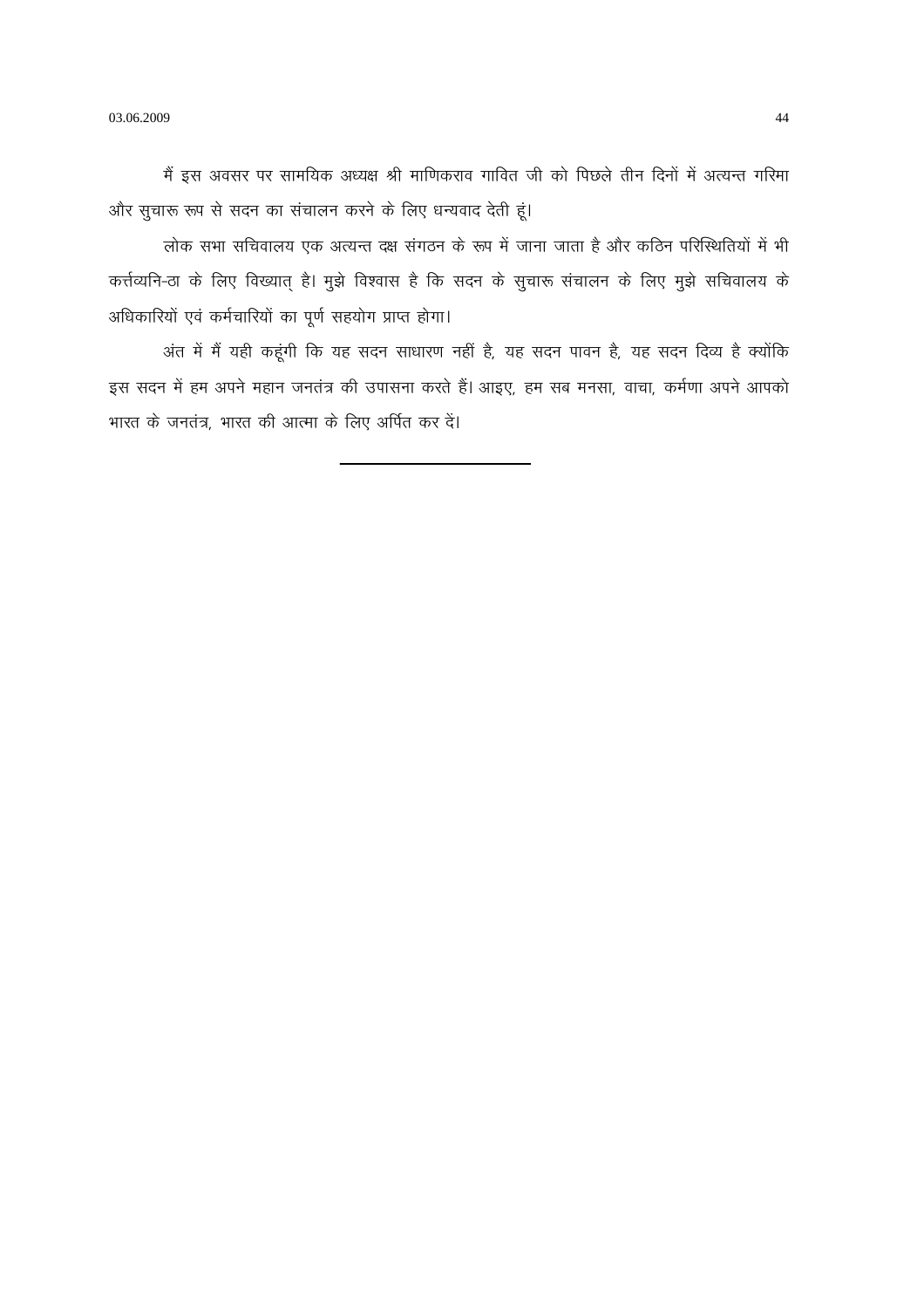मैं इस अवसर पर सामयिक अध्यक्ष श्री माणिकराव गावित जी को पिछले तीन दिनों में अत्यन्त गरिमा और सुचारू रूप से सदन का संचालन करने के लिए धन्यवाद देती हूं।

लोक सभा सचिवालय एक अत्यन्त दक्ष संगठन के रूप में जाना जाता है और कठिन परिस्थितियों में भी कर्त्तव्यनि-ठा के लिए विख्यात् है। मुझे विश्वास है कि सदन के सुचारू संचालन के लिए मुझे सचिवालय के अधिकारियों एवं कर्मचारियों का पूर्ण सहयोग प्राप्त होगा।

अंत में मैं यही कहूंगी कि यह सदन साधारण नहीं है, यह सदन पावन है, यह सदन दिव्य है क्योंकि इस सदन में हम अपने महान जनतंत्र की उपासना करते हैं। आइए, हम सब मनसा, वाचा, कर्मणा अपने आपको भारत के जनतंत्र, भारत की आत्मा के लिए अर्पित कर दें।

---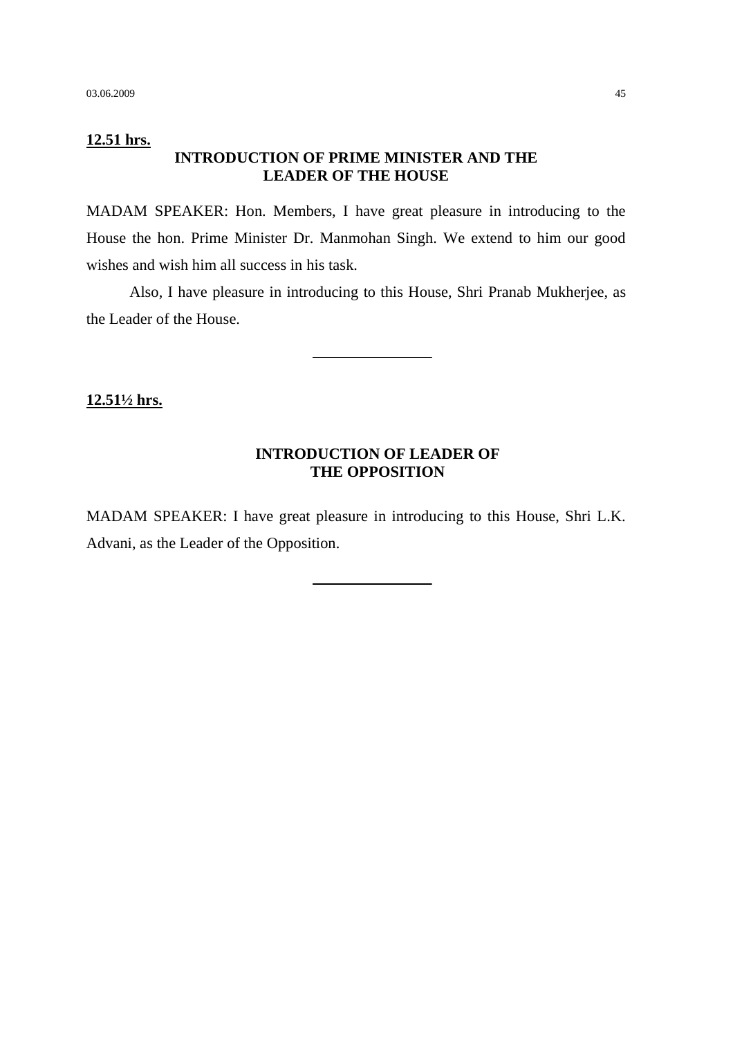**12.51 hrs.**

## INTRODUCTION OF PRIME MINISTER AND THE LEADER OF THE HOUSE

MADAM SPEAKER: Hon. Members, I have great pleasure in introducing to the House the hon. Prime Minister Dr. Manmohan Singh. We extend to him our good wishes and wish him all success in his task.

Also, I have pleasure in introducing to this House, Shri Pranab Mukherjee, as the Leader of the House.

---

**12.51½ hrs.**

## INTRODUCTION OF LEADER OF THE OPPOSITION

MADAM SPEAKER: I have great pleasure in introducing to this House, Shri L.K. Advani, as the Leader of the Opposition.

---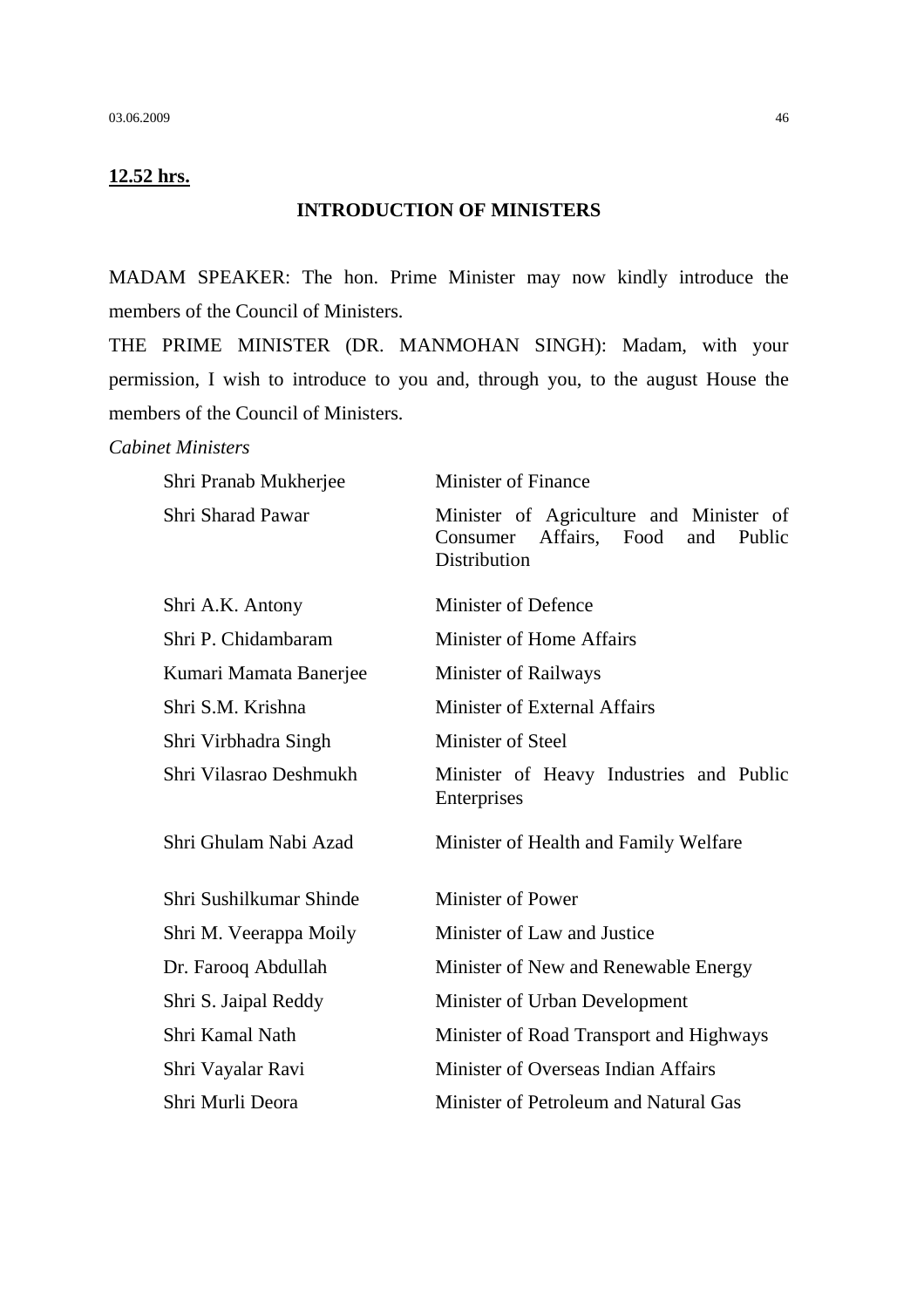**12.52 hrs.**

## INTRODUCTION OF MINISTERS

MADAM SPEAKER: The hon. Prime Minister may now kindly introduce the members of the Council of Ministers.

THE PRIME MINISTER (DR. MANMOHAN SINGH): Madam, with your permission, I wish to introduce to you and, through you, to the august House the members of the Council of Ministers.

*Cabinet Ministers*

| | |
|---|---|
| Shri Pranab Mukherjee | Minister of Finance |
| Shri Sharad Pawar | Minister of Agriculture and Minister of Consumer Affairs, Food and Public Distribution |
| Shri A.K. Antony | Minister of Defence |
| Shri P. Chidambaram | Minister of Home Affairs |
| Kumari Mamata Banerjee | Minister of Railways |
| Shri S.M. Krishna | Minister of External Affairs |
| Shri Virbhadra Singh | Minister of Steel |
| Shri Vilasrao Deshmukh | Minister of Heavy Industries and Public Enterprises |
| Shri Ghulam Nabi Azad | Minister of Health and Family Welfare |
| Shri Sushilkumar Shinde | Minister of Power |
| Shri M. Veerappa Moily | Minister of Law and Justice |
| Dr. Farooq Abdullah | Minister of New and Renewable Energy |
| Shri S. Jaipal Reddy | Minister of Urban Development |
| Shri Kamal Nath | Minister of Road Transport and Highways |
| Shri Vayalar Ravi | Minister of Overseas Indian Affairs |
| Shri Murli Deora | Minister of Petroleum and Natural Gas |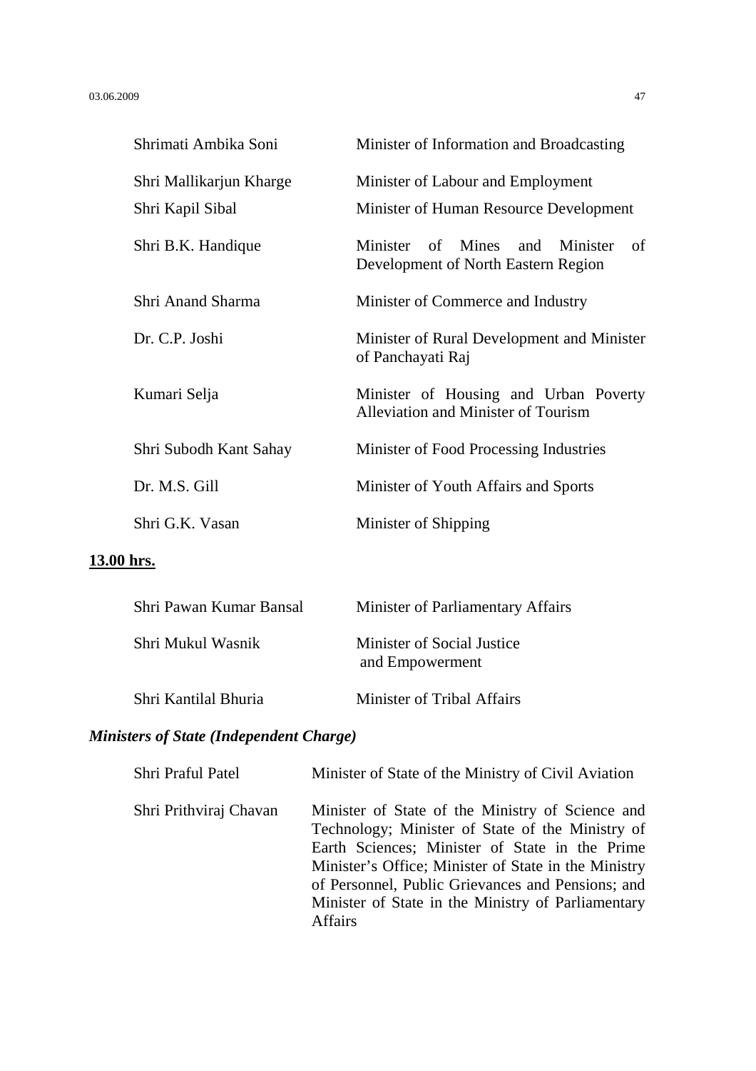| | |
|---|---|
| Shrimati Ambika Soni | Minister of Information and Broadcasting |
| Shri Mallikarjun Kharge | Minister of Labour and Employment |
| Shri Kapil Sibal | Minister of Human Resource Development |
| Shri B.K. Handique | Minister of Mines and Minister of Development of North Eastern Region |
| Shri Anand Sharma | Minister of Commerce and Industry |
| Dr. C.P. Joshi | Minister of Rural Development and Minister of Panchayati Raj |
| Kumari Selja | Minister of Housing and Urban Poverty Alleviation and Minister of Tourism |
| Shri Subodh Kant Sahay | Minister of Food Processing Industries |
| Dr. M.S. Gill | Minister of Youth Affairs and Sports |
| Shri G.K. Vasan | Minister of Shipping |

**13.00 hrs.**

| | |
|---|---|
| Shri Pawan Kumar Bansal | Minister of Parliamentary Affairs |
| Shri Mukul Wasnik | Minister of Social Justice and Empowerment |
| Shri Kantilal Bhuria | Minister of Tribal Affairs |

***Ministers of State (Independent Charge)***

| | |
|---|---|
| Shri Praful Patel | Minister of State of the Ministry of Civil Aviation |
| Shri Prithviraj Chavan | Minister of State of the Ministry of Science and Technology; Minister of State of the Ministry of Earth Sciences; Minister of State in the Prime Minister's Office; Minister of State in the Ministry of Personnel, Public Grievances and Pensions; and Minister of State in the Ministry of Parliamentary Affairs |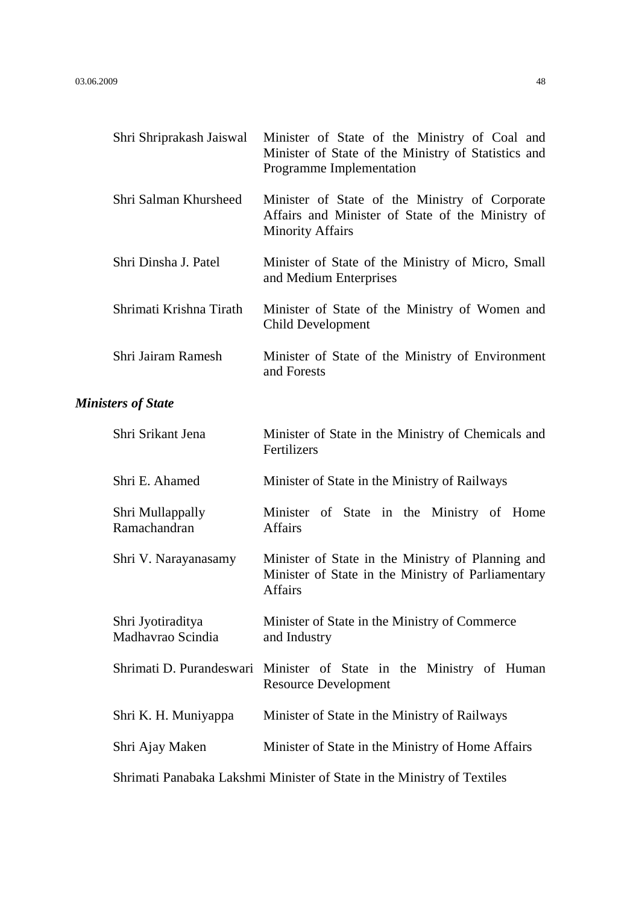| | |
|---|---|
| Shri Shriprakash Jaiswal | Minister of State of the Ministry of Coal and Minister of State of the Ministry of Statistics and Programme Implementation |
| Shri Salman Khursheed | Minister of State of the Ministry of Corporate Affairs and Minister of State of the Ministry of Minority Affairs |
| Shri Dinsha J. Patel | Minister of State of the Ministry of Micro, Small and Medium Enterprises |
| Shrimati Krishna Tirath | Minister of State of the Ministry of Women and Child Development |
| Shri Jairam Ramesh | Minister of State of the Ministry of Environment and Forests |

***Ministers of State***

| | |
|---|---|
| Shri Srikant Jena | Minister of State in the Ministry of Chemicals and Fertilizers |
| Shri E. Ahamed | Minister of State in the Ministry of Railways |
| Shri Mullappally Ramachandran | Minister of State in the Ministry of Home Affairs |
| Shri V. Narayanasamy | Minister of State in the Ministry of Planning and Minister of State in the Ministry of Parliamentary Affairs |
| Shri Jyotiraditya Madhavrao Scindia | Minister of State in the Ministry of Commerce and Industry |
| Shrimati D. Purandeswari | Minister of State in the Ministry of Human Resource Development |
| Shri K. H. Muniyappa | Minister of State in the Ministry of Railways |
| Shri Ajay Maken | Minister of State in the Ministry of Home Affairs |
| Shrimati Panabaka Lakshmi | Minister of State in the Ministry of Textiles |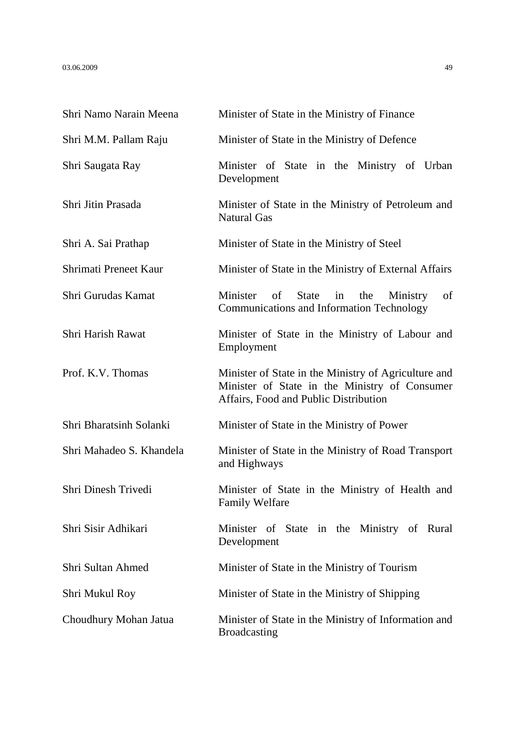| | |
|---|---|
| Shri Namo Narain Meena | Minister of State in the Ministry of Finance |
| Shri M.M. Pallam Raju | Minister of State in the Ministry of Defence |
| Shri Saugata Ray | Minister of State in the Ministry of Urban Development |
| Shri Jitin Prasada | Minister of State in the Ministry of Petroleum and Natural Gas |
| Shri A. Sai Prathap | Minister of State in the Ministry of Steel |
| Shrimati Preneet Kaur | Minister of State in the Ministry of External Affairs |
| Shri Gurudas Kamat | Minister of State in the Ministry of Communications and Information Technology |
| Shri Harish Rawat | Minister of State in the Ministry of Labour and Employment |
| Prof. K.V. Thomas | Minister of State in the Ministry of Agriculture and Minister of State in the Ministry of Consumer Affairs, Food and Public Distribution |
| Shri Bharatsinh Solanki | Minister of State in the Ministry of Power |
| Shri Mahadeo S. Khandela | Minister of State in the Ministry of Road Transport and Highways |
| Shri Dinesh Trivedi | Minister of State in the Ministry of Health and Family Welfare |
| Shri Sisir Adhikari | Minister of State in the Ministry of Rural Development |
| Shri Sultan Ahmed | Minister of State in the Ministry of Tourism |
| Shri Mukul Roy | Minister of State in the Ministry of Shipping |
| Choudhury Mohan Jatua | Minister of State in the Ministry of Information and Broadcasting |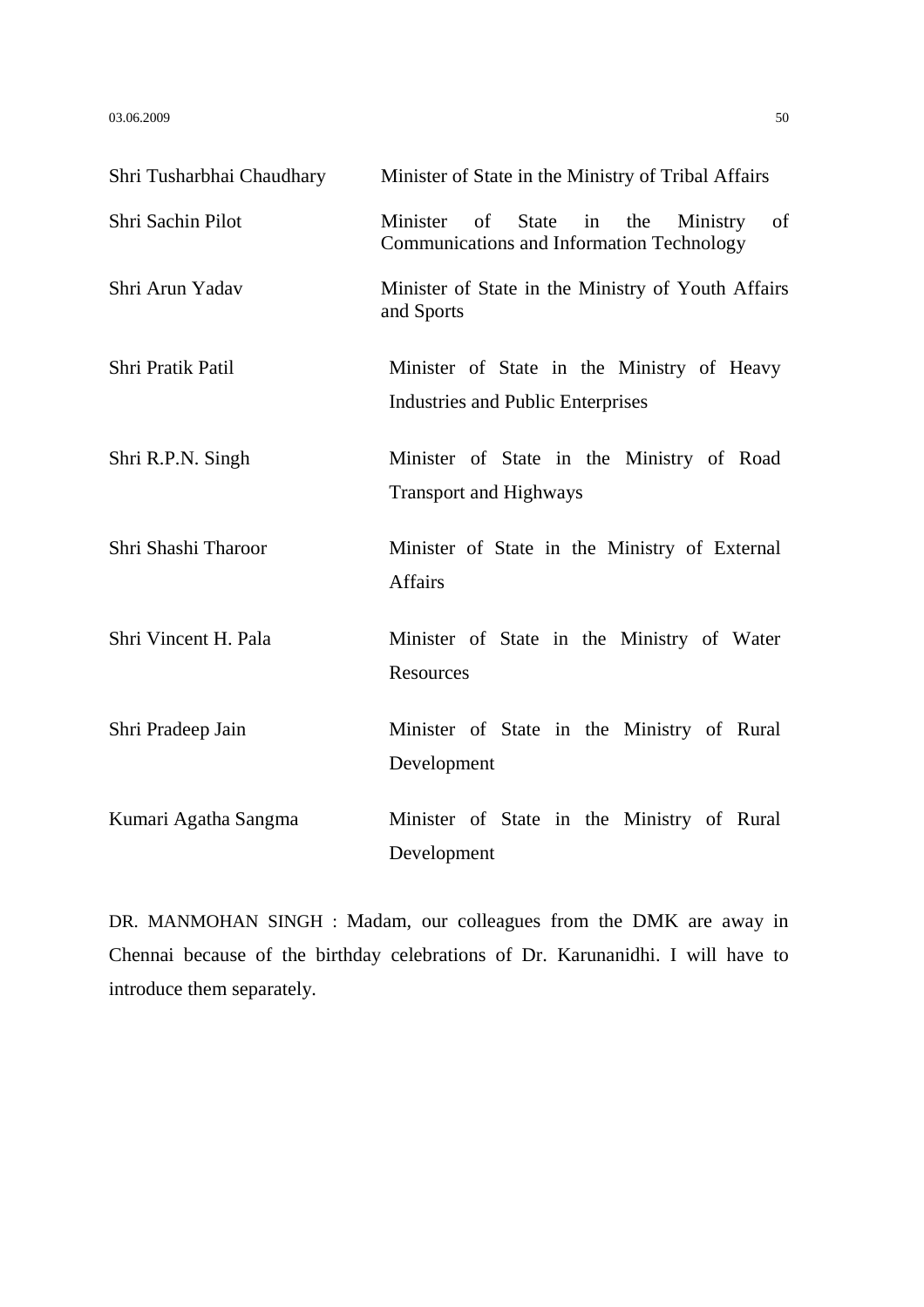| | |
|---|---|
| Shri Tusharbhai Chaudhary | Minister of State in the Ministry of Tribal Affairs |
| Shri Sachin Pilot | Minister of State in the Ministry of Communications and Information Technology |
| Shri Arun Yadav | Minister of State in the Ministry of Youth Affairs and Sports |
| Shri Pratik Patil | Minister of State in the Ministry of Heavy Industries and Public Enterprises |
| Shri R.P.N. Singh | Minister of State in the Ministry of Road Transport and Highways |
| Shri Shashi Tharoor | Minister of State in the Ministry of External Affairs |
| Shri Vincent H. Pala | Minister of State in the Ministry of Water Resources |
| Shri Pradeep Jain | Minister of State in the Ministry of Rural Development |
| Kumari Agatha Sangma | Minister of State in the Ministry of Rural Development |

DR. MANMOHAN SINGH : Madam, our colleagues from the DMK are away in Chennai because of the birthday celebrations of Dr. Karunanidhi. I will have to introduce them separately.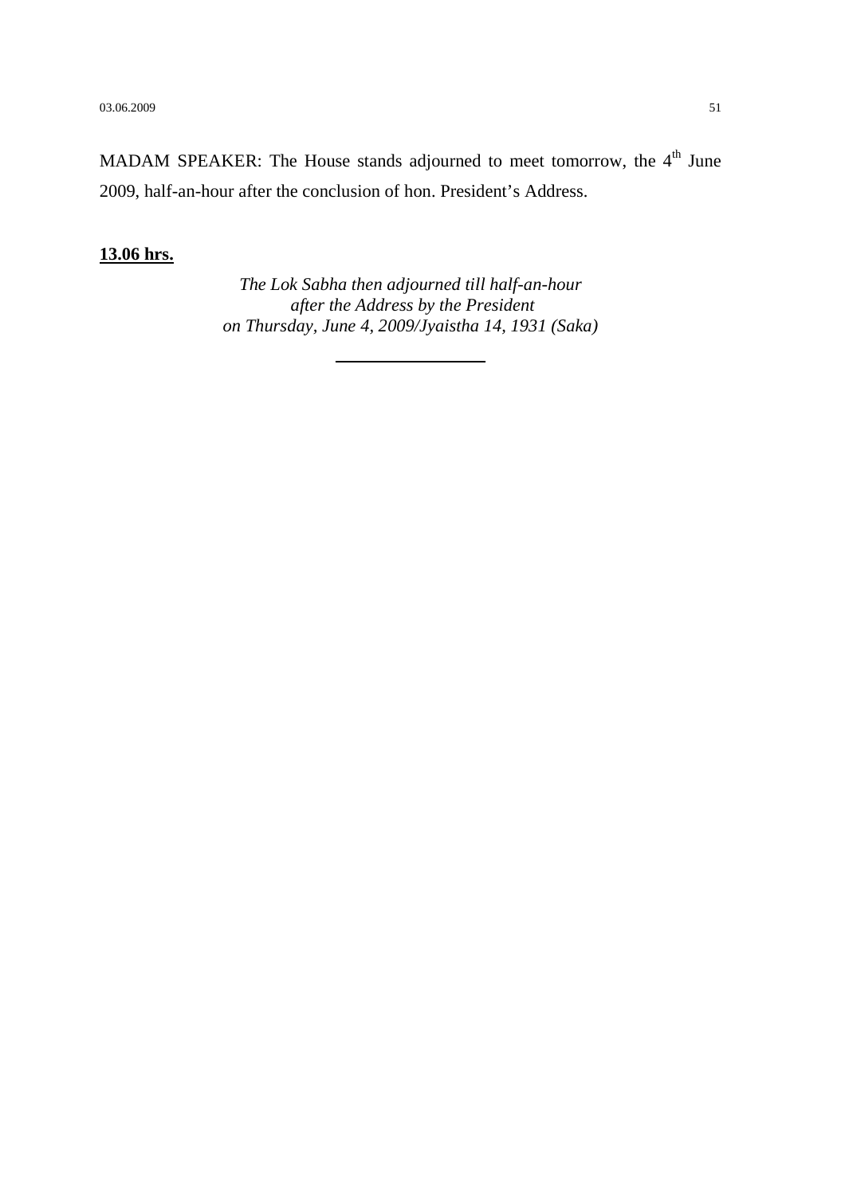MADAM SPEAKER: The House stands adjourned to meet tomorrow, the 4th June 2009, half-an-hour after the conclusion of hon. President's Address.

**13.06 hrs.**

*The Lok Sabha then adjourned till half-an-hour after the Address by the President on Thursday, June 4, 2009/Jyaistha 14, 1931 (Saka)*

---